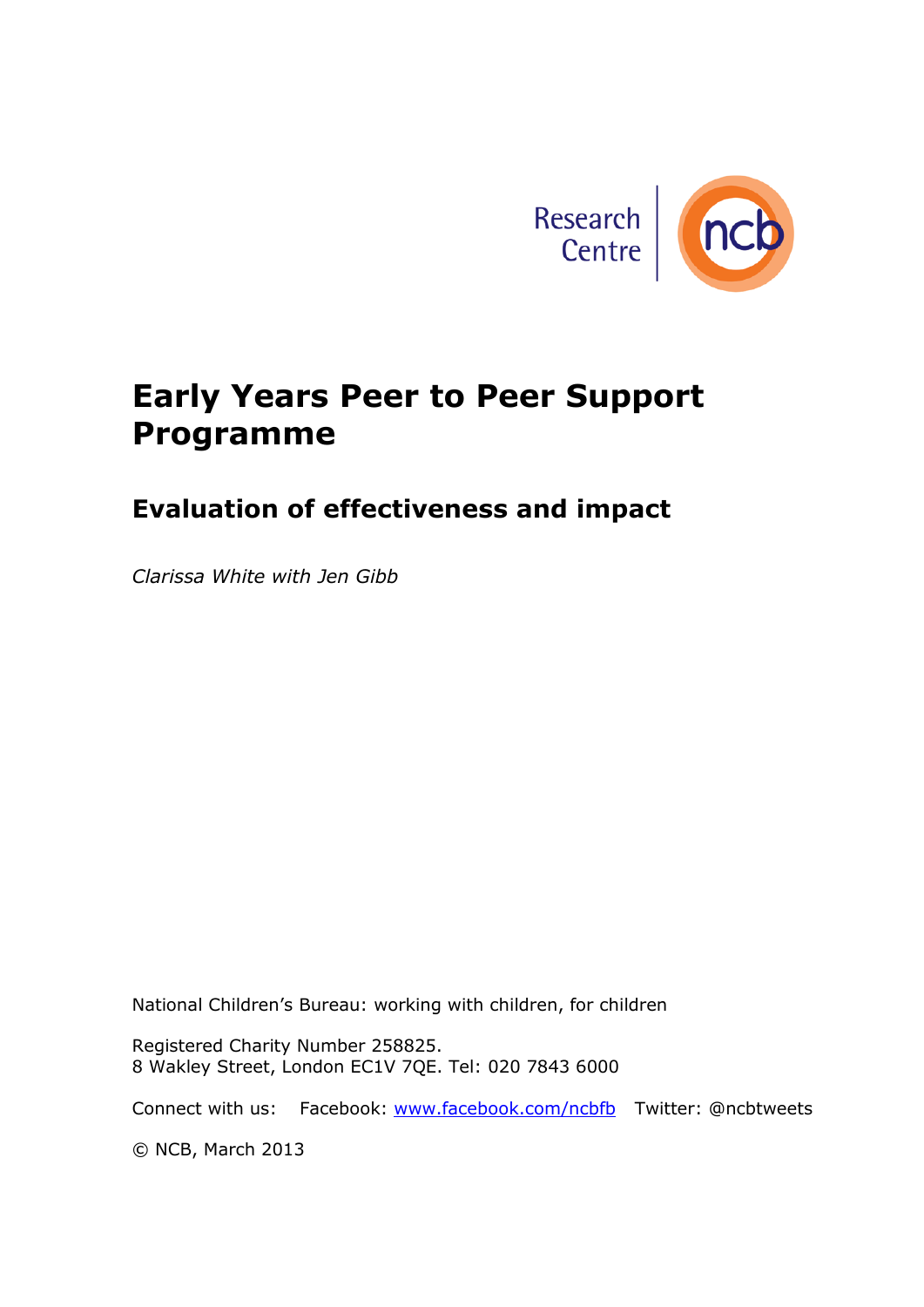Research Centre ncb

# Early Years Peer to Peer Support Programme

## Evaluation of effectiveness and impact

*Clarissa White with Jen Gibb*

National Children's Bureau: working with children, for children

Registered Charity Number 258825.
8 Wakley Street, London EC1V 7QE. Tel: 020 7843 6000

Connect with us: Facebook: www.facebook.com/ncbfb Twitter: @ncbtweets

© NCB, March 2013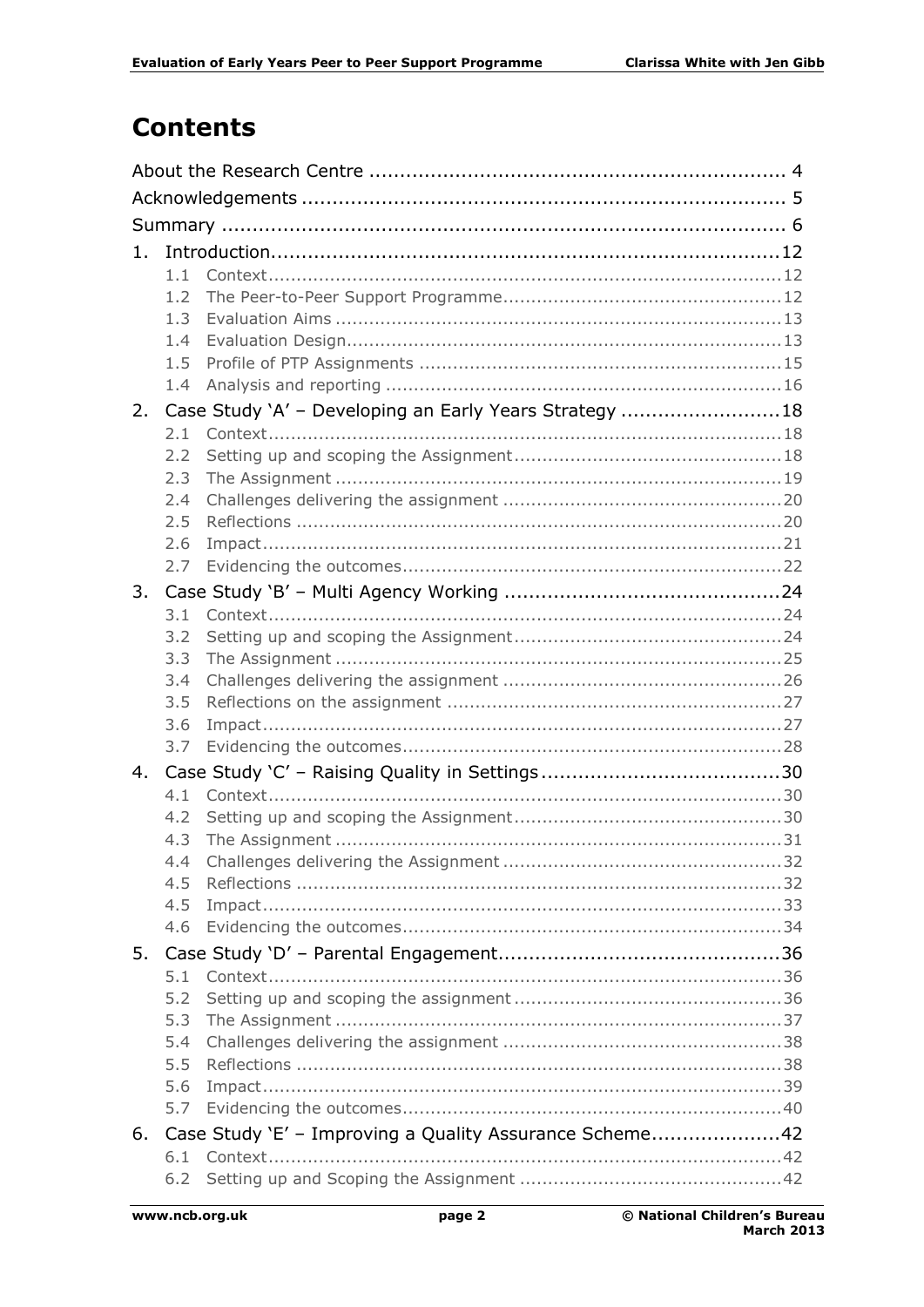# Contents

About the Research Centre .................................................................... 4

Acknowledgements ............................................................................... 5

Summary ............................................................................................ 6

1. Introduction.................................................................................12
   - 1.1 Context.........................................................................................12
   - 1.2 The Peer-to-Peer Support Programme................................................12
   - 1.3 Evaluation Aims ..............................................................................13
   - 1.4 Evaluation Design.............................................................................13
   - 1.5 Profile of PTP Assignments ................................................................15
   - 1.4 Analysis and reporting ......................................................................16
2. Case Study 'A' – Developing an Early Years Strategy ..........................18
   - 2.1 Context.........................................................................................18
   - 2.2 Setting up and scoping the Assignment...............................................18
   - 2.3 The Assignment ...............................................................................19
   - 2.4 Challenges delivering the assignment .................................................20
   - 2.5 Reflections ......................................................................................20
   - 2.6 Impact............................................................................................21
   - 2.7 Evidencing the outcomes...................................................................22
3. Case Study 'B' – Multi Agency Working ..............................................24
   - 3.1 Context.........................................................................................24
   - 3.2 Setting up and scoping the Assignment...............................................24
   - 3.3 The Assignment ...............................................................................25
   - 3.4 Challenges delivering the assignment .................................................26
   - 3.5 Reflections on the assignment ...........................................................27
   - 3.6 Impact............................................................................................27
   - 3.7 Evidencing the outcomes...................................................................28
4. Case Study 'C' – Raising Quality in Settings.......................................30
   - 4.1 Context.........................................................................................30
   - 4.2 Setting up and scoping the Assignment...............................................30
   - 4.3 The Assignment ...............................................................................31
   - 4.4 Challenges delivering the Assignment .................................................32
   - 4.5 Reflections ......................................................................................32
   - 4.5 Impact............................................................................................33
   - 4.6 Evidencing the outcomes...................................................................34
5. Case Study 'D' – Parental Engagement..............................................36
   - 5.1 Context.........................................................................................36
   - 5.2 Setting up and scoping the assignment ...............................................36
   - 5.3 The Assignment ...............................................................................37
   - 5.4 Challenges delivering the assignment .................................................38
   - 5.5 Reflections ......................................................................................38
   - 5.6 Impact............................................................................................39
   - 5.7 Evidencing the outcomes...................................................................40
6. Case Study 'E' – Improving a Quality Assurance Scheme.....................42
   - 6.1 Context.........................................................................................42
   - 6.2 Setting up and Scoping the Assignment ..............................................42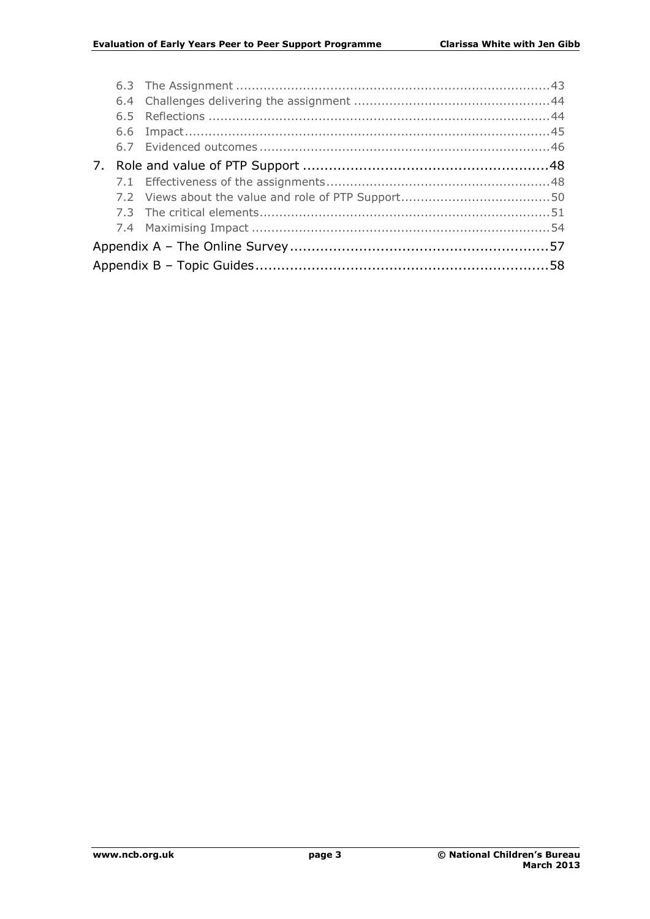6.3 The Assignment ....................................................................................43
6.4 Challenges delivering the assignment ..................................................44
6.5 Reflections .........................................................................................44
6.6 Impact..................................................................................................45
6.7 Evidenced outcomes ............................................................................46

7. Role and value of PTP Support .........................................................48

7.1 Effectiveness of the assignments.........................................................48
7.2 Views about the value and role of PTP Support.....................................50
7.3 The critical elements............................................................................51
7.4 Maximising Impact ..............................................................................54

Appendix A – The Online Survey ............................................................57

Appendix B – Topic Guides.....................................................................58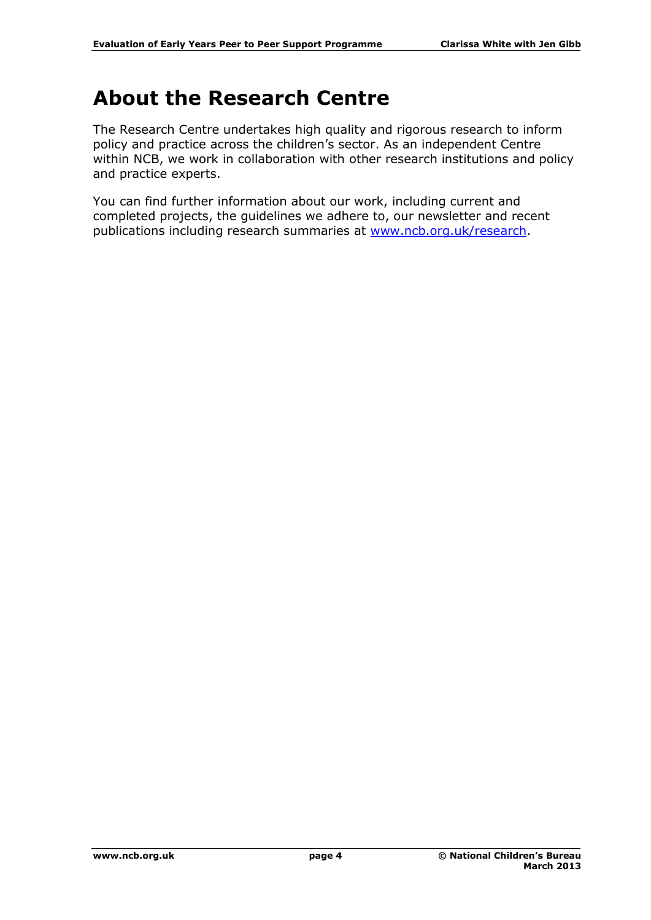# About the Research Centre

The Research Centre undertakes high quality and rigorous research to inform policy and practice across the children's sector. As an independent Centre within NCB, we work in collaboration with other research institutions and policy and practice experts.

You can find further information about our work, including current and completed projects, the guidelines we adhere to, our newsletter and recent publications including research summaries at [www.ncb.org.uk/research](www.ncb.org.uk/research).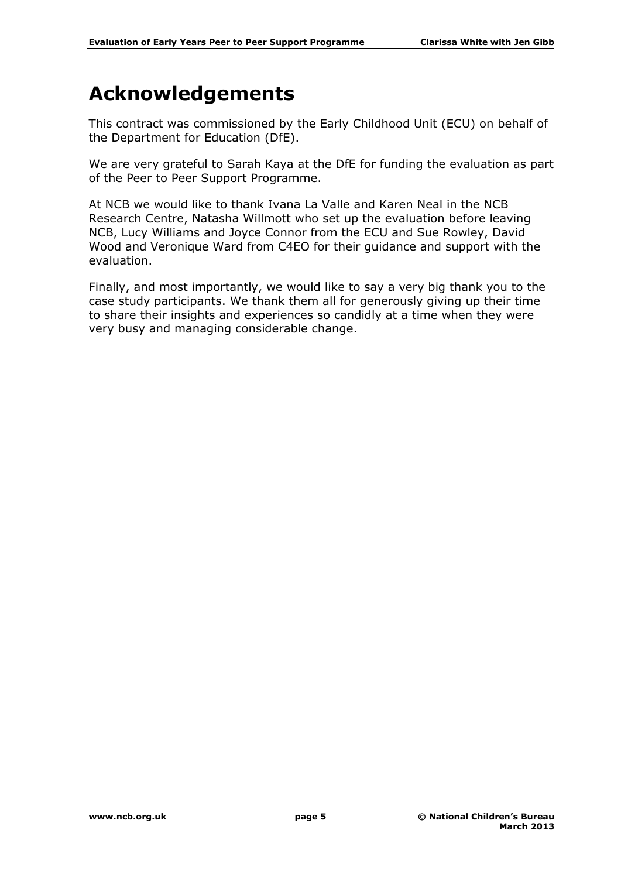# Acknowledgements

This contract was commissioned by the Early Childhood Unit (ECU) on behalf of the Department for Education (DfE).

We are very grateful to Sarah Kaya at the DfE for funding the evaluation as part of the Peer to Peer Support Programme.

At NCB we would like to thank Ivana La Valle and Karen Neal in the NCB Research Centre, Natasha Willmott who set up the evaluation before leaving NCB, Lucy Williams and Joyce Connor from the ECU and Sue Rowley, David Wood and Veronique Ward from C4EO for their guidance and support with the evaluation.

Finally, and most importantly, we would like to say a very big thank you to the case study participants. We thank them all for generously giving up their time to share their insights and experiences so candidly at a time when they were very busy and managing considerable change.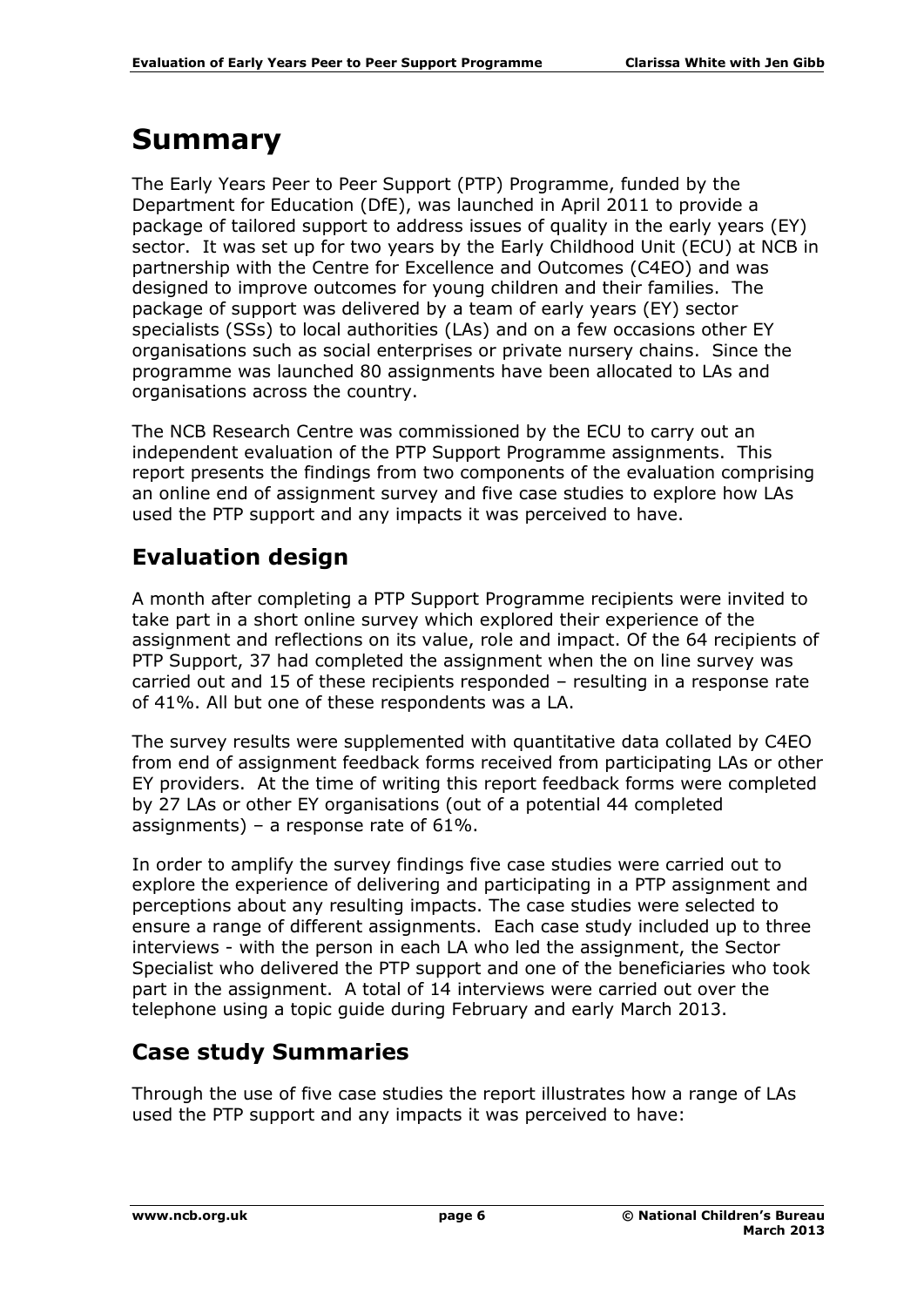# Summary

The Early Years Peer to Peer Support (PTP) Programme, funded by the Department for Education (DfE), was launched in April 2011 to provide a package of tailored support to address issues of quality in the early years (EY) sector. It was set up for two years by the Early Childhood Unit (ECU) at NCB in partnership with the Centre for Excellence and Outcomes (C4EO) and was designed to improve outcomes for young children and their families. The package of support was delivered by a team of early years (EY) sector specialists (SSs) to local authorities (LAs) and on a few occasions other EY organisations such as social enterprises or private nursery chains. Since the programme was launched 80 assignments have been allocated to LAs and organisations across the country.

The NCB Research Centre was commissioned by the ECU to carry out an independent evaluation of the PTP Support Programme assignments. This report presents the findings from two components of the evaluation comprising an online end of assignment survey and five case studies to explore how LAs used the PTP support and any impacts it was perceived to have.

## Evaluation design

A month after completing a PTP Support Programme recipients were invited to take part in a short online survey which explored their experience of the assignment and reflections on its value, role and impact. Of the 64 recipients of PTP Support, 37 had completed the assignment when the on line survey was carried out and 15 of these recipients responded – resulting in a response rate of 41%. All but one of these respondents was a LA.

The survey results were supplemented with quantitative data collated by C4EO from end of assignment feedback forms received from participating LAs or other EY providers. At the time of writing this report feedback forms were completed by 27 LAs or other EY organisations (out of a potential 44 completed assignments) – a response rate of 61%.

In order to amplify the survey findings five case studies were carried out to explore the experience of delivering and participating in a PTP assignment and perceptions about any resulting impacts. The case studies were selected to ensure a range of different assignments. Each case study included up to three interviews - with the person in each LA who led the assignment, the Sector Specialist who delivered the PTP support and one of the beneficiaries who took part in the assignment. A total of 14 interviews were carried out over the telephone using a topic guide during February and early March 2013.

## Case study Summaries

Through the use of five case studies the report illustrates how a range of LAs used the PTP support and any impacts it was perceived to have: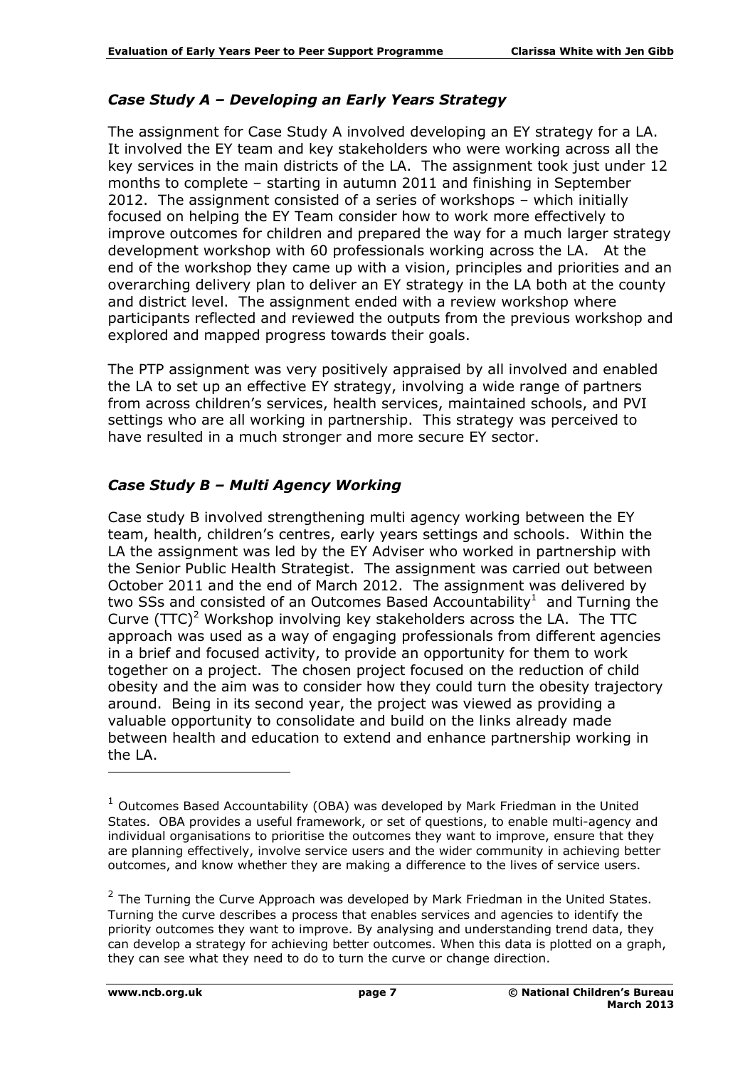### *Case Study A – Developing an Early Years Strategy*

The assignment for Case Study A involved developing an EY strategy for a LA. It involved the EY team and key stakeholders who were working across all the key services in the main districts of the LA. The assignment took just under 12 months to complete – starting in autumn 2011 and finishing in September 2012. The assignment consisted of a series of workshops – which initially focused on helping the EY Team consider how to work more effectively to improve outcomes for children and prepared the way for a much larger strategy development workshop with 60 professionals working across the LA. At the end of the workshop they came up with a vision, principles and priorities and an overarching delivery plan to deliver an EY strategy in the LA both at the county and district level. The assignment ended with a review workshop where participants reflected and reviewed the outputs from the previous workshop and explored and mapped progress towards their goals.

The PTP assignment was very positively appraised by all involved and enabled the LA to set up an effective EY strategy, involving a wide range of partners from across children's services, health services, maintained schools, and PVI settings who are all working in partnership. This strategy was perceived to have resulted in a much stronger and more secure EY sector.

### *Case Study B – Multi Agency Working*

Case study B involved strengthening multi agency working between the EY team, health, children's centres, early years settings and schools. Within the LA the assignment was led by the EY Adviser who worked in partnership with the Senior Public Health Strategist. The assignment was carried out between October 2011 and the end of March 2012. The assignment was delivered by two SSs and consisted of an Outcomes Based Accountability[1] and Turning the Curve (TTC)[2] Workshop involving key stakeholders across the LA. The TTC approach was used as a way of engaging professionals from different agencies in a brief and focused activity, to provide an opportunity for them to work together on a project. The chosen project focused on the reduction of child obesity and the aim was to consider how they could turn the obesity trajectory around. Being in its second year, the project was viewed as providing a valuable opportunity to consolidate and build on the links already made between health and education to extend and enhance partnership working in the LA.

---

[1] Outcomes Based Accountability (OBA) was developed by Mark Friedman in the United States. OBA provides a useful framework, or set of questions, to enable multi-agency and individual organisations to prioritise the outcomes they want to improve, ensure that they are planning effectively, involve service users and the wider community in achieving better outcomes, and know whether they are making a difference to the lives of service users.

[2] The Turning the Curve Approach was developed by Mark Friedman in the United States. Turning the curve describes a process that enables services and agencies to identify the priority outcomes they want to improve. By analysing and understanding trend data, they can develop a strategy for achieving better outcomes. When this data is plotted on a graph, they can see what they need to do to turn the curve or change direction.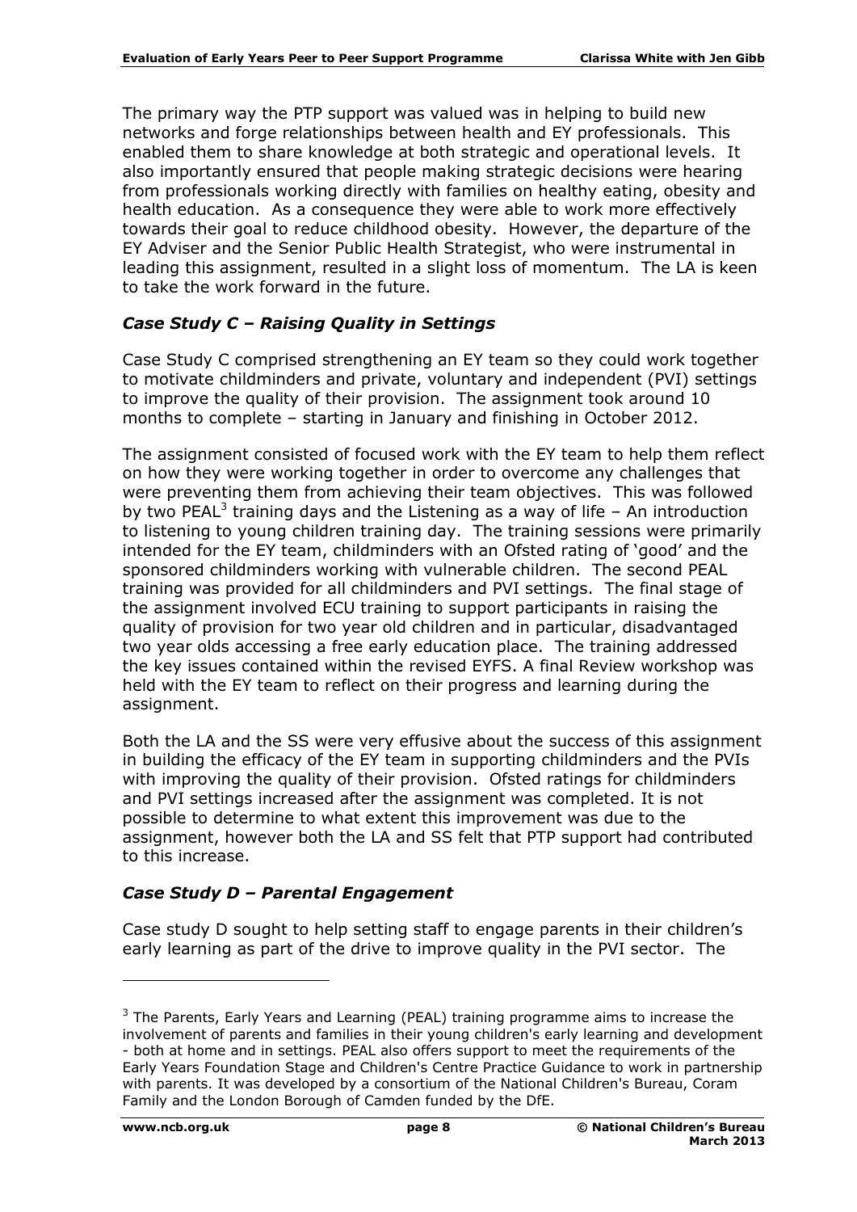The primary way the PTP support was valued was in helping to build new networks and forge relationships between health and EY professionals. This enabled them to share knowledge at both strategic and operational levels. It also importantly ensured that people making strategic decisions were hearing from professionals working directly with families on healthy eating, obesity and health education. As a consequence they were able to work more effectively towards their goal to reduce childhood obesity. However, the departure of the EY Adviser and the Senior Public Health Strategist, who were instrumental in leading this assignment, resulted in a slight loss of momentum. The LA is keen to take the work forward in the future.

### *Case Study C – Raising Quality in Settings*

Case Study C comprised strengthening an EY team so they could work together to motivate childminders and private, voluntary and independent (PVI) settings to improve the quality of their provision. The assignment took around 10 months to complete – starting in January and finishing in October 2012.

The assignment consisted of focused work with the EY team to help them reflect on how they were working together in order to overcome any challenges that were preventing them from achieving their team objectives. This was followed by two PEAL[3] training days and the Listening as a way of life – An introduction to listening to young children training day. The training sessions were primarily intended for the EY team, childminders with an Ofsted rating of 'good' and the sponsored childminders working with vulnerable children. The second PEAL training was provided for all childminders and PVI settings. The final stage of the assignment involved ECU training to support participants in raising the quality of provision for two year old children and in particular, disadvantaged two year olds accessing a free early education place. The training addressed the key issues contained within the revised EYFS. A final Review workshop was held with the EY team to reflect on their progress and learning during the assignment.

Both the LA and the SS were very effusive about the success of this assignment in building the efficacy of the EY team in supporting childminders and the PVIs with improving the quality of their provision. Ofsted ratings for childminders and PVI settings increased after the assignment was completed. It is not possible to determine to what extent this improvement was due to the assignment, however both the LA and SS felt that PTP support had contributed to this increase.

### *Case Study D – Parental Engagement*

Case study D sought to help setting staff to engage parents in their children's early learning as part of the drive to improve quality in the PVI sector. The

---

[3] The Parents, Early Years and Learning (PEAL) training programme aims to increase the involvement of parents and families in their young children's early learning and development - both at home and in settings. PEAL also offers support to meet the requirements of the Early Years Foundation Stage and Children's Centre Practice Guidance to work in partnership with parents. It was developed by a consortium of the National Children's Bureau, Coram Family and the London Borough of Camden funded by the DfE.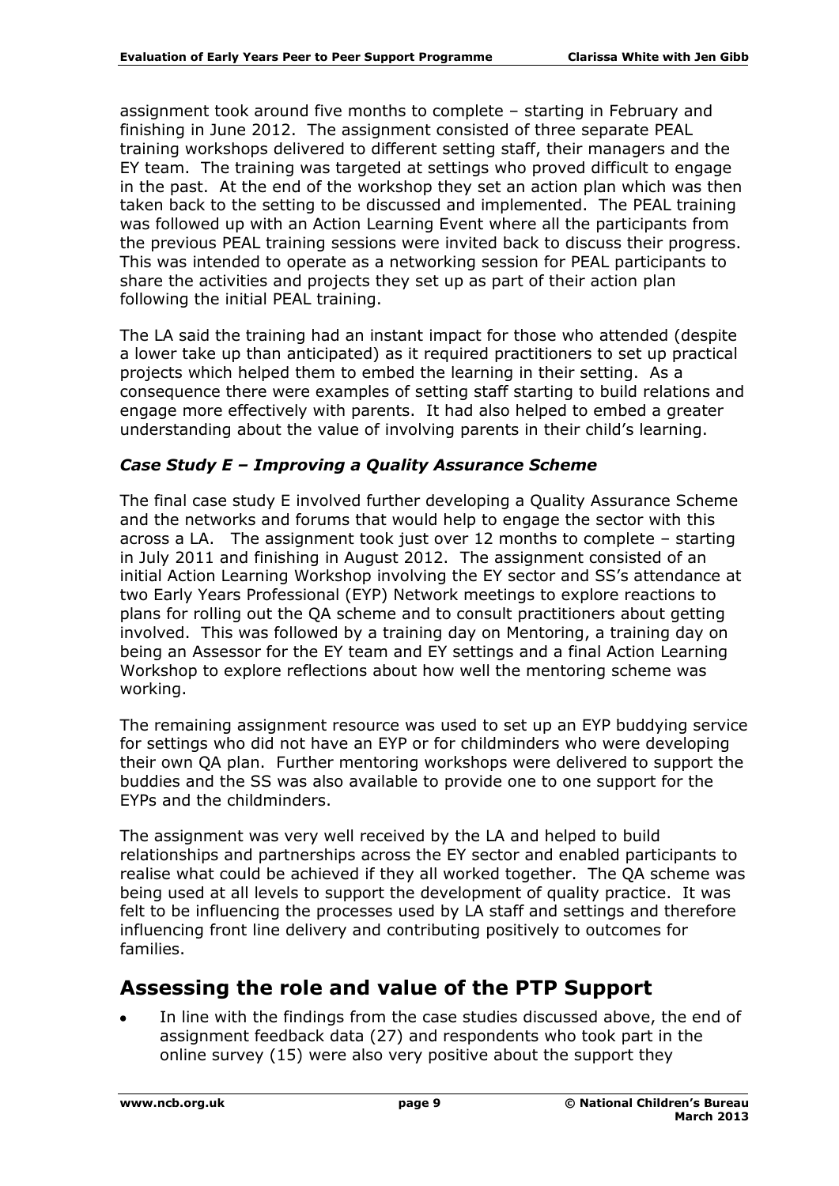assignment took around five months to complete – starting in February and finishing in June 2012. The assignment consisted of three separate PEAL training workshops delivered to different setting staff, their managers and the EY team. The training was targeted at settings who proved difficult to engage in the past. At the end of the workshop they set an action plan which was then taken back to the setting to be discussed and implemented. The PEAL training was followed up with an Action Learning Event where all the participants from the previous PEAL training sessions were invited back to discuss their progress. This was intended to operate as a networking session for PEAL participants to share the activities and projects they set up as part of their action plan following the initial PEAL training.

The LA said the training had an instant impact for those who attended (despite a lower take up than anticipated) as it required practitioners to set up practical projects which helped them to embed the learning in their setting. As a consequence there were examples of setting staff starting to build relations and engage more effectively with parents. It had also helped to embed a greater understanding about the value of involving parents in their child's learning.

### *Case Study E – Improving a Quality Assurance Scheme*

The final case study E involved further developing a Quality Assurance Scheme and the networks and forums that would help to engage the sector with this across a LA. The assignment took just over 12 months to complete – starting in July 2011 and finishing in August 2012. The assignment consisted of an initial Action Learning Workshop involving the EY sector and SS's attendance at two Early Years Professional (EYP) Network meetings to explore reactions to plans for rolling out the QA scheme and to consult practitioners about getting involved. This was followed by a training day on Mentoring, a training day on being an Assessor for the EY team and EY settings and a final Action Learning Workshop to explore reflections about how well the mentoring scheme was working.

The remaining assignment resource was used to set up an EYP buddying service for settings who did not have an EYP or for childminders who were developing their own QA plan. Further mentoring workshops were delivered to support the buddies and the SS was also available to provide one to one support for the EYPs and the childminders.

The assignment was very well received by the LA and helped to build relationships and partnerships across the EY sector and enabled participants to realise what could be achieved if they all worked together. The QA scheme was being used at all levels to support the development of quality practice. It was felt to be influencing the processes used by LA staff and settings and therefore influencing front line delivery and contributing positively to outcomes for families.

## Assessing the role and value of the PTP Support

- In line with the findings from the case studies discussed above, the end of assignment feedback data (27) and respondents who took part in the online survey (15) were also very positive about the support they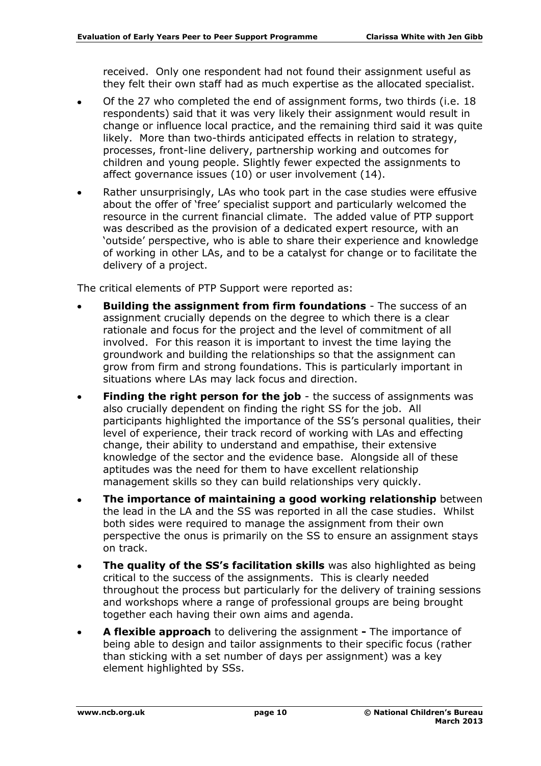received. Only one respondent had not found their assignment useful as they felt their own staff had as much expertise as the allocated specialist.

- Of the 27 who completed the end of assignment forms, two thirds (i.e. 18 respondents) said that it was very likely their assignment would result in change or influence local practice, and the remaining third said it was quite likely. More than two-thirds anticipated effects in relation to strategy, processes, front-line delivery, partnership working and outcomes for children and young people. Slightly fewer expected the assignments to affect governance issues (10) or user involvement (14).
- Rather unsurprisingly, LAs who took part in the case studies were effusive about the offer of 'free' specialist support and particularly welcomed the resource in the current financial climate. The added value of PTP support was described as the provision of a dedicated expert resource, with an 'outside' perspective, who is able to share their experience and knowledge of working in other LAs, and to be a catalyst for change or to facilitate the delivery of a project.

The critical elements of PTP Support were reported as:

- **Building the assignment from firm foundations** - The success of an assignment crucially depends on the degree to which there is a clear rationale and focus for the project and the level of commitment of all involved. For this reason it is important to invest the time laying the groundwork and building the relationships so that the assignment can grow from firm and strong foundations. This is particularly important in situations where LAs may lack focus and direction.
- **Finding the right person for the job** - the success of assignments was also crucially dependent on finding the right SS for the job. All participants highlighted the importance of the SS's personal qualities, their level of experience, their track record of working with LAs and effecting change, their ability to understand and empathise, their extensive knowledge of the sector and the evidence base. Alongside all of these aptitudes was the need for them to have excellent relationship management skills so they can build relationships very quickly.
- **The importance of maintaining a good working relationship** between the lead in the LA and the SS was reported in all the case studies. Whilst both sides were required to manage the assignment from their own perspective the onus is primarily on the SS to ensure an assignment stays on track.
- **The quality of the SS's facilitation skills** was also highlighted as being critical to the success of the assignments. This is clearly needed throughout the process but particularly for the delivery of training sessions and workshops where a range of professional groups are being brought together each having their own aims and agenda.
- **A flexible approach** to delivering the assignment **-** The importance of being able to design and tailor assignments to their specific focus (rather than sticking with a set number of days per assignment) was a key element highlighted by SSs.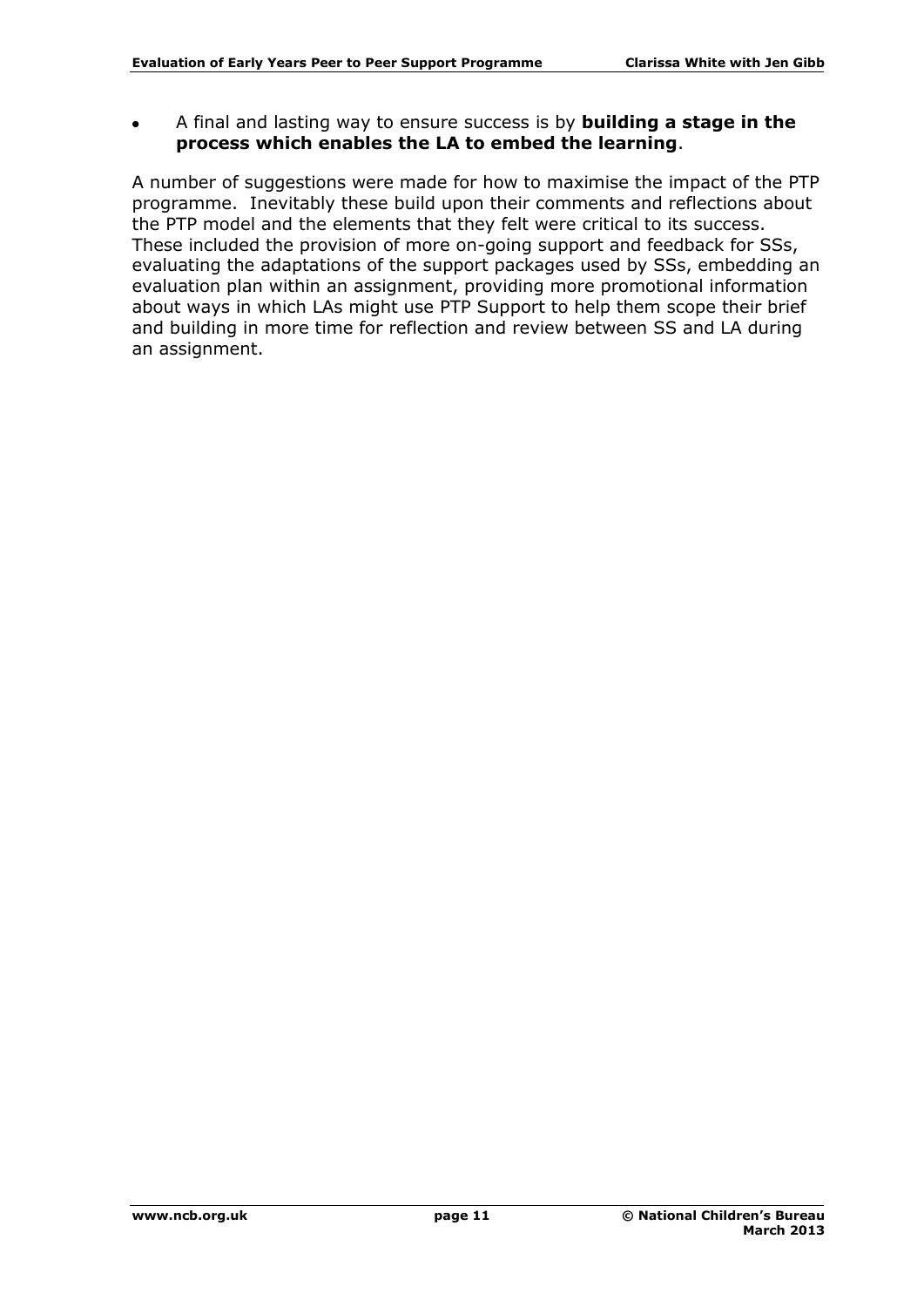- A final and lasting way to ensure success is by **building a stage in the process which enables the LA to embed the learning**.

A number of suggestions were made for how to maximise the impact of the PTP programme. Inevitably these build upon their comments and reflections about the PTP model and the elements that they felt were critical to its success. These included the provision of more on-going support and feedback for SSs, evaluating the adaptations of the support packages used by SSs, embedding an evaluation plan within an assignment, providing more promotional information about ways in which LAs might use PTP Support to help them scope their brief and building in more time for reflection and review between SS and LA during an assignment.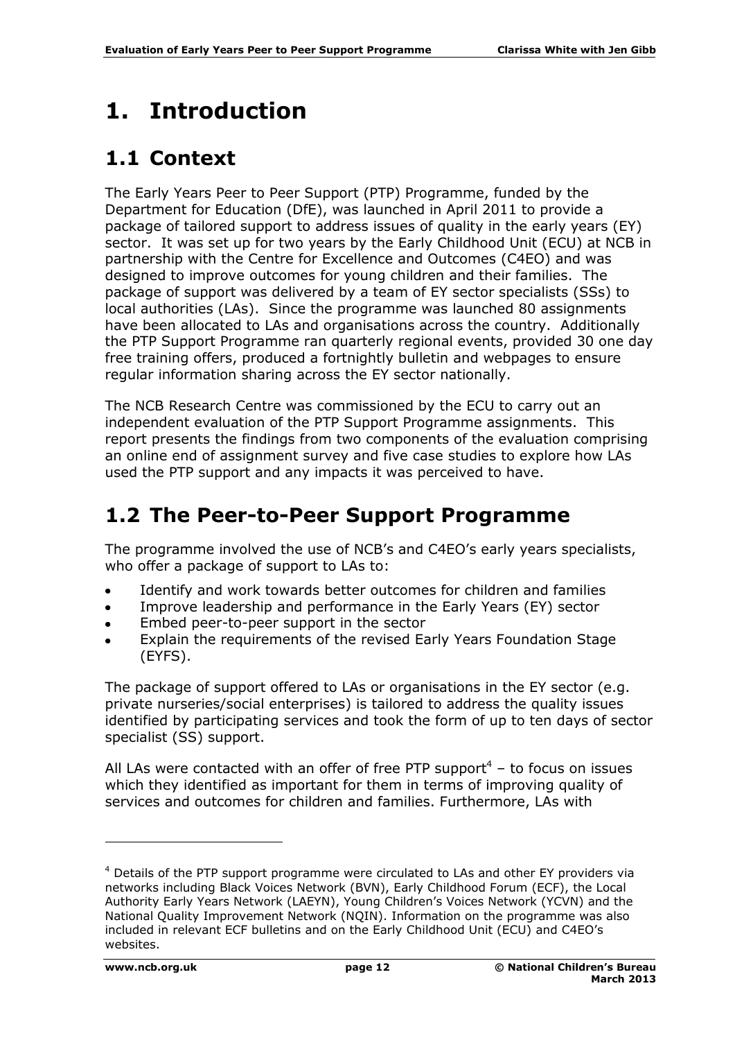# 1. Introduction

## 1.1 Context

The Early Years Peer to Peer Support (PTP) Programme, funded by the Department for Education (DfE), was launched in April 2011 to provide a package of tailored support to address issues of quality in the early years (EY) sector. It was set up for two years by the Early Childhood Unit (ECU) at NCB in partnership with the Centre for Excellence and Outcomes (C4EO) and was designed to improve outcomes for young children and their families. The package of support was delivered by a team of EY sector specialists (SSs) to local authorities (LAs). Since the programme was launched 80 assignments have been allocated to LAs and organisations across the country. Additionally the PTP Support Programme ran quarterly regional events, provided 30 one day free training offers, produced a fortnightly bulletin and webpages to ensure regular information sharing across the EY sector nationally.

The NCB Research Centre was commissioned by the ECU to carry out an independent evaluation of the PTP Support Programme assignments. This report presents the findings from two components of the evaluation comprising an online end of assignment survey and five case studies to explore how LAs used the PTP support and any impacts it was perceived to have.

## 1.2 The Peer-to-Peer Support Programme

The programme involved the use of NCB's and C4EO's early years specialists, who offer a package of support to LAs to:

- Identify and work towards better outcomes for children and families
- Improve leadership and performance in the Early Years (EY) sector
- Embed peer-to-peer support in the sector
- Explain the requirements of the revised Early Years Foundation Stage (EYFS).

The package of support offered to LAs or organisations in the EY sector (e.g. private nurseries/social enterprises) is tailored to address the quality issues identified by participating services and took the form of up to ten days of sector specialist (SS) support.

All LAs were contacted with an offer of free PTP support[4] – to focus on issues which they identified as important for them in terms of improving quality of services and outcomes for children and families. Furthermore, LAs with

[4] Details of the PTP support programme were circulated to LAs and other EY providers via networks including Black Voices Network (BVN), Early Childhood Forum (ECF), the Local Authority Early Years Network (LAEYN), Young Children's Voices Network (YCVN) and the National Quality Improvement Network (NQIN). Information on the programme was also included in relevant ECF bulletins and on the Early Childhood Unit (ECU) and C4EO's websites.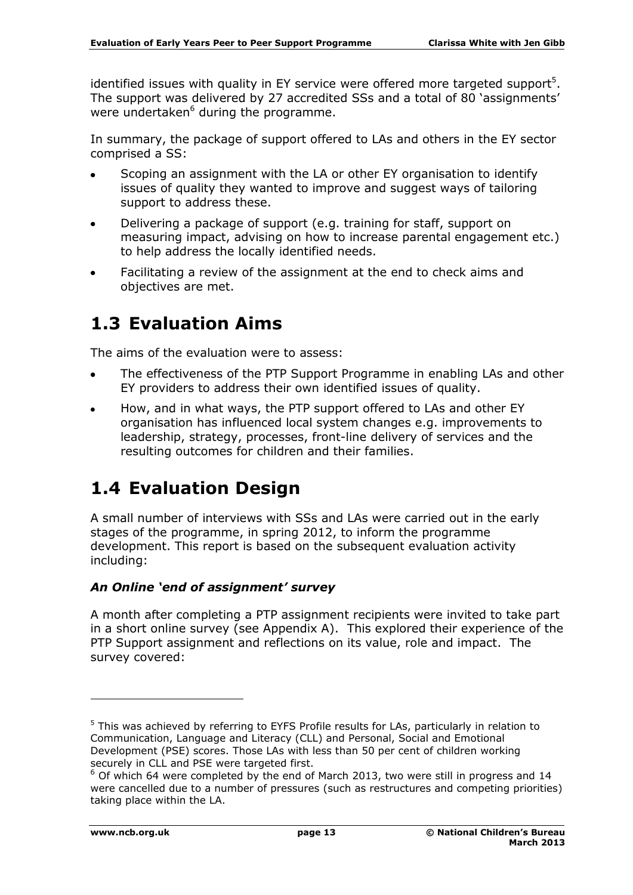identified issues with quality in EY service were offered more targeted support[5]. The support was delivered by 27 accredited SSs and a total of 80 'assignments' were undertaken[6] during the programme.

In summary, the package of support offered to LAs and others in the EY sector comprised a SS:

- Scoping an assignment with the LA or other EY organisation to identify issues of quality they wanted to improve and suggest ways of tailoring support to address these.
- Delivering a package of support (e.g. training for staff, support on measuring impact, advising on how to increase parental engagement etc.) to help address the locally identified needs.
- Facilitating a review of the assignment at the end to check aims and objectives are met.

## 1.3 Evaluation Aims

The aims of the evaluation were to assess:

- The effectiveness of the PTP Support Programme in enabling LAs and other EY providers to address their own identified issues of quality.
- How, and in what ways, the PTP support offered to LAs and other EY organisation has influenced local system changes e.g. improvements to leadership, strategy, processes, front-line delivery of services and the resulting outcomes for children and their families.

## 1.4 Evaluation Design

A small number of interviews with SSs and LAs were carried out in the early stages of the programme, in spring 2012, to inform the programme development. This report is based on the subsequent evaluation activity including:

### *An Online 'end of assignment' survey*

A month after completing a PTP assignment recipients were invited to take part in a short online survey (see Appendix A). This explored their experience of the PTP Support assignment and reflections on its value, role and impact. The survey covered:

---

[5] This was achieved by referring to EYFS Profile results for LAs, particularly in relation to Communication, Language and Literacy (CLL) and Personal, Social and Emotional Development (PSE) scores. Those LAs with less than 50 per cent of children working securely in CLL and PSE were targeted first.

[6] Of which 64 were completed by the end of March 2013, two were still in progress and 14 were cancelled due to a number of pressures (such as restructures and competing priorities) taking place within the LA.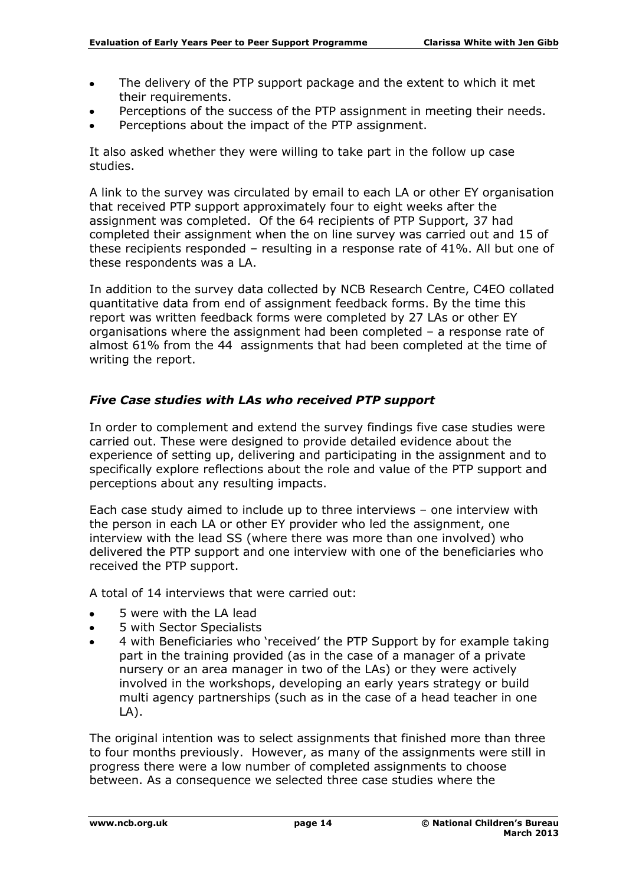- The delivery of the PTP support package and the extent to which it met their requirements.
- Perceptions of the success of the PTP assignment in meeting their needs.
- Perceptions about the impact of the PTP assignment.

It also asked whether they were willing to take part in the follow up case studies.

A link to the survey was circulated by email to each LA or other EY organisation that received PTP support approximately four to eight weeks after the assignment was completed. Of the 64 recipients of PTP Support, 37 had completed their assignment when the on line survey was carried out and 15 of these recipients responded – resulting in a response rate of 41%. All but one of these respondents was a LA.

In addition to the survey data collected by NCB Research Centre, C4EO collated quantitative data from end of assignment feedback forms. By the time this report was written feedback forms were completed by 27 LAs or other EY organisations where the assignment had been completed – a response rate of almost 61% from the 44 assignments that had been completed at the time of writing the report.

### *Five Case studies with LAs who received PTP support*

In order to complement and extend the survey findings five case studies were carried out. These were designed to provide detailed evidence about the experience of setting up, delivering and participating in the assignment and to specifically explore reflections about the role and value of the PTP support and perceptions about any resulting impacts.

Each case study aimed to include up to three interviews – one interview with the person in each LA or other EY provider who led the assignment, one interview with the lead SS (where there was more than one involved) who delivered the PTP support and one interview with one of the beneficiaries who received the PTP support.

A total of 14 interviews that were carried out:

- 5 were with the LA lead
- 5 with Sector Specialists
- 4 with Beneficiaries who 'received' the PTP Support by for example taking part in the training provided (as in the case of a manager of a private nursery or an area manager in two of the LAs) or they were actively involved in the workshops, developing an early years strategy or build multi agency partnerships (such as in the case of a head teacher in one LA).

The original intention was to select assignments that finished more than three to four months previously. However, as many of the assignments were still in progress there were a low number of completed assignments to choose between. As a consequence we selected three case studies where the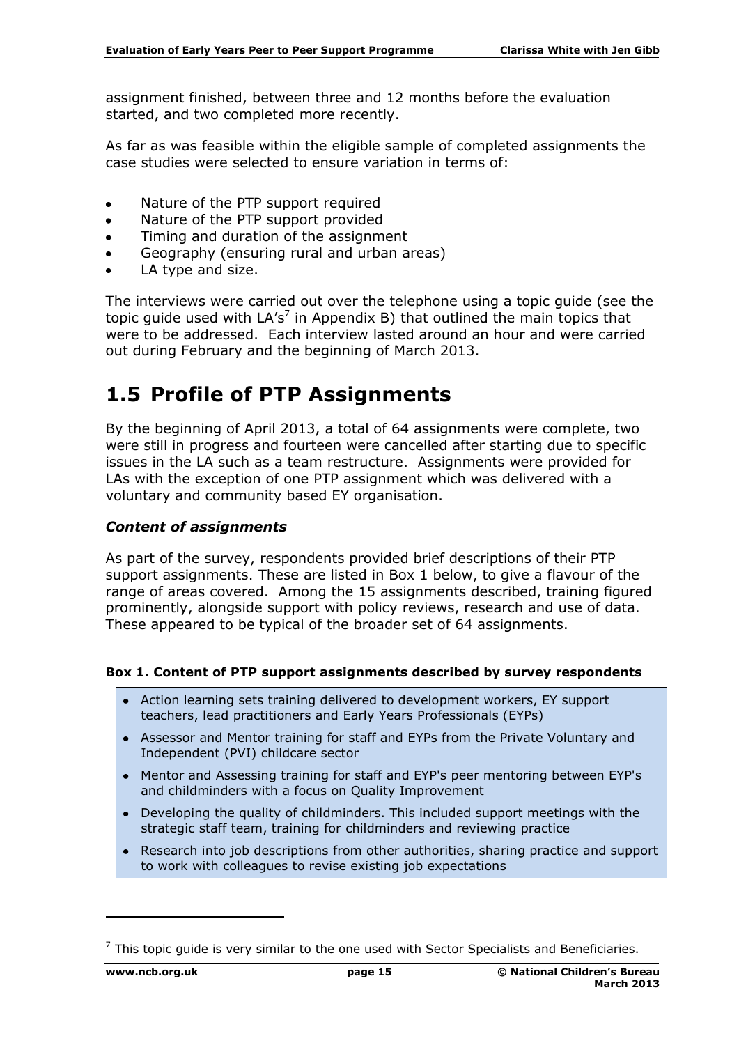assignment finished, between three and 12 months before the evaluation started, and two completed more recently.

As far as was feasible within the eligible sample of completed assignments the case studies were selected to ensure variation in terms of:

- Nature of the PTP support required
- Nature of the PTP support provided
- Timing and duration of the assignment
- Geography (ensuring rural and urban areas)
- LA type and size.

The interviews were carried out over the telephone using a topic guide (see the topic guide used with LA's[7] in Appendix B) that outlined the main topics that were to be addressed. Each interview lasted around an hour and were carried out during February and the beginning of March 2013.

## 1.5 Profile of PTP Assignments

By the beginning of April 2013, a total of 64 assignments were complete, two were still in progress and fourteen were cancelled after starting due to specific issues in the LA such as a team restructure. Assignments were provided for LAs with the exception of one PTP assignment which was delivered with a voluntary and community based EY organisation.

### *Content of assignments*

As part of the survey, respondents provided brief descriptions of their PTP support assignments. These are listed in Box 1 below, to give a flavour of the range of areas covered. Among the 15 assignments described, training figured prominently, alongside support with policy reviews, research and use of data. These appeared to be typical of the broader set of 64 assignments.

**Box 1. Content of PTP support assignments described by survey respondents**

- Action learning sets training delivered to development workers, EY support teachers, lead practitioners and Early Years Professionals (EYPs)
- Assessor and Mentor training for staff and EYPs from the Private Voluntary and Independent (PVI) childcare sector
- Mentor and Assessing training for staff and EYP's peer mentoring between EYP's and childminders with a focus on Quality Improvement
- Developing the quality of childminders. This included support meetings with the strategic staff team, training for childminders and reviewing practice
- Research into job descriptions from other authorities, sharing practice and support to work with colleagues to revise existing job expectations

---

[7] This topic guide is very similar to the one used with Sector Specialists and Beneficiaries.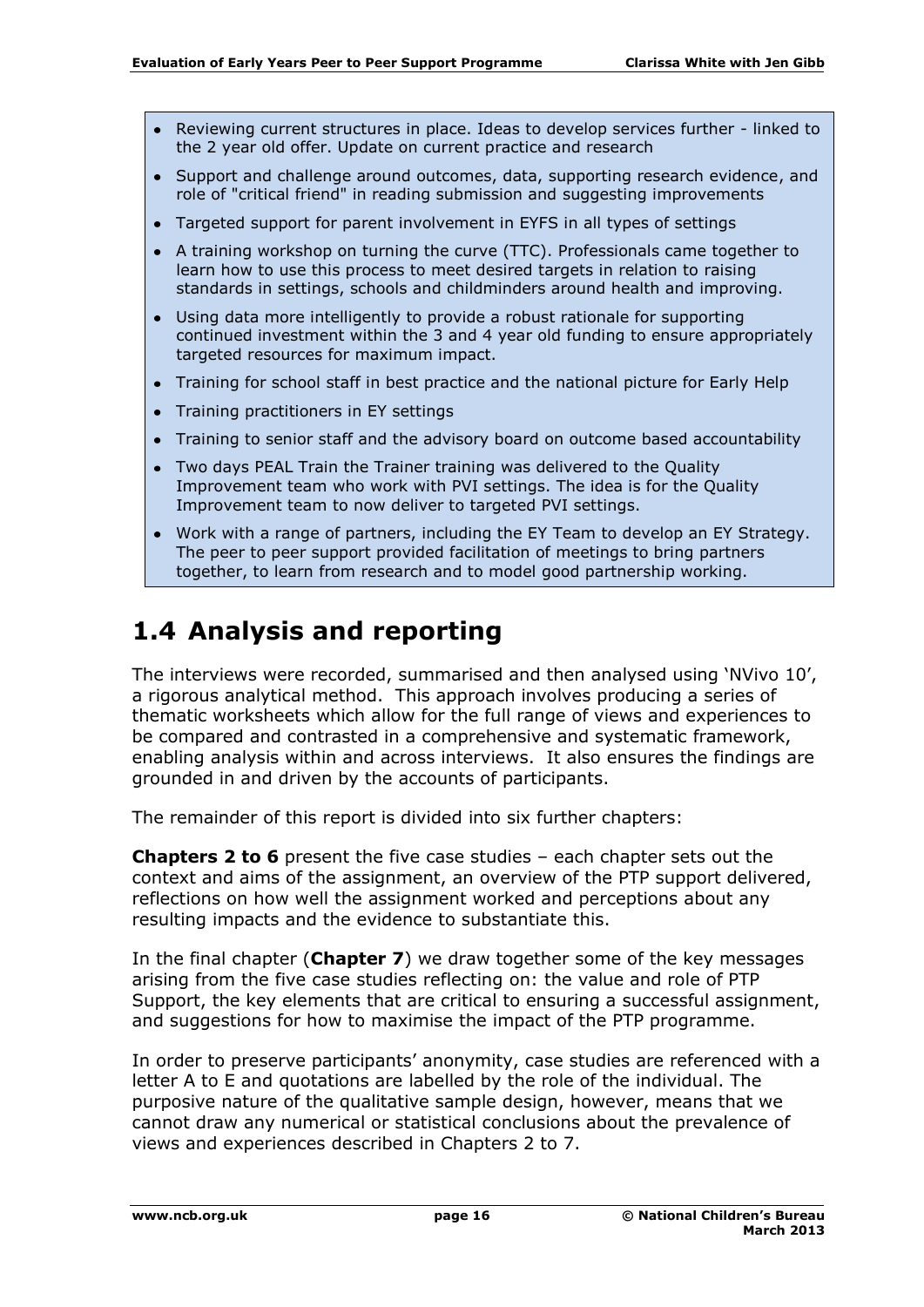- Reviewing current structures in place. Ideas to develop services further - linked to the 2 year old offer. Update on current practice and research
- Support and challenge around outcomes, data, supporting research evidence, and role of "critical friend" in reading submission and suggesting improvements
- Targeted support for parent involvement in EYFS in all types of settings
- A training workshop on turning the curve (TTC). Professionals came together to learn how to use this process to meet desired targets in relation to raising standards in settings, schools and childminders around health and improving.
- Using data more intelligently to provide a robust rationale for supporting continued investment within the 3 and 4 year old funding to ensure appropriately targeted resources for maximum impact.
- Training for school staff in best practice and the national picture for Early Help
- Training practitioners in EY settings
- Training to senior staff and the advisory board on outcome based accountability
- Two days PEAL Train the Trainer training was delivered to the Quality Improvement team who work with PVI settings. The idea is for the Quality Improvement team to now deliver to targeted PVI settings.
- Work with a range of partners, including the EY Team to develop an EY Strategy. The peer to peer support provided facilitation of meetings to bring partners together, to learn from research and to model good partnership working.

## 1.4 Analysis and reporting

The interviews were recorded, summarised and then analysed using 'NVivo 10', a rigorous analytical method. This approach involves producing a series of thematic worksheets which allow for the full range of views and experiences to be compared and contrasted in a comprehensive and systematic framework, enabling analysis within and across interviews. It also ensures the findings are grounded in and driven by the accounts of participants.

The remainder of this report is divided into six further chapters:

**Chapters 2 to 6** present the five case studies – each chapter sets out the context and aims of the assignment, an overview of the PTP support delivered, reflections on how well the assignment worked and perceptions about any resulting impacts and the evidence to substantiate this.

In the final chapter (**Chapter 7**) we draw together some of the key messages arising from the five case studies reflecting on: the value and role of PTP Support, the key elements that are critical to ensuring a successful assignment, and suggestions for how to maximise the impact of the PTP programme.

In order to preserve participants' anonymity, case studies are referenced with a letter A to E and quotations are labelled by the role of the individual. The purposive nature of the qualitative sample design, however, means that we cannot draw any numerical or statistical conclusions about the prevalence of views and experiences described in Chapters 2 to 7.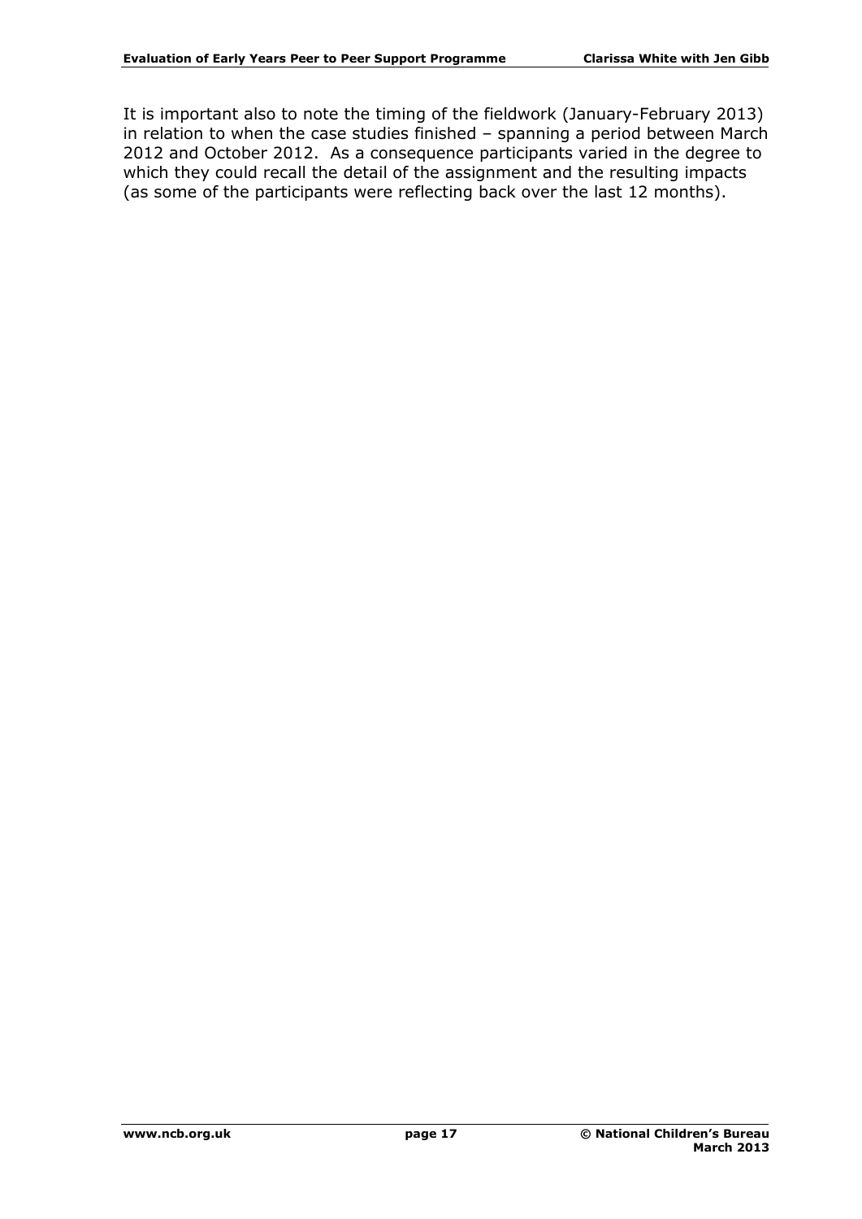It is important also to note the timing of the fieldwork (January-February 2013) in relation to when the case studies finished – spanning a period between March 2012 and October 2012. As a consequence participants varied in the degree to which they could recall the detail of the assignment and the resulting impacts (as some of the participants were reflecting back over the last 12 months).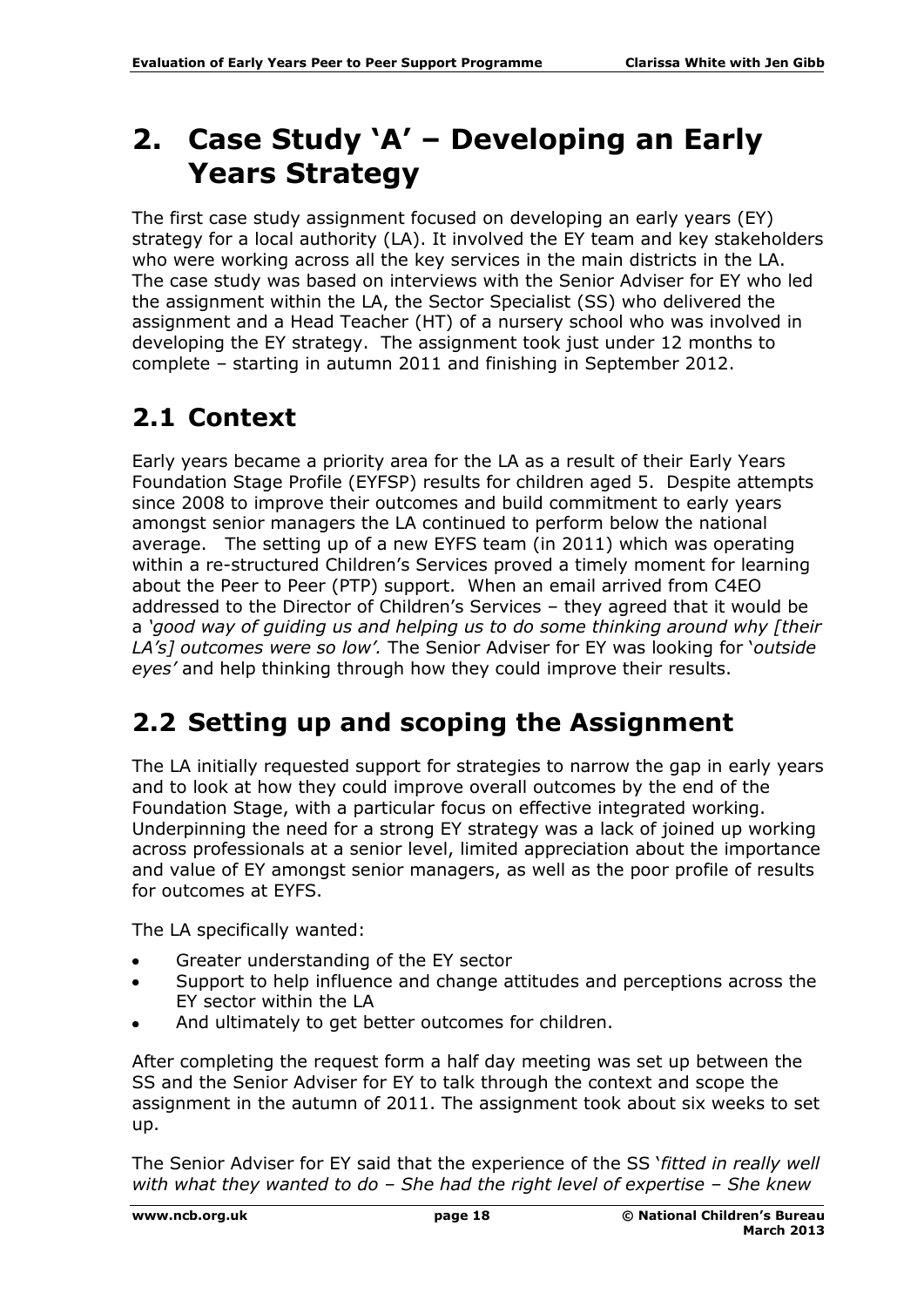# 2. Case Study 'A' – Developing an Early Years Strategy

The first case study assignment focused on developing an early years (EY) strategy for a local authority (LA). It involved the EY team and key stakeholders who were working across all the key services in the main districts in the LA. The case study was based on interviews with the Senior Adviser for EY who led the assignment within the LA, the Sector Specialist (SS) who delivered the assignment and a Head Teacher (HT) of a nursery school who was involved in developing the EY strategy. The assignment took just under 12 months to complete – starting in autumn 2011 and finishing in September 2012.

## 2.1 Context

Early years became a priority area for the LA as a result of their Early Years Foundation Stage Profile (EYFSP) results for children aged 5. Despite attempts since 2008 to improve their outcomes and build commitment to early years amongst senior managers the LA continued to perform below the national average. The setting up of a new EYFS team (in 2011) which was operating within a re-structured Children's Services proved a timely moment for learning about the Peer to Peer (PTP) support. When an email arrived from C4EO addressed to the Director of Children's Services – they agreed that it would be a *'good way of guiding us and helping us to do some thinking around why [their LA's] outcomes were so low'.* The Senior Adviser for EY was looking for '*outside eyes'* and help thinking through how they could improve their results.

## 2.2 Setting up and scoping the Assignment

The LA initially requested support for strategies to narrow the gap in early years and to look at how they could improve overall outcomes by the end of the Foundation Stage, with a particular focus on effective integrated working. Underpinning the need for a strong EY strategy was a lack of joined up working across professionals at a senior level, limited appreciation about the importance and value of EY amongst senior managers, as well as the poor profile of results for outcomes at EYFS.

The LA specifically wanted:

- Greater understanding of the EY sector
- Support to help influence and change attitudes and perceptions across the EY sector within the LA
- And ultimately to get better outcomes for children.

After completing the request form a half day meeting was set up between the SS and the Senior Adviser for EY to talk through the context and scope the assignment in the autumn of 2011. The assignment took about six weeks to set up.

The Senior Adviser for EY said that the experience of the SS '*fitted in really well with what they wanted to do – She had the right level of expertise – She knew*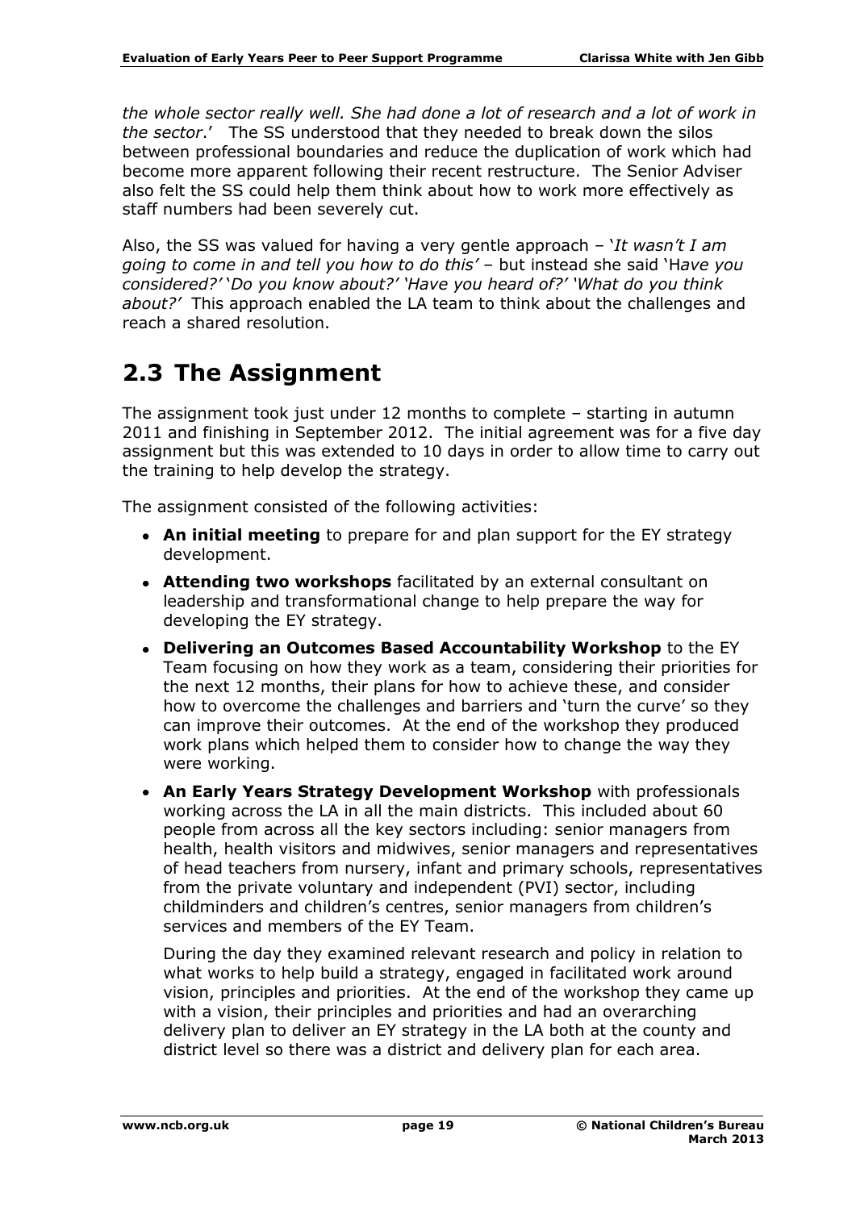*the whole sector really well. She had done a lot of research and a lot of work in the sector*.' The SS understood that they needed to break down the silos between professional boundaries and reduce the duplication of work which had become more apparent following their recent restructure. The Senior Adviser also felt the SS could help them think about how to work more effectively as staff numbers had been severely cut.

Also, the SS was valued for having a very gentle approach – '*It wasn't I am going to come in and tell you how to do this'* – but instead she said 'H*ave you considered?' 'Do you know about?' 'Have you heard of?' 'What do you think about?'* This approach enabled the LA team to think about the challenges and reach a shared resolution.

## 2.3 The Assignment

The assignment took just under 12 months to complete – starting in autumn 2011 and finishing in September 2012. The initial agreement was for a five day assignment but this was extended to 10 days in order to allow time to carry out the training to help develop the strategy.

The assignment consisted of the following activities:

- **An initial meeting** to prepare for and plan support for the EY strategy development.
- **Attending two workshops** facilitated by an external consultant on leadership and transformational change to help prepare the way for developing the EY strategy.
- **Delivering an Outcomes Based Accountability Workshop** to the EY Team focusing on how they work as a team, considering their priorities for the next 12 months, their plans for how to achieve these, and consider how to overcome the challenges and barriers and 'turn the curve' so they can improve their outcomes. At the end of the workshop they produced work plans which helped them to consider how to change the way they were working.
- **An Early Years Strategy Development Workshop** with professionals working across the LA in all the main districts. This included about 60 people from across all the key sectors including: senior managers from health, health visitors and midwives, senior managers and representatives of head teachers from nursery, infant and primary schools, representatives from the private voluntary and independent (PVI) sector, including childminders and children's centres, senior managers from children's services and members of the EY Team.

  During the day they examined relevant research and policy in relation to what works to help build a strategy, engaged in facilitated work around vision, principles and priorities. At the end of the workshop they came up with a vision, their principles and priorities and had an overarching delivery plan to deliver an EY strategy in the LA both at the county and district level so there was a district and delivery plan for each area.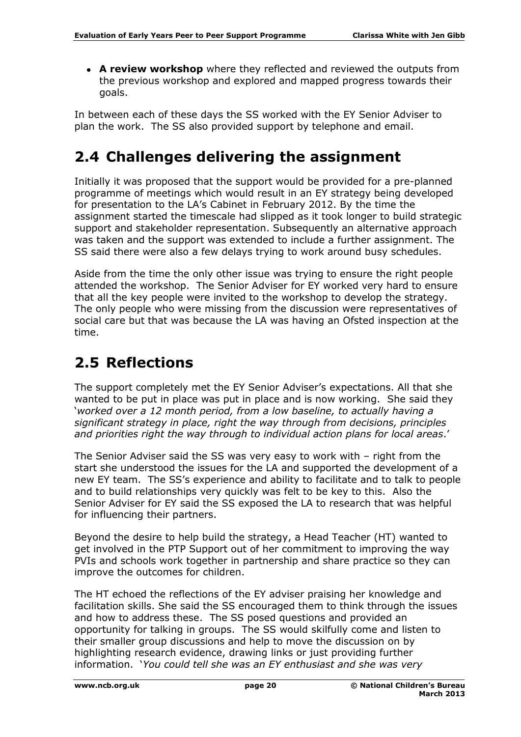- **A review workshop** where they reflected and reviewed the outputs from the previous workshop and explored and mapped progress towards their goals.

In between each of these days the SS worked with the EY Senior Adviser to plan the work. The SS also provided support by telephone and email.

## 2.4 Challenges delivering the assignment

Initially it was proposed that the support would be provided for a pre-planned programme of meetings which would result in an EY strategy being developed for presentation to the LA's Cabinet in February 2012. By the time the assignment started the timescale had slipped as it took longer to build strategic support and stakeholder representation. Subsequently an alternative approach was taken and the support was extended to include a further assignment. The SS said there were also a few delays trying to work around busy schedules.

Aside from the time the only other issue was trying to ensure the right people attended the workshop. The Senior Adviser for EY worked very hard to ensure that all the key people were invited to the workshop to develop the strategy. The only people who were missing from the discussion were representatives of social care but that was because the LA was having an Ofsted inspection at the time.

## 2.5 Reflections

The support completely met the EY Senior Adviser's expectations. All that she wanted to be put in place was put in place and is now working. She said they '*worked over a 12 month period, from a low baseline, to actually having a significant strategy in place, right the way through from decisions, principles and priorities right the way through to individual action plans for local areas*.'

The Senior Adviser said the SS was very easy to work with – right from the start she understood the issues for the LA and supported the development of a new EY team. The SS's experience and ability to facilitate and to talk to people and to build relationships very quickly was felt to be key to this. Also the Senior Adviser for EY said the SS exposed the LA to research that was helpful for influencing their partners.

Beyond the desire to help build the strategy, a Head Teacher (HT) wanted to get involved in the PTP Support out of her commitment to improving the way PVIs and schools work together in partnership and share practice so they can improve the outcomes for children.

The HT echoed the reflections of the EY adviser praising her knowledge and facilitation skills. She said the SS encouraged them to think through the issues and how to address these. The SS posed questions and provided an opportunity for talking in groups. The SS would skilfully come and listen to their smaller group discussions and help to move the discussion on by highlighting research evidence, drawing links or just providing further information. '*You could tell she was an EY enthusiast and she was very*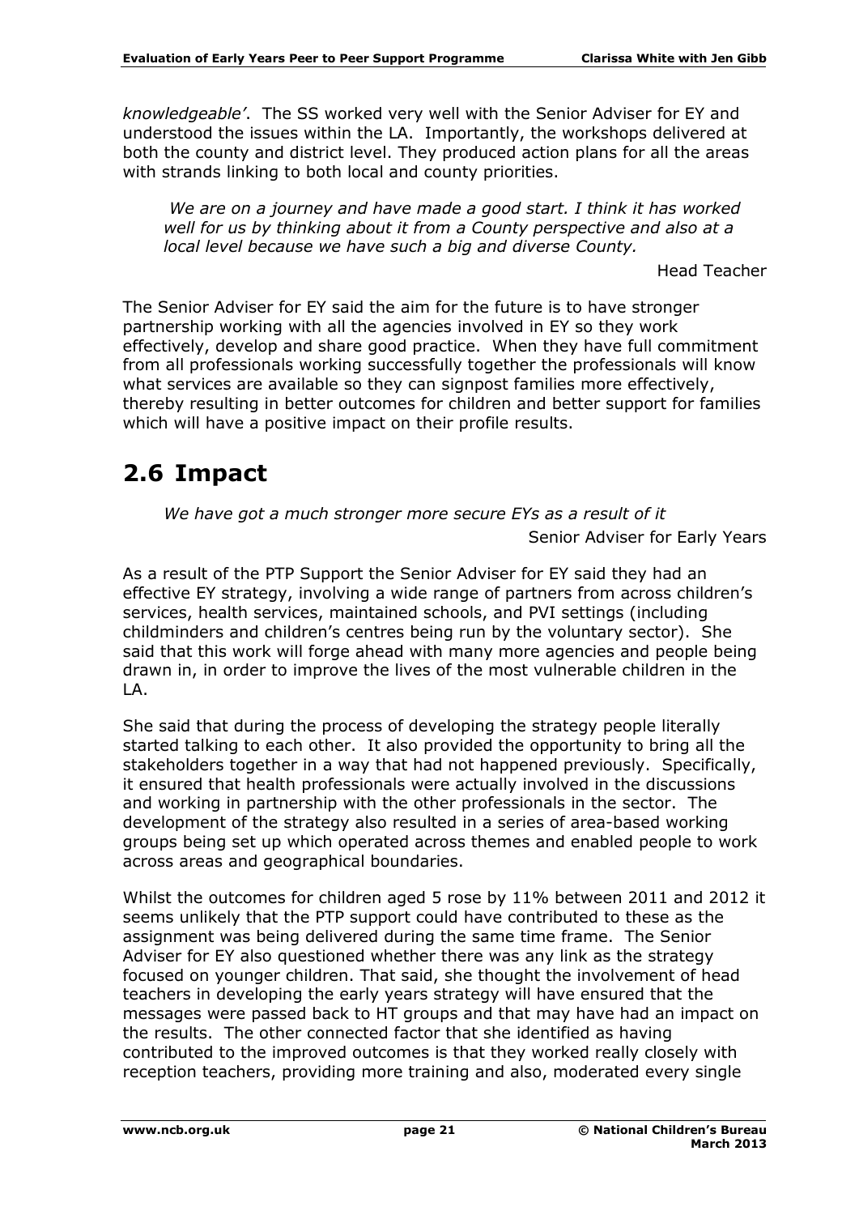*knowledgeable'*. The SS worked very well with the Senior Adviser for EY and understood the issues within the LA. Importantly, the workshops delivered at both the county and district level. They produced action plans for all the areas with strands linking to both local and county priorities.

> *We are on a journey and have made a good start. I think it has worked well for us by thinking about it from a County perspective and also at a local level because we have such a big and diverse County.*
>
> Head Teacher

The Senior Adviser for EY said the aim for the future is to have stronger partnership working with all the agencies involved in EY so they work effectively, develop and share good practice. When they have full commitment from all professionals working successfully together the professionals will know what services are available so they can signpost families more effectively, thereby resulting in better outcomes for children and better support for families which will have a positive impact on their profile results.

## 2.6 Impact

> *We have got a much stronger more secure EYs as a result of it*
>
> Senior Adviser for Early Years

As a result of the PTP Support the Senior Adviser for EY said they had an effective EY strategy, involving a wide range of partners from across children's services, health services, maintained schools, and PVI settings (including childminders and children's centres being run by the voluntary sector). She said that this work will forge ahead with many more agencies and people being drawn in, in order to improve the lives of the most vulnerable children in the LA.

She said that during the process of developing the strategy people literally started talking to each other. It also provided the opportunity to bring all the stakeholders together in a way that had not happened previously. Specifically, it ensured that health professionals were actually involved in the discussions and working in partnership with the other professionals in the sector. The development of the strategy also resulted in a series of area-based working groups being set up which operated across themes and enabled people to work across areas and geographical boundaries.

Whilst the outcomes for children aged 5 rose by 11% between 2011 and 2012 it seems unlikely that the PTP support could have contributed to these as the assignment was being delivered during the same time frame. The Senior Adviser for EY also questioned whether there was any link as the strategy focused on younger children. That said, she thought the involvement of head teachers in developing the early years strategy will have ensured that the messages were passed back to HT groups and that may have had an impact on the results. The other connected factor that she identified as having contributed to the improved outcomes is that they worked really closely with reception teachers, providing more training and also, moderated every single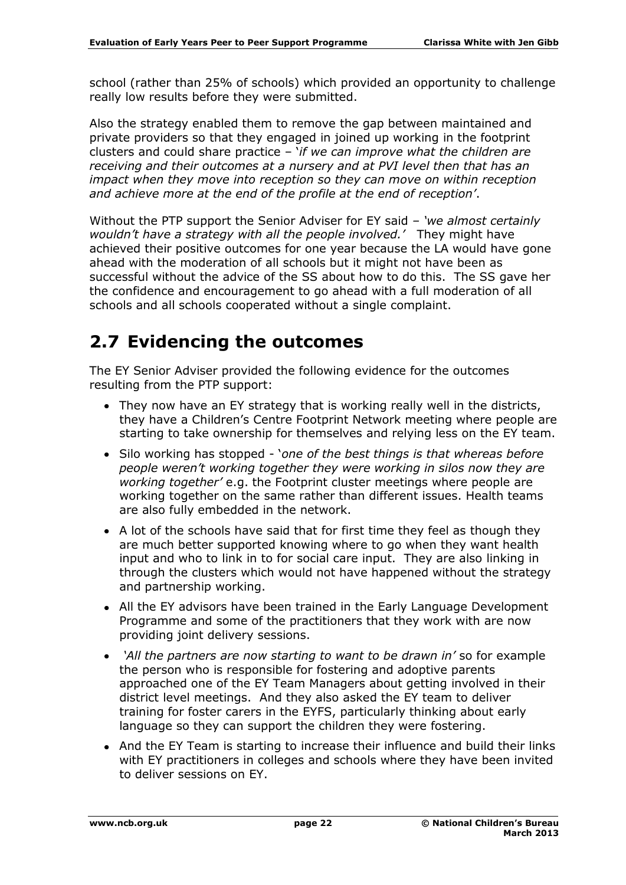school (rather than 25% of schools) which provided an opportunity to challenge really low results before they were submitted.

Also the strategy enabled them to remove the gap between maintained and private providers so that they engaged in joined up working in the footprint clusters and could share practice – '*if we can improve what the children are receiving and their outcomes at a nursery and at PVI level then that has an impact when they move into reception so they can move on within reception and achieve more at the end of the profile at the end of reception'*.

Without the PTP support the Senior Adviser for EY said – *'we almost certainly wouldn't have a strategy with all the people involved.'* They might have achieved their positive outcomes for one year because the LA would have gone ahead with the moderation of all schools but it might not have been as successful without the advice of the SS about how to do this. The SS gave her the confidence and encouragement to go ahead with a full moderation of all schools and all schools cooperated without a single complaint.

## 2.7 Evidencing the outcomes

The EY Senior Adviser provided the following evidence for the outcomes resulting from the PTP support:

- They now have an EY strategy that is working really well in the districts, they have a Children's Centre Footprint Network meeting where people are starting to take ownership for themselves and relying less on the EY team.
- Silo working has stopped - '*one of the best things is that whereas before people weren't working together they were working in silos now they are working together'* e.g. the Footprint cluster meetings where people are working together on the same rather than different issues. Health teams are also fully embedded in the network.
- A lot of the schools have said that for first time they feel as though they are much better supported knowing where to go when they want health input and who to link in to for social care input. They are also linking in through the clusters which would not have happened without the strategy and partnership working.
- All the EY advisors have been trained in the Early Language Development Programme and some of the practitioners that they work with are now providing joint delivery sessions.
- *'All the partners are now starting to want to be drawn in'* so for example the person who is responsible for fostering and adoptive parents approached one of the EY Team Managers about getting involved in their district level meetings. And they also asked the EY team to deliver training for foster carers in the EYFS, particularly thinking about early language so they can support the children they were fostering.
- And the EY Team is starting to increase their influence and build their links with EY practitioners in colleges and schools where they have been invited to deliver sessions on EY.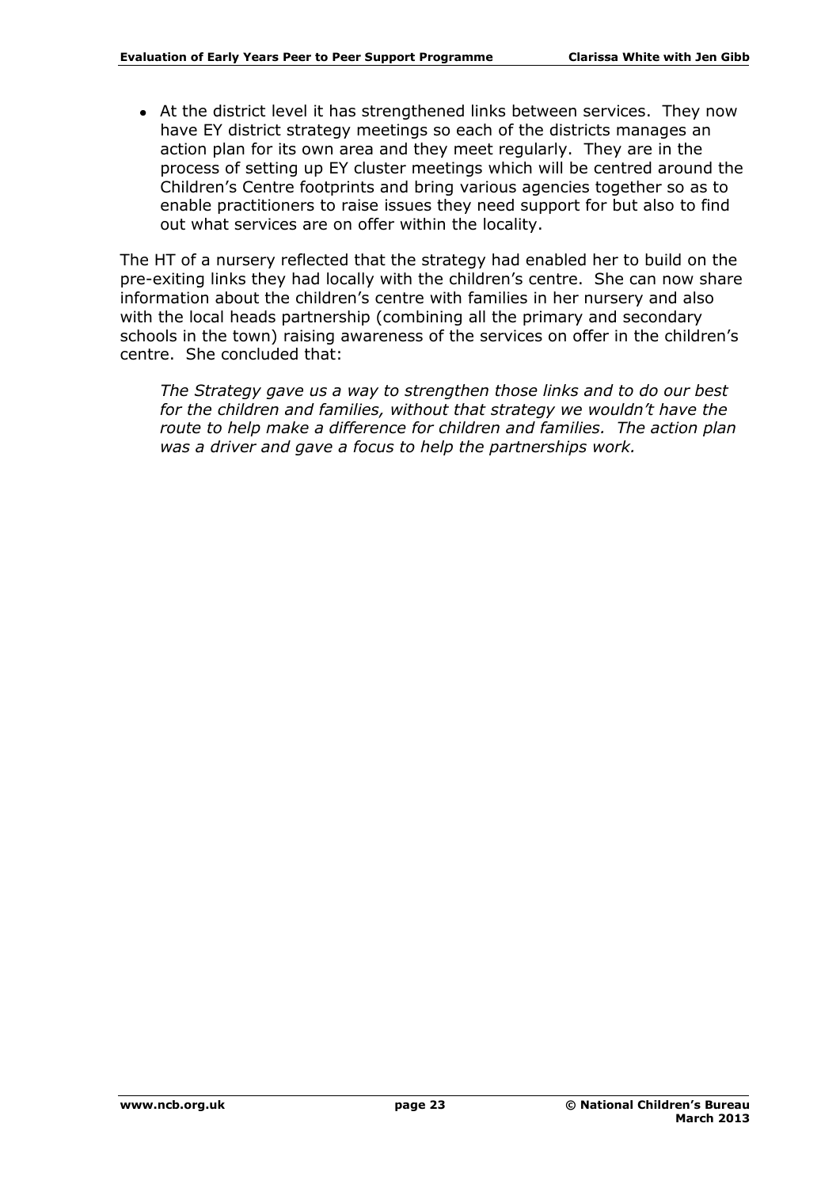- At the district level it has strengthened links between services. They now have EY district strategy meetings so each of the districts manages an action plan for its own area and they meet regularly. They are in the process of setting up EY cluster meetings which will be centred around the Children's Centre footprints and bring various agencies together so as to enable practitioners to raise issues they need support for but also to find out what services are on offer within the locality.

The HT of a nursery reflected that the strategy had enabled her to build on the pre-exiting links they had locally with the children's centre. She can now share information about the children's centre with families in her nursery and also with the local heads partnership (combining all the primary and secondary schools in the town) raising awareness of the services on offer in the children's centre. She concluded that:

> *The Strategy gave us a way to strengthen those links and to do our best for the children and families, without that strategy we wouldn't have the route to help make a difference for children and families. The action plan was a driver and gave a focus to help the partnerships work.*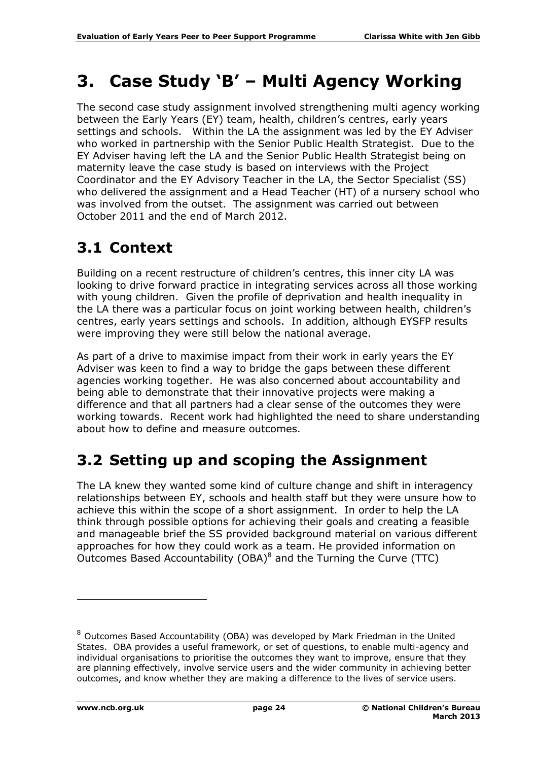# 3. Case Study 'B' – Multi Agency Working

The second case study assignment involved strengthening multi agency working between the Early Years (EY) team, health, children's centres, early years settings and schools. Within the LA the assignment was led by the EY Adviser who worked in partnership with the Senior Public Health Strategist. Due to the EY Adviser having left the LA and the Senior Public Health Strategist being on maternity leave the case study is based on interviews with the Project Coordinator and the EY Advisory Teacher in the LA, the Sector Specialist (SS) who delivered the assignment and a Head Teacher (HT) of a nursery school who was involved from the outset. The assignment was carried out between October 2011 and the end of March 2012.

## 3.1 Context

Building on a recent restructure of children's centres, this inner city LA was looking to drive forward practice in integrating services across all those working with young children. Given the profile of deprivation and health inequality in the LA there was a particular focus on joint working between health, children's centres, early years settings and schools. In addition, although EYSFP results were improving they were still below the national average.

As part of a drive to maximise impact from their work in early years the EY Adviser was keen to find a way to bridge the gaps between these different agencies working together. He was also concerned about accountability and being able to demonstrate that their innovative projects were making a difference and that all partners had a clear sense of the outcomes they were working towards. Recent work had highlighted the need to share understanding about how to define and measure outcomes.

## 3.2 Setting up and scoping the Assignment

The LA knew they wanted some kind of culture change and shift in interagency relationships between EY, schools and health staff but they were unsure how to achieve this within the scope of a short assignment. In order to help the LA think through possible options for achieving their goals and creating a feasible and manageable brief the SS provided background material on various different approaches for how they could work as a team. He provided information on Outcomes Based Accountability (OBA)[8] and the Turning the Curve (TTC)

[8] Outcomes Based Accountability (OBA) was developed by Mark Friedman in the United States. OBA provides a useful framework, or set of questions, to enable multi-agency and individual organisations to prioritise the outcomes they want to improve, ensure that they are planning effectively, involve service users and the wider community in achieving better outcomes, and know whether they are making a difference to the lives of service users.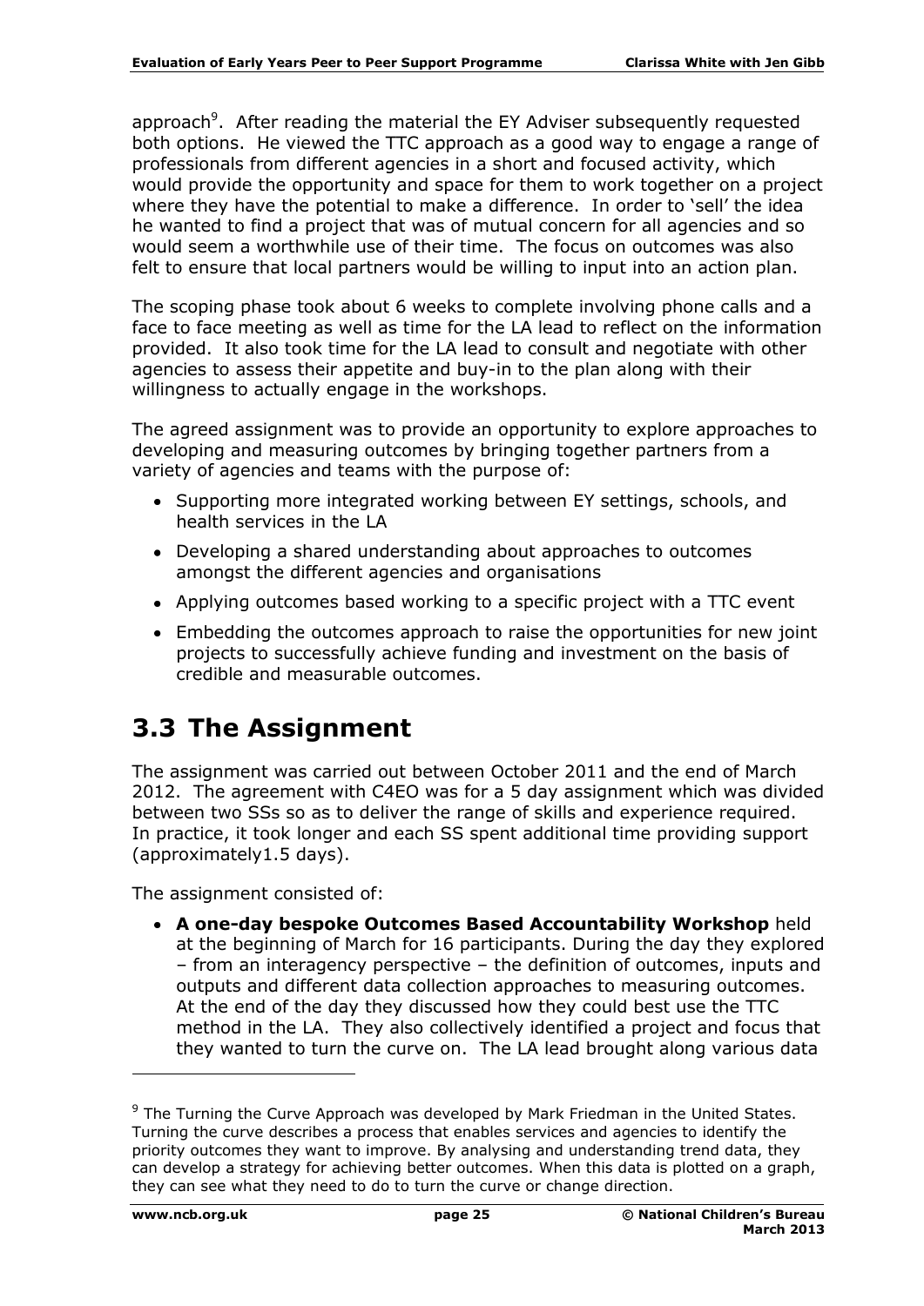approach[9]. After reading the material the EY Adviser subsequently requested both options. He viewed the TTC approach as a good way to engage a range of professionals from different agencies in a short and focused activity, which would provide the opportunity and space for them to work together on a project where they have the potential to make a difference. In order to 'sell' the idea he wanted to find a project that was of mutual concern for all agencies and so would seem a worthwhile use of their time. The focus on outcomes was also felt to ensure that local partners would be willing to input into an action plan.

The scoping phase took about 6 weeks to complete involving phone calls and a face to face meeting as well as time for the LA lead to reflect on the information provided. It also took time for the LA lead to consult and negotiate with other agencies to assess their appetite and buy-in to the plan along with their willingness to actually engage in the workshops.

The agreed assignment was to provide an opportunity to explore approaches to developing and measuring outcomes by bringing together partners from a variety of agencies and teams with the purpose of:

- Supporting more integrated working between EY settings, schools, and health services in the LA
- Developing a shared understanding about approaches to outcomes amongst the different agencies and organisations
- Applying outcomes based working to a specific project with a TTC event
- Embedding the outcomes approach to raise the opportunities for new joint projects to successfully achieve funding and investment on the basis of credible and measurable outcomes.

## 3.3 The Assignment

The assignment was carried out between October 2011 and the end of March 2012. The agreement with C4EO was for a 5 day assignment which was divided between two SSs so as to deliver the range of skills and experience required. In practice, it took longer and each SS spent additional time providing support (approximately1.5 days).

The assignment consisted of:

- **A one-day bespoke Outcomes Based Accountability Workshop** held at the beginning of March for 16 participants. During the day they explored – from an interagency perspective – the definition of outcomes, inputs and outputs and different data collection approaches to measuring outcomes. At the end of the day they discussed how they could best use the TTC method in the LA. They also collectively identified a project and focus that they wanted to turn the curve on. The LA lead brought along various data

[9] The Turning the Curve Approach was developed by Mark Friedman in the United States. Turning the curve describes a process that enables services and agencies to identify the priority outcomes they want to improve. By analysing and understanding trend data, they can develop a strategy for achieving better outcomes. When this data is plotted on a graph, they can see what they need to do to turn the curve or change direction.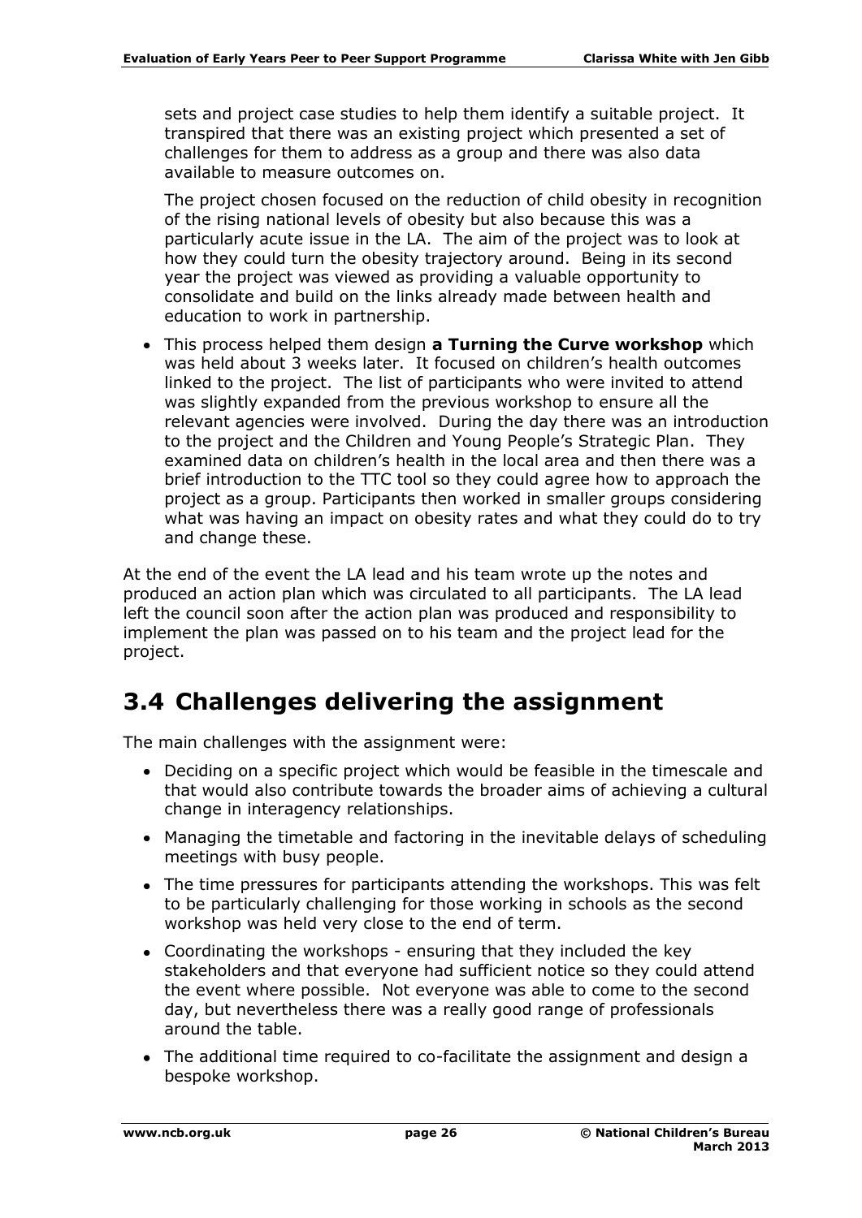sets and project case studies to help them identify a suitable project. It transpired that there was an existing project which presented a set of challenges for them to address as a group and there was also data available to measure outcomes on.

The project chosen focused on the reduction of child obesity in recognition of the rising national levels of obesity but also because this was a particularly acute issue in the LA. The aim of the project was to look at how they could turn the obesity trajectory around. Being in its second year the project was viewed as providing a valuable opportunity to consolidate and build on the links already made between health and education to work in partnership.

- This process helped them design **a Turning the Curve workshop** which was held about 3 weeks later. It focused on children's health outcomes linked to the project. The list of participants who were invited to attend was slightly expanded from the previous workshop to ensure all the relevant agencies were involved. During the day there was an introduction to the project and the Children and Young People's Strategic Plan. They examined data on children's health in the local area and then there was a brief introduction to the TTC tool so they could agree how to approach the project as a group. Participants then worked in smaller groups considering what was having an impact on obesity rates and what they could do to try and change these.

At the end of the event the LA lead and his team wrote up the notes and produced an action plan which was circulated to all participants. The LA lead left the council soon after the action plan was produced and responsibility to implement the plan was passed on to his team and the project lead for the project.

## 3.4 Challenges delivering the assignment

The main challenges with the assignment were:

- Deciding on a specific project which would be feasible in the timescale and that would also contribute towards the broader aims of achieving a cultural change in interagency relationships.
- Managing the timetable and factoring in the inevitable delays of scheduling meetings with busy people.
- The time pressures for participants attending the workshops. This was felt to be particularly challenging for those working in schools as the second workshop was held very close to the end of term.
- Coordinating the workshops - ensuring that they included the key stakeholders and that everyone had sufficient notice so they could attend the event where possible. Not everyone was able to come to the second day, but nevertheless there was a really good range of professionals around the table.
- The additional time required to co-facilitate the assignment and design a bespoke workshop.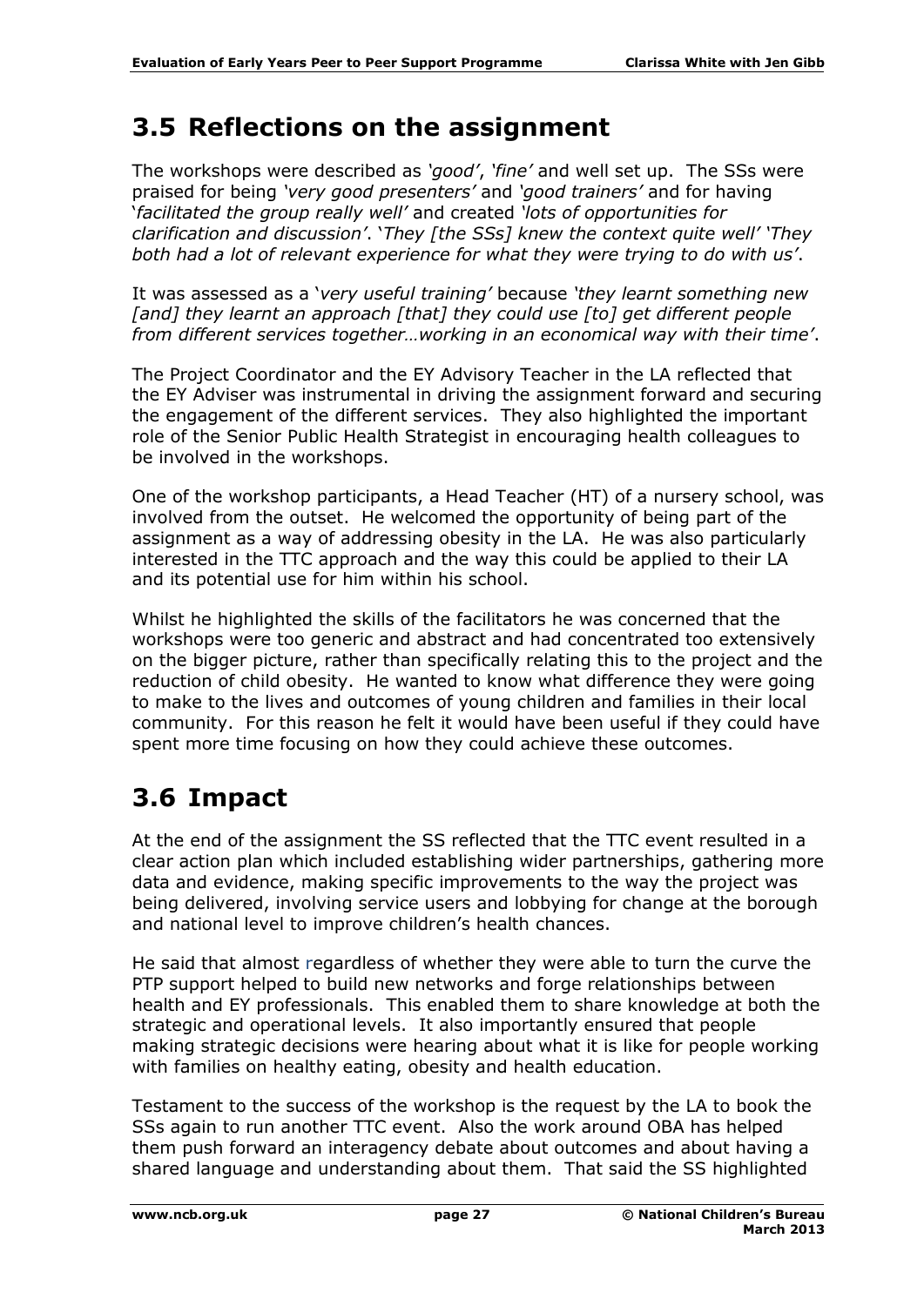## 3.5 Reflections on the assignment

The workshops were described as *'good'*, *'fine'* and well set up. The SSs were praised for being *'very good presenters'* and *'good trainers'* and for having '*facilitated the group really well'* and created *'lots of opportunities for clarification and discussion'*. '*They [the SSs] knew the context quite well'* '*They both had a lot of relevant experience for what they were trying to do with us'*.

It was assessed as a '*very useful training'* because *'they learnt something new [and] they learnt an approach [that] they could use [to] get different people from different services together…working in an economical way with their time'*.

The Project Coordinator and the EY Advisory Teacher in the LA reflected that the EY Adviser was instrumental in driving the assignment forward and securing the engagement of the different services. They also highlighted the important role of the Senior Public Health Strategist in encouraging health colleagues to be involved in the workshops.

One of the workshop participants, a Head Teacher (HT) of a nursery school, was involved from the outset. He welcomed the opportunity of being part of the assignment as a way of addressing obesity in the LA. He was also particularly interested in the TTC approach and the way this could be applied to their LA and its potential use for him within his school.

Whilst he highlighted the skills of the facilitators he was concerned that the workshops were too generic and abstract and had concentrated too extensively on the bigger picture, rather than specifically relating this to the project and the reduction of child obesity. He wanted to know what difference they were going to make to the lives and outcomes of young children and families in their local community. For this reason he felt it would have been useful if they could have spent more time focusing on how they could achieve these outcomes.

## 3.6 Impact

At the end of the assignment the SS reflected that the TTC event resulted in a clear action plan which included establishing wider partnerships, gathering more data and evidence, making specific improvements to the way the project was being delivered, involving service users and lobbying for change at the borough and national level to improve children's health chances.

He said that almost regardless of whether they were able to turn the curve the PTP support helped to build new networks and forge relationships between health and EY professionals. This enabled them to share knowledge at both the strategic and operational levels. It also importantly ensured that people making strategic decisions were hearing about what it is like for people working with families on healthy eating, obesity and health education.

Testament to the success of the workshop is the request by the LA to book the SSs again to run another TTC event. Also the work around OBA has helped them push forward an interagency debate about outcomes and about having a shared language and understanding about them. That said the SS highlighted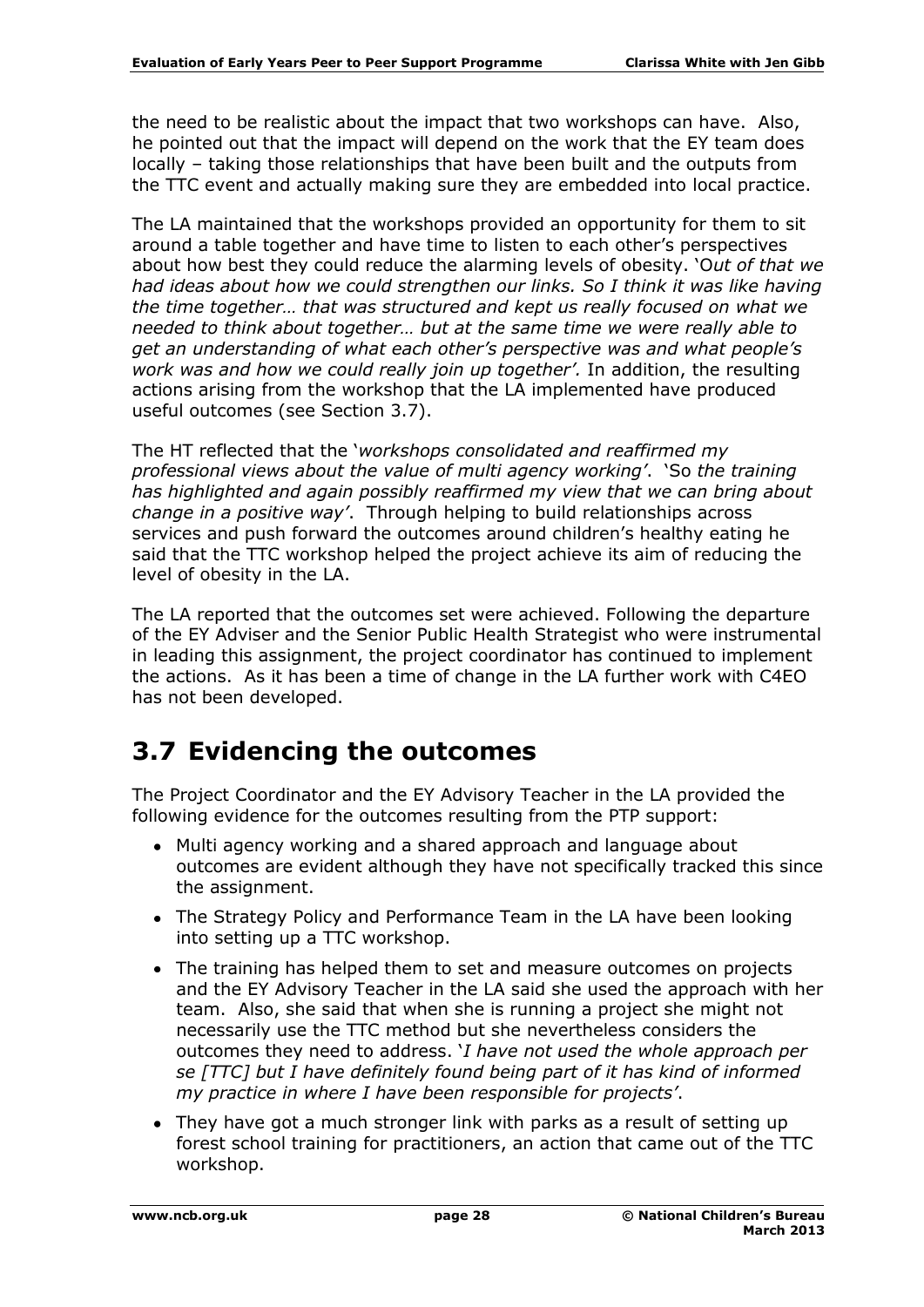the need to be realistic about the impact that two workshops can have. Also, he pointed out that the impact will depend on the work that the EY team does locally – taking those relationships that have been built and the outputs from the TTC event and actually making sure they are embedded into local practice.

The LA maintained that the workshops provided an opportunity for them to sit around a table together and have time to listen to each other's perspectives about how best they could reduce the alarming levels of obesity. '*Out of that we had ideas about how we could strengthen our links. So I think it was like having the time together… that was structured and kept us really focused on what we needed to think about together… but at the same time we were really able to get an understanding of what each other's perspective was and what people's work was and how we could really join up together'.* In addition, the resulting actions arising from the workshop that the LA implemented have produced useful outcomes (see Section 3.7).

The HT reflected that the '*workshops consolidated and reaffirmed my professional views about the value of multi agency working'*. 'So *the training has highlighted and again possibly reaffirmed my view that we can bring about change in a positive way'*. Through helping to build relationships across services and push forward the outcomes around children's healthy eating he said that the TTC workshop helped the project achieve its aim of reducing the level of obesity in the LA.

The LA reported that the outcomes set were achieved. Following the departure of the EY Adviser and the Senior Public Health Strategist who were instrumental in leading this assignment, the project coordinator has continued to implement the actions. As it has been a time of change in the LA further work with C4EO has not been developed.

## 3.7 Evidencing the outcomes

The Project Coordinator and the EY Advisory Teacher in the LA provided the following evidence for the outcomes resulting from the PTP support:

- Multi agency working and a shared approach and language about outcomes are evident although they have not specifically tracked this since the assignment.
- The Strategy Policy and Performance Team in the LA have been looking into setting up a TTC workshop.
- The training has helped them to set and measure outcomes on projects and the EY Advisory Teacher in the LA said she used the approach with her team. Also, she said that when she is running a project she might not necessarily use the TTC method but she nevertheless considers the outcomes they need to address. '*I have not used the whole approach per se [TTC] but I have definitely found being part of it has kind of informed my practice in where I have been responsible for projects'*.
- They have got a much stronger link with parks as a result of setting up forest school training for practitioners, an action that came out of the TTC workshop.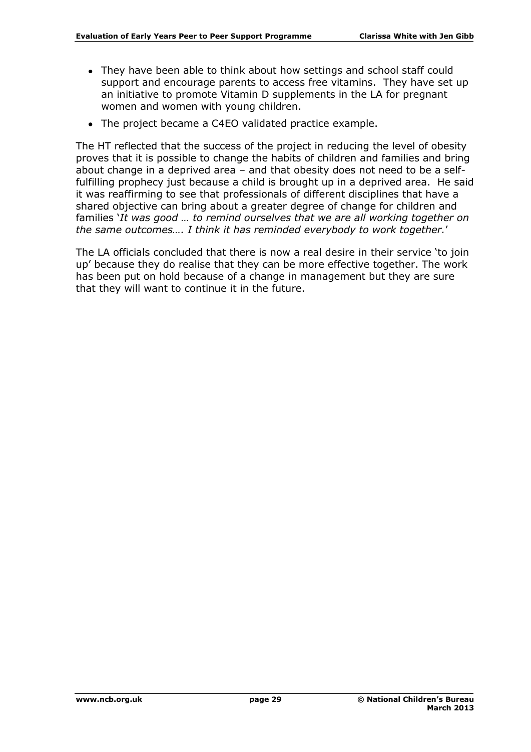- They have been able to think about how settings and school staff could support and encourage parents to access free vitamins. They have set up an initiative to promote Vitamin D supplements in the LA for pregnant women and women with young children.
- The project became a C4EO validated practice example.

The HT reflected that the success of the project in reducing the level of obesity proves that it is possible to change the habits of children and families and bring about change in a deprived area – and that obesity does not need to be a self-fulfilling prophecy just because a child is brought up in a deprived area. He said it was reaffirming to see that professionals of different disciplines that have a shared objective can bring about a greater degree of change for children and families '*It was good … to remind ourselves that we are all working together on the same outcomes…. I think it has reminded everybody to work together.*'

The LA officials concluded that there is now a real desire in their service 'to join up' because they do realise that they can be more effective together. The work has been put on hold because of a change in management but they are sure that they will want to continue it in the future.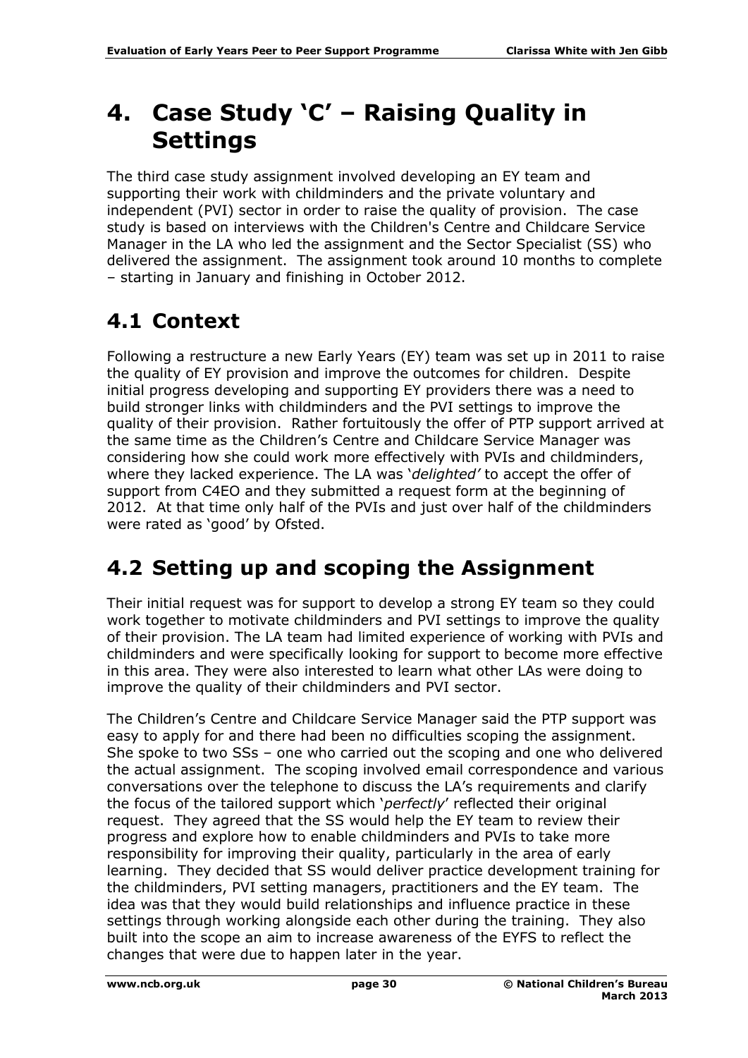# 4. Case Study 'C' – Raising Quality in Settings

The third case study assignment involved developing an EY team and supporting their work with childminders and the private voluntary and independent (PVI) sector in order to raise the quality of provision. The case study is based on interviews with the Children's Centre and Childcare Service Manager in the LA who led the assignment and the Sector Specialist (SS) who delivered the assignment. The assignment took around 10 months to complete – starting in January and finishing in October 2012.

## 4.1 Context

Following a restructure a new Early Years (EY) team was set up in 2011 to raise the quality of EY provision and improve the outcomes for children. Despite initial progress developing and supporting EY providers there was a need to build stronger links with childminders and the PVI settings to improve the quality of their provision. Rather fortuitously the offer of PTP support arrived at the same time as the Children's Centre and Childcare Service Manager was considering how she could work more effectively with PVIs and childminders, where they lacked experience. The LA was '*delighted'* to accept the offer of support from C4EO and they submitted a request form at the beginning of 2012. At that time only half of the PVIs and just over half of the childminders were rated as 'good' by Ofsted.

## 4.2 Setting up and scoping the Assignment

Their initial request was for support to develop a strong EY team so they could work together to motivate childminders and PVI settings to improve the quality of their provision. The LA team had limited experience of working with PVIs and childminders and were specifically looking for support to become more effective in this area. They were also interested to learn what other LAs were doing to improve the quality of their childminders and PVI sector.

The Children's Centre and Childcare Service Manager said the PTP support was easy to apply for and there had been no difficulties scoping the assignment. She spoke to two SSs – one who carried out the scoping and one who delivered the actual assignment. The scoping involved email correspondence and various conversations over the telephone to discuss the LA's requirements and clarify the focus of the tailored support which '*perfectly*' reflected their original request. They agreed that the SS would help the EY team to review their progress and explore how to enable childminders and PVIs to take more responsibility for improving their quality, particularly in the area of early learning. They decided that SS would deliver practice development training for the childminders, PVI setting managers, practitioners and the EY team. The idea was that they would build relationships and influence practice in these settings through working alongside each other during the training. They also built into the scope an aim to increase awareness of the EYFS to reflect the changes that were due to happen later in the year.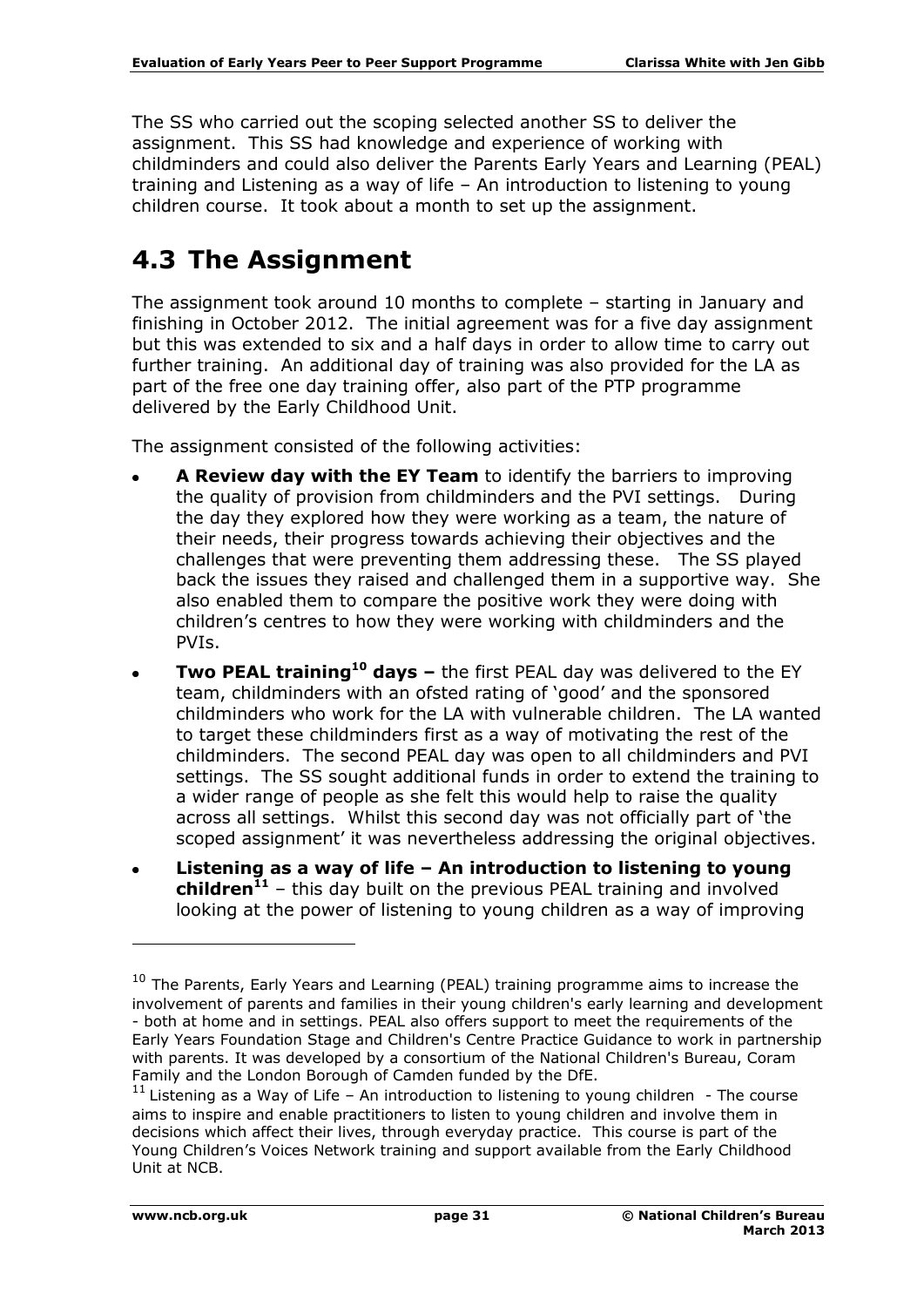The SS who carried out the scoping selected another SS to deliver the assignment. This SS had knowledge and experience of working with childminders and could also deliver the Parents Early Years and Learning (PEAL) training and Listening as a way of life – An introduction to listening to young children course. It took about a month to set up the assignment.

## 4.3 The Assignment

The assignment took around 10 months to complete – starting in January and finishing in October 2012. The initial agreement was for a five day assignment but this was extended to six and a half days in order to allow time to carry out further training. An additional day of training was also provided for the LA as part of the free one day training offer, also part of the PTP programme delivered by the Early Childhood Unit.

The assignment consisted of the following activities:

- **A Review day with the EY Team** to identify the barriers to improving the quality of provision from childminders and the PVI settings. During the day they explored how they were working as a team, the nature of their needs, their progress towards achieving their objectives and the challenges that were preventing them addressing these. The SS played back the issues they raised and challenged them in a supportive way. She also enabled them to compare the positive work they were doing with children's centres to how they were working with childminders and the PVIs.
- **Two PEAL training[10] days –** the first PEAL day was delivered to the EY team, childminders with an ofsted rating of 'good' and the sponsored childminders who work for the LA with vulnerable children. The LA wanted to target these childminders first as a way of motivating the rest of the childminders. The second PEAL day was open to all childminders and PVI settings. The SS sought additional funds in order to extend the training to a wider range of people as she felt this would help to raise the quality across all settings. Whilst this second day was not officially part of 'the scoped assignment' it was nevertheless addressing the original objectives.
- **Listening as a way of life – An introduction to listening to young children[11]** – this day built on the previous PEAL training and involved looking at the power of listening to young children as a way of improving

[10] The Parents, Early Years and Learning (PEAL) training programme aims to increase the involvement of parents and families in their young children's early learning and development - both at home and in settings. PEAL also offers support to meet the requirements of the Early Years Foundation Stage and Children's Centre Practice Guidance to work in partnership with parents. It was developed by a consortium of the National Children's Bureau, Coram Family and the London Borough of Camden funded by the DfE.

[11] Listening as a Way of Life – An introduction to listening to young children - The course aims to inspire and enable practitioners to listen to young children and involve them in decisions which affect their lives, through everyday practice. This course is part of the Young Children's Voices Network training and support available from the Early Childhood Unit at NCB.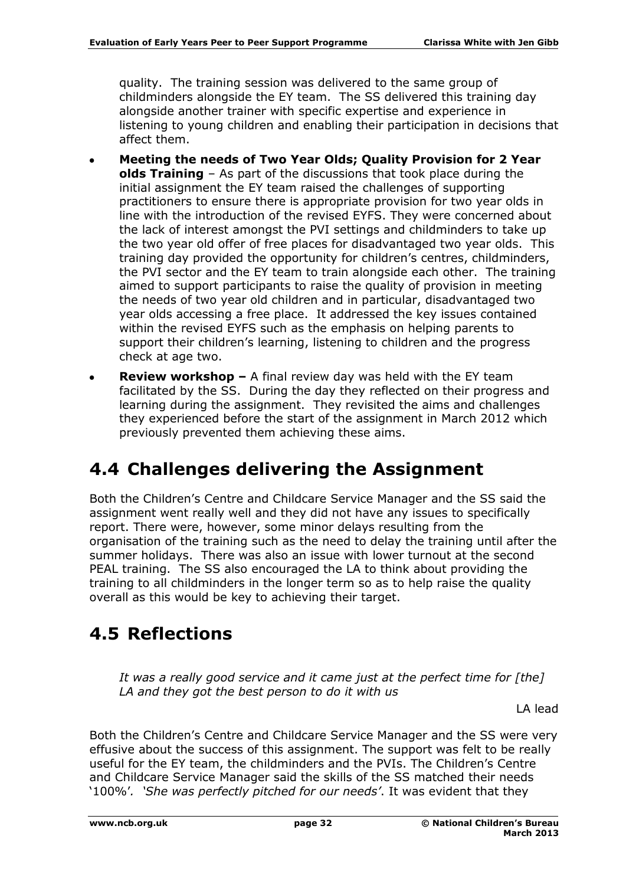quality. The training session was delivered to the same group of childminders alongside the EY team. The SS delivered this training day alongside another trainer with specific expertise and experience in listening to young children and enabling their participation in decisions that affect them.

- **Meeting the needs of Two Year Olds; Quality Provision for 2 Year olds Training** – As part of the discussions that took place during the initial assignment the EY team raised the challenges of supporting practitioners to ensure there is appropriate provision for two year olds in line with the introduction of the revised EYFS. They were concerned about the lack of interest amongst the PVI settings and childminders to take up the two year old offer of free places for disadvantaged two year olds. This training day provided the opportunity for children's centres, childminders, the PVI sector and the EY team to train alongside each other. The training aimed to support participants to raise the quality of provision in meeting the needs of two year old children and in particular, disadvantaged two year olds accessing a free place. It addressed the key issues contained within the revised EYFS such as the emphasis on helping parents to support their children's learning, listening to children and the progress check at age two.
- **Review workshop –** A final review day was held with the EY team facilitated by the SS. During the day they reflected on their progress and learning during the assignment. They revisited the aims and challenges they experienced before the start of the assignment in March 2012 which previously prevented them achieving these aims.

## 4.4 Challenges delivering the Assignment

Both the Children's Centre and Childcare Service Manager and the SS said the assignment went really well and they did not have any issues to specifically report. There were, however, some minor delays resulting from the organisation of the training such as the need to delay the training until after the summer holidays. There was also an issue with lower turnout at the second PEAL training. The SS also encouraged the LA to think about providing the training to all childminders in the longer term so as to help raise the quality overall as this would be key to achieving their target.

## 4.5 Reflections

> *It was a really good service and it came just at the perfect time for [the] LA and they got the best person to do it with us*
>
> LA lead

Both the Children's Centre and Childcare Service Manager and the SS were very effusive about the success of this assignment. The support was felt to be really useful for the EY team, the childminders and the PVIs. The Children's Centre and Childcare Service Manager said the skills of the SS matched their needs '100%'. *'She was perfectly pitched for our needs'*. It was evident that they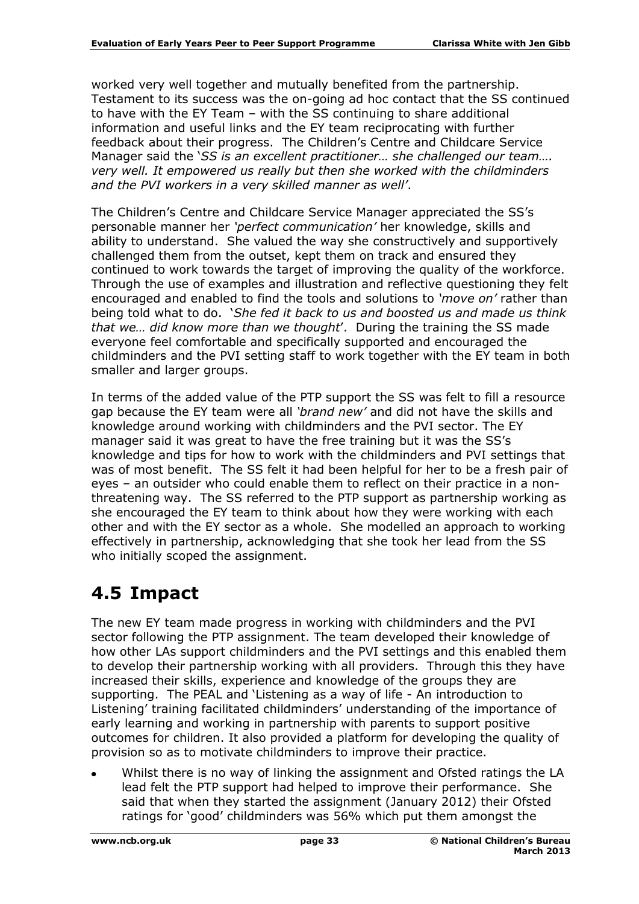worked very well together and mutually benefited from the partnership. Testament to its success was the on-going ad hoc contact that the SS continued to have with the EY Team – with the SS continuing to share additional information and useful links and the EY team reciprocating with further feedback about their progress. The Children's Centre and Childcare Service Manager said the '*SS is an excellent practitioner… she challenged our team…. very well. It empowered us really but then she worked with the childminders and the PVI workers in a very skilled manner as well'*.

The Children's Centre and Childcare Service Manager appreciated the SS's personable manner her *'perfect communication'* her knowledge, skills and ability to understand. She valued the way she constructively and supportively challenged them from the outset, kept them on track and ensured they continued to work towards the target of improving the quality of the workforce. Through the use of examples and illustration and reflective questioning they felt encouraged and enabled to find the tools and solutions to *'move on'* rather than being told what to do. '*She fed it back to us and boosted us and made us think that we… did know more than we thought*'. During the training the SS made everyone feel comfortable and specifically supported and encouraged the childminders and the PVI setting staff to work together with the EY team in both smaller and larger groups.

In terms of the added value of the PTP support the SS was felt to fill a resource gap because the EY team were all *'brand new'* and did not have the skills and knowledge around working with childminders and the PVI sector. The EY manager said it was great to have the free training but it was the SS's knowledge and tips for how to work with the childminders and PVI settings that was of most benefit. The SS felt it had been helpful for her to be a fresh pair of eyes – an outsider who could enable them to reflect on their practice in a non-threatening way. The SS referred to the PTP support as partnership working as she encouraged the EY team to think about how they were working with each other and with the EY sector as a whole. She modelled an approach to working effectively in partnership, acknowledging that she took her lead from the SS who initially scoped the assignment.

## 4.5 Impact

The new EY team made progress in working with childminders and the PVI sector following the PTP assignment. The team developed their knowledge of how other LAs support childminders and the PVI settings and this enabled them to develop their partnership working with all providers. Through this they have increased their skills, experience and knowledge of the groups they are supporting. The PEAL and 'Listening as a way of life - An introduction to Listening' training facilitated childminders' understanding of the importance of early learning and working in partnership with parents to support positive outcomes for children. It also provided a platform for developing the quality of provision so as to motivate childminders to improve their practice.

- Whilst there is no way of linking the assignment and Ofsted ratings the LA lead felt the PTP support had helped to improve their performance. She said that when they started the assignment (January 2012) their Ofsted ratings for 'good' childminders was 56% which put them amongst the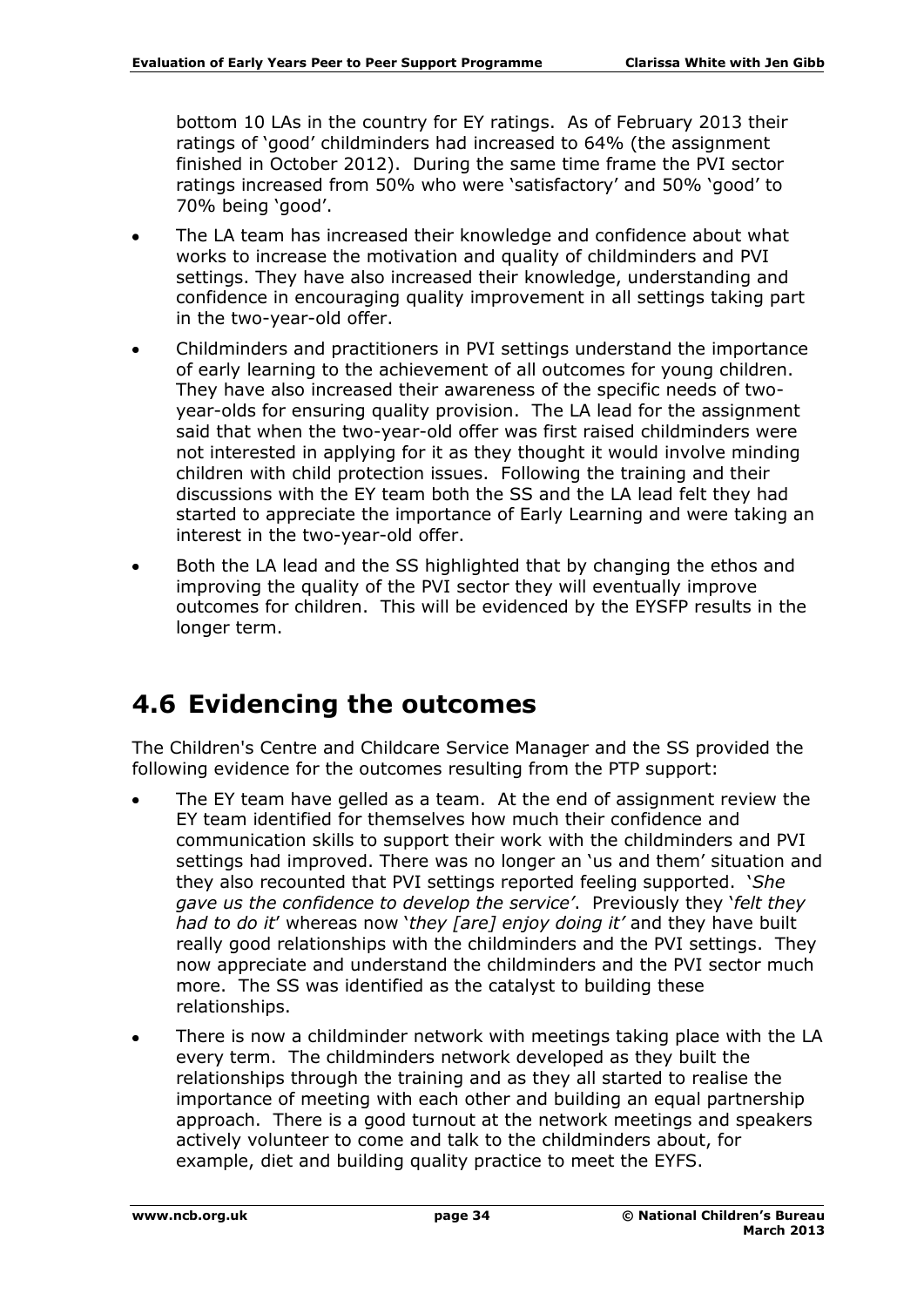bottom 10 LAs in the country for EY ratings. As of February 2013 their ratings of 'good' childminders had increased to 64% (the assignment finished in October 2012). During the same time frame the PVI sector ratings increased from 50% who were 'satisfactory' and 50% 'good' to 70% being 'good'.

- The LA team has increased their knowledge and confidence about what works to increase the motivation and quality of childminders and PVI settings. They have also increased their knowledge, understanding and confidence in encouraging quality improvement in all settings taking part in the two-year-old offer.
- Childminders and practitioners in PVI settings understand the importance of early learning to the achievement of all outcomes for young children. They have also increased their awareness of the specific needs of two-year-olds for ensuring quality provision. The LA lead for the assignment said that when the two-year-old offer was first raised childminders were not interested in applying for it as they thought it would involve minding children with child protection issues. Following the training and their discussions with the EY team both the SS and the LA lead felt they had started to appreciate the importance of Early Learning and were taking an interest in the two-year-old offer.
- Both the LA lead and the SS highlighted that by changing the ethos and improving the quality of the PVI sector they will eventually improve outcomes for children. This will be evidenced by the EYSFP results in the longer term.

## 4.6 Evidencing the outcomes

The Children's Centre and Childcare Service Manager and the SS provided the following evidence for the outcomes resulting from the PTP support:

- The EY team have gelled as a team. At the end of assignment review the EY team identified for themselves how much their confidence and communication skills to support their work with the childminders and PVI settings had improved. There was no longer an 'us and them' situation and they also recounted that PVI settings reported feeling supported. '*She gave us the confidence to develop the service'*. Previously they '*felt they had to do it*' whereas now '*they [are] enjoy doing it'* and they have built really good relationships with the childminders and the PVI settings. They now appreciate and understand the childminders and the PVI sector much more. The SS was identified as the catalyst to building these relationships.
- There is now a childminder network with meetings taking place with the LA every term. The childminders network developed as they built the relationships through the training and as they all started to realise the importance of meeting with each other and building an equal partnership approach. There is a good turnout at the network meetings and speakers actively volunteer to come and talk to the childminders about, for example, diet and building quality practice to meet the EYFS.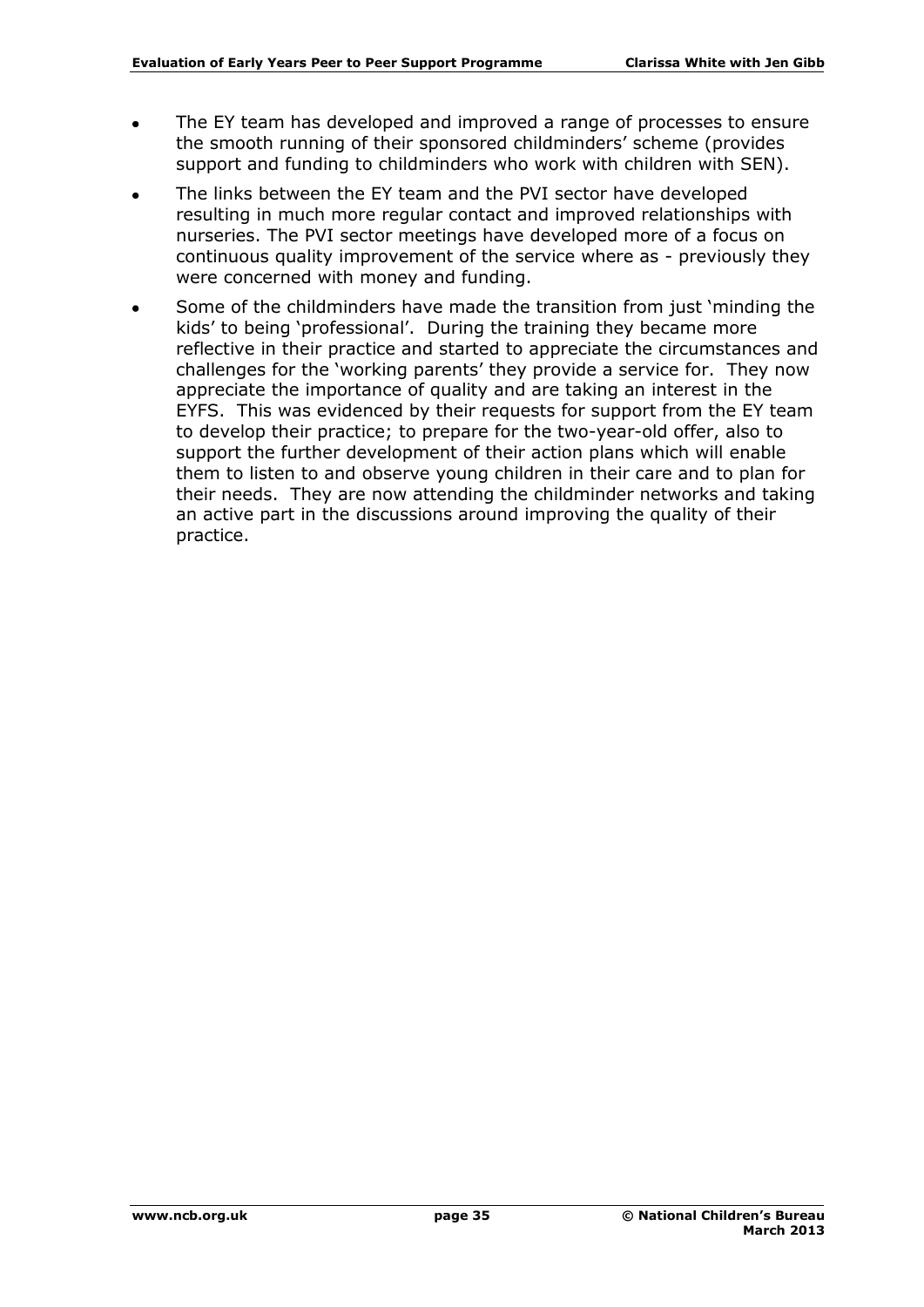- The EY team has developed and improved a range of processes to ensure the smooth running of their sponsored childminders' scheme (provides support and funding to childminders who work with children with SEN).
- The links between the EY team and the PVI sector have developed resulting in much more regular contact and improved relationships with nurseries. The PVI sector meetings have developed more of a focus on continuous quality improvement of the service where as - previously they were concerned with money and funding.
- Some of the childminders have made the transition from just 'minding the kids' to being 'professional'. During the training they became more reflective in their practice and started to appreciate the circumstances and challenges for the 'working parents' they provide a service for. They now appreciate the importance of quality and are taking an interest in the EYFS. This was evidenced by their requests for support from the EY team to develop their practice; to prepare for the two-year-old offer, also to support the further development of their action plans which will enable them to listen to and observe young children in their care and to plan for their needs. They are now attending the childminder networks and taking an active part in the discussions around improving the quality of their practice.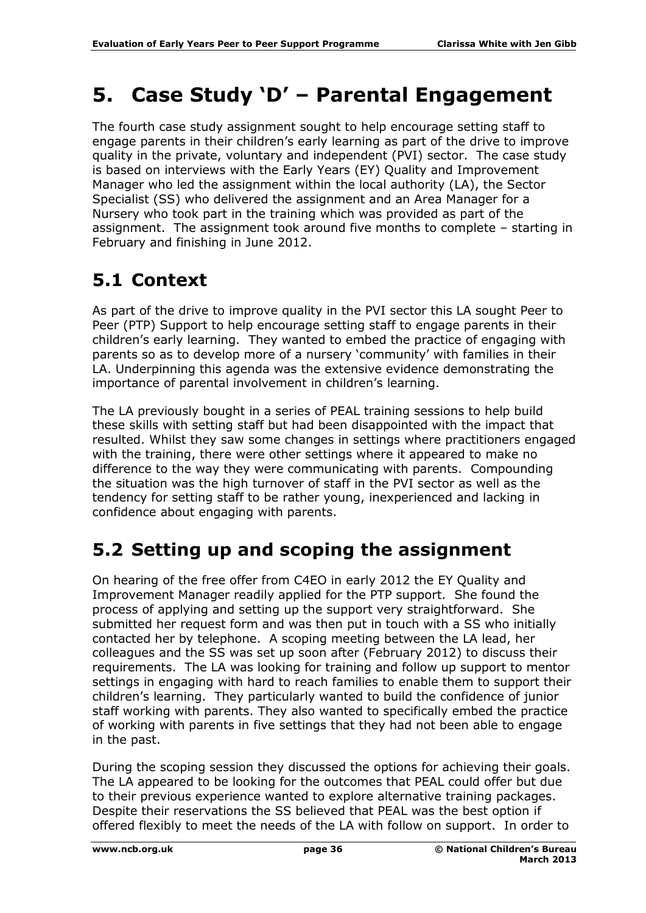# 5. Case Study 'D' – Parental Engagement

The fourth case study assignment sought to help encourage setting staff to engage parents in their children's early learning as part of the drive to improve quality in the private, voluntary and independent (PVI) sector. The case study is based on interviews with the Early Years (EY) Quality and Improvement Manager who led the assignment within the local authority (LA), the Sector Specialist (SS) who delivered the assignment and an Area Manager for a Nursery who took part in the training which was provided as part of the assignment. The assignment took around five months to complete – starting in February and finishing in June 2012.

## 5.1 Context

As part of the drive to improve quality in the PVI sector this LA sought Peer to Peer (PTP) Support to help encourage setting staff to engage parents in their children's early learning. They wanted to embed the practice of engaging with parents so as to develop more of a nursery 'community' with families in their LA. Underpinning this agenda was the extensive evidence demonstrating the importance of parental involvement in children's learning.

The LA previously bought in a series of PEAL training sessions to help build these skills with setting staff but had been disappointed with the impact that resulted. Whilst they saw some changes in settings where practitioners engaged with the training, there were other settings where it appeared to make no difference to the way they were communicating with parents. Compounding the situation was the high turnover of staff in the PVI sector as well as the tendency for setting staff to be rather young, inexperienced and lacking in confidence about engaging with parents.

## 5.2 Setting up and scoping the assignment

On hearing of the free offer from C4EO in early 2012 the EY Quality and Improvement Manager readily applied for the PTP support. She found the process of applying and setting up the support very straightforward. She submitted her request form and was then put in touch with a SS who initially contacted her by telephone. A scoping meeting between the LA lead, her colleagues and the SS was set up soon after (February 2012) to discuss their requirements. The LA was looking for training and follow up support to mentor settings in engaging with hard to reach families to enable them to support their children's learning. They particularly wanted to build the confidence of junior staff working with parents. They also wanted to specifically embed the practice of working with parents in five settings that they had not been able to engage in the past.

During the scoping session they discussed the options for achieving their goals. The LA appeared to be looking for the outcomes that PEAL could offer but due to their previous experience wanted to explore alternative training packages. Despite their reservations the SS believed that PEAL was the best option if offered flexibly to meet the needs of the LA with follow on support. In order to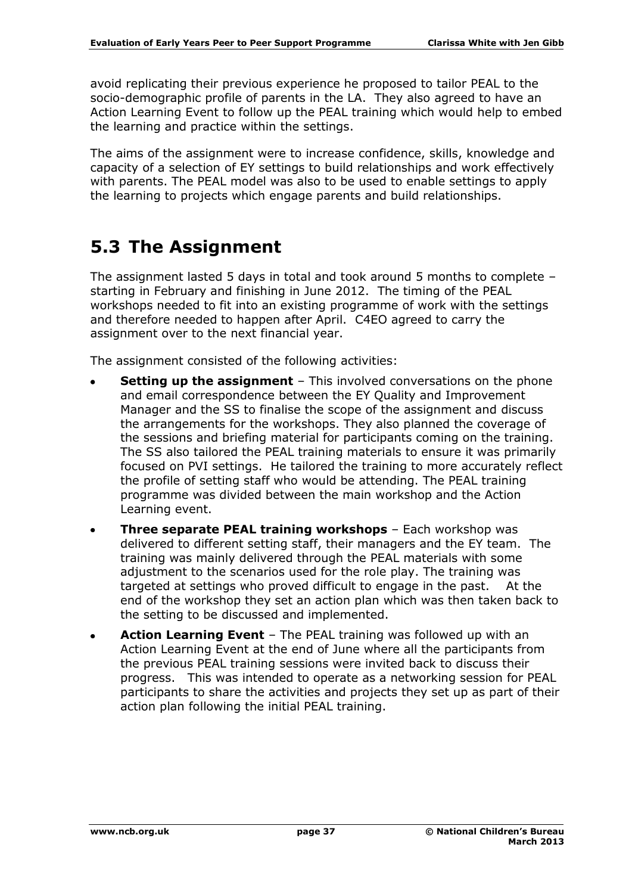avoid replicating their previous experience he proposed to tailor PEAL to the socio-demographic profile of parents in the LA. They also agreed to have an Action Learning Event to follow up the PEAL training which would help to embed the learning and practice within the settings.

The aims of the assignment were to increase confidence, skills, knowledge and capacity of a selection of EY settings to build relationships and work effectively with parents. The PEAL model was also to be used to enable settings to apply the learning to projects which engage parents and build relationships.

## 5.3 The Assignment

The assignment lasted 5 days in total and took around 5 months to complete – starting in February and finishing in June 2012. The timing of the PEAL workshops needed to fit into an existing programme of work with the settings and therefore needed to happen after April. C4EO agreed to carry the assignment over to the next financial year.

The assignment consisted of the following activities:

- **Setting up the assignment** – This involved conversations on the phone and email correspondence between the EY Quality and Improvement Manager and the SS to finalise the scope of the assignment and discuss the arrangements for the workshops. They also planned the coverage of the sessions and briefing material for participants coming on the training. The SS also tailored the PEAL training materials to ensure it was primarily focused on PVI settings. He tailored the training to more accurately reflect the profile of setting staff who would be attending. The PEAL training programme was divided between the main workshop and the Action Learning event.
- **Three separate PEAL training workshops** – Each workshop was delivered to different setting staff, their managers and the EY team. The training was mainly delivered through the PEAL materials with some adjustment to the scenarios used for the role play. The training was targeted at settings who proved difficult to engage in the past. At the end of the workshop they set an action plan which was then taken back to the setting to be discussed and implemented.
- **Action Learning Event** – The PEAL training was followed up with an Action Learning Event at the end of June where all the participants from the previous PEAL training sessions were invited back to discuss their progress. This was intended to operate as a networking session for PEAL participants to share the activities and projects they set up as part of their action plan following the initial PEAL training.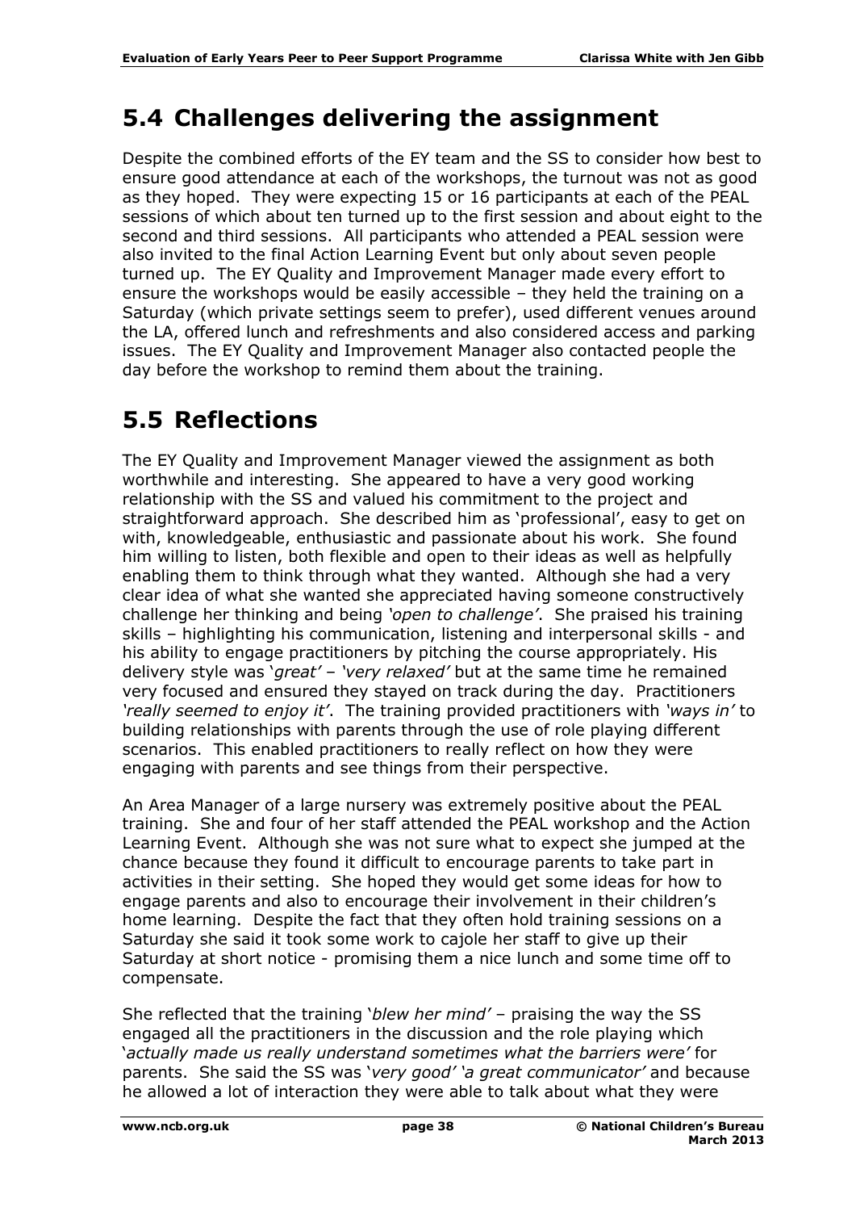## 5.4 Challenges delivering the assignment

Despite the combined efforts of the EY team and the SS to consider how best to ensure good attendance at each of the workshops, the turnout was not as good as they hoped. They were expecting 15 or 16 participants at each of the PEAL sessions of which about ten turned up to the first session and about eight to the second and third sessions. All participants who attended a PEAL session were also invited to the final Action Learning Event but only about seven people turned up. The EY Quality and Improvement Manager made every effort to ensure the workshops would be easily accessible – they held the training on a Saturday (which private settings seem to prefer), used different venues around the LA, offered lunch and refreshments and also considered access and parking issues. The EY Quality and Improvement Manager also contacted people the day before the workshop to remind them about the training.

## 5.5 Reflections

The EY Quality and Improvement Manager viewed the assignment as both worthwhile and interesting. She appeared to have a very good working relationship with the SS and valued his commitment to the project and straightforward approach. She described him as 'professional', easy to get on with, knowledgeable, enthusiastic and passionate about his work. She found him willing to listen, both flexible and open to their ideas as well as helpfully enabling them to think through what they wanted. Although she had a very clear idea of what she wanted she appreciated having someone constructively challenge her thinking and being *'open to challenge'*. She praised his training skills – highlighting his communication, listening and interpersonal skills - and his ability to engage practitioners by pitching the course appropriately. His delivery style was '*great'* – *'very relaxed'* but at the same time he remained very focused and ensured they stayed on track during the day. Practitioners *'really seemed to enjoy it'*. The training provided practitioners with *'ways in'* to building relationships with parents through the use of role playing different scenarios. This enabled practitioners to really reflect on how they were engaging with parents and see things from their perspective.

An Area Manager of a large nursery was extremely positive about the PEAL training. She and four of her staff attended the PEAL workshop and the Action Learning Event. Although she was not sure what to expect she jumped at the chance because they found it difficult to encourage parents to take part in activities in their setting. She hoped they would get some ideas for how to engage parents and also to encourage their involvement in their children's home learning. Despite the fact that they often hold training sessions on a Saturday she said it took some work to cajole her staff to give up their Saturday at short notice - promising them a nice lunch and some time off to compensate.

She reflected that the training '*blew her mind'* – praising the way the SS engaged all the practitioners in the discussion and the role playing which '*actually made us really understand sometimes what the barriers were'* for parents. She said the SS was '*very good'* '*a great communicator'* and because he allowed a lot of interaction they were able to talk about what they were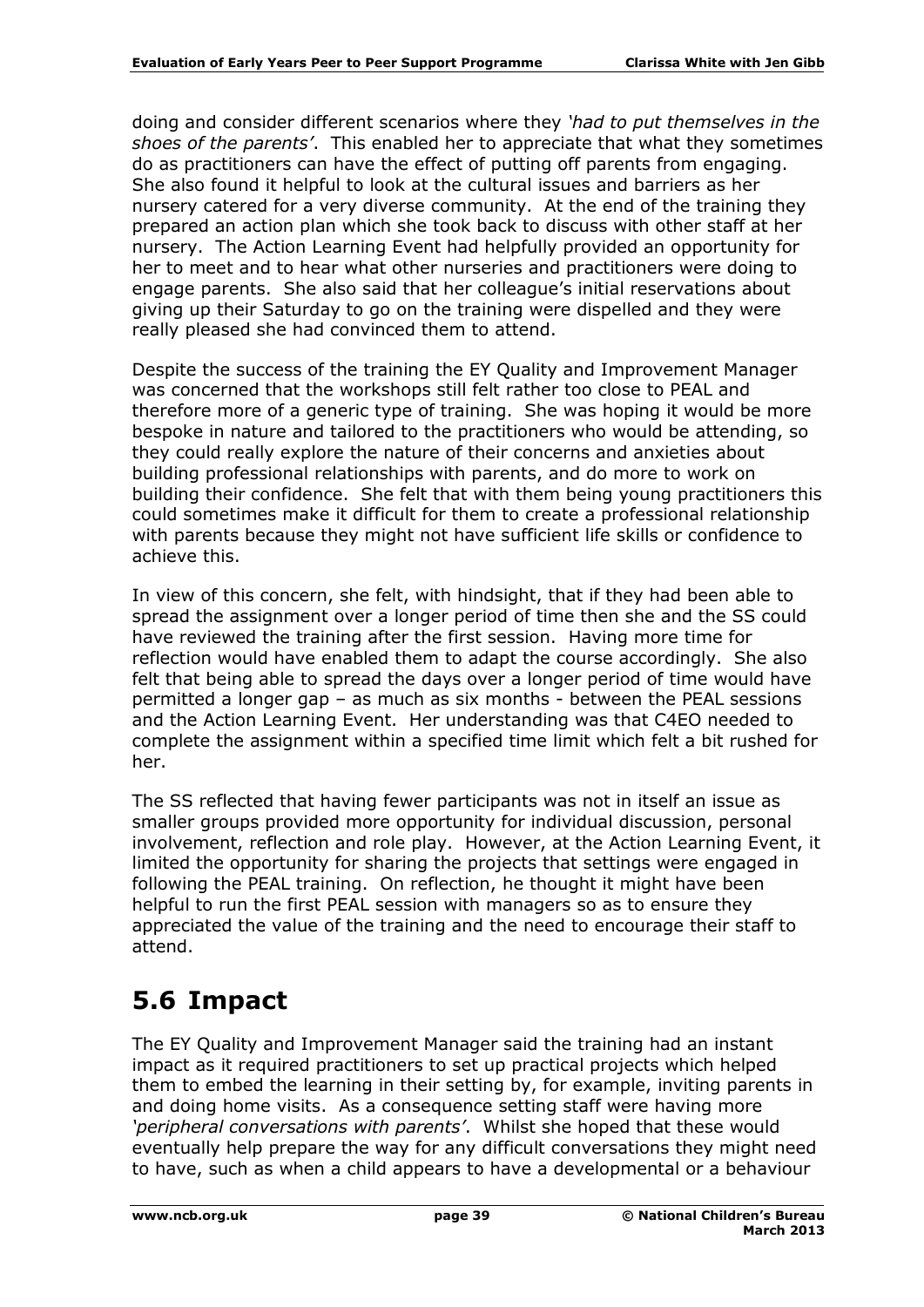doing and consider different scenarios where they *'had to put themselves in the shoes of the parents'*. This enabled her to appreciate that what they sometimes do as practitioners can have the effect of putting off parents from engaging. She also found it helpful to look at the cultural issues and barriers as her nursery catered for a very diverse community. At the end of the training they prepared an action plan which she took back to discuss with other staff at her nursery. The Action Learning Event had helpfully provided an opportunity for her to meet and to hear what other nurseries and practitioners were doing to engage parents. She also said that her colleague's initial reservations about giving up their Saturday to go on the training were dispelled and they were really pleased she had convinced them to attend.

Despite the success of the training the EY Quality and Improvement Manager was concerned that the workshops still felt rather too close to PEAL and therefore more of a generic type of training. She was hoping it would be more bespoke in nature and tailored to the practitioners who would be attending, so they could really explore the nature of their concerns and anxieties about building professional relationships with parents, and do more to work on building their confidence. She felt that with them being young practitioners this could sometimes make it difficult for them to create a professional relationship with parents because they might not have sufficient life skills or confidence to achieve this.

In view of this concern, she felt, with hindsight, that if they had been able to spread the assignment over a longer period of time then she and the SS could have reviewed the training after the first session. Having more time for reflection would have enabled them to adapt the course accordingly. She also felt that being able to spread the days over a longer period of time would have permitted a longer gap – as much as six months - between the PEAL sessions and the Action Learning Event. Her understanding was that C4EO needed to complete the assignment within a specified time limit which felt a bit rushed for her.

The SS reflected that having fewer participants was not in itself an issue as smaller groups provided more opportunity for individual discussion, personal involvement, reflection and role play. However, at the Action Learning Event, it limited the opportunity for sharing the projects that settings were engaged in following the PEAL training. On reflection, he thought it might have been helpful to run the first PEAL session with managers so as to ensure they appreciated the value of the training and the need to encourage their staff to attend.

## 5.6 Impact

The EY Quality and Improvement Manager said the training had an instant impact as it required practitioners to set up practical projects which helped them to embed the learning in their setting by, for example, inviting parents in and doing home visits. As a consequence setting staff were having more *'peripheral conversations with parents'*. Whilst she hoped that these would eventually help prepare the way for any difficult conversations they might need to have, such as when a child appears to have a developmental or a behaviour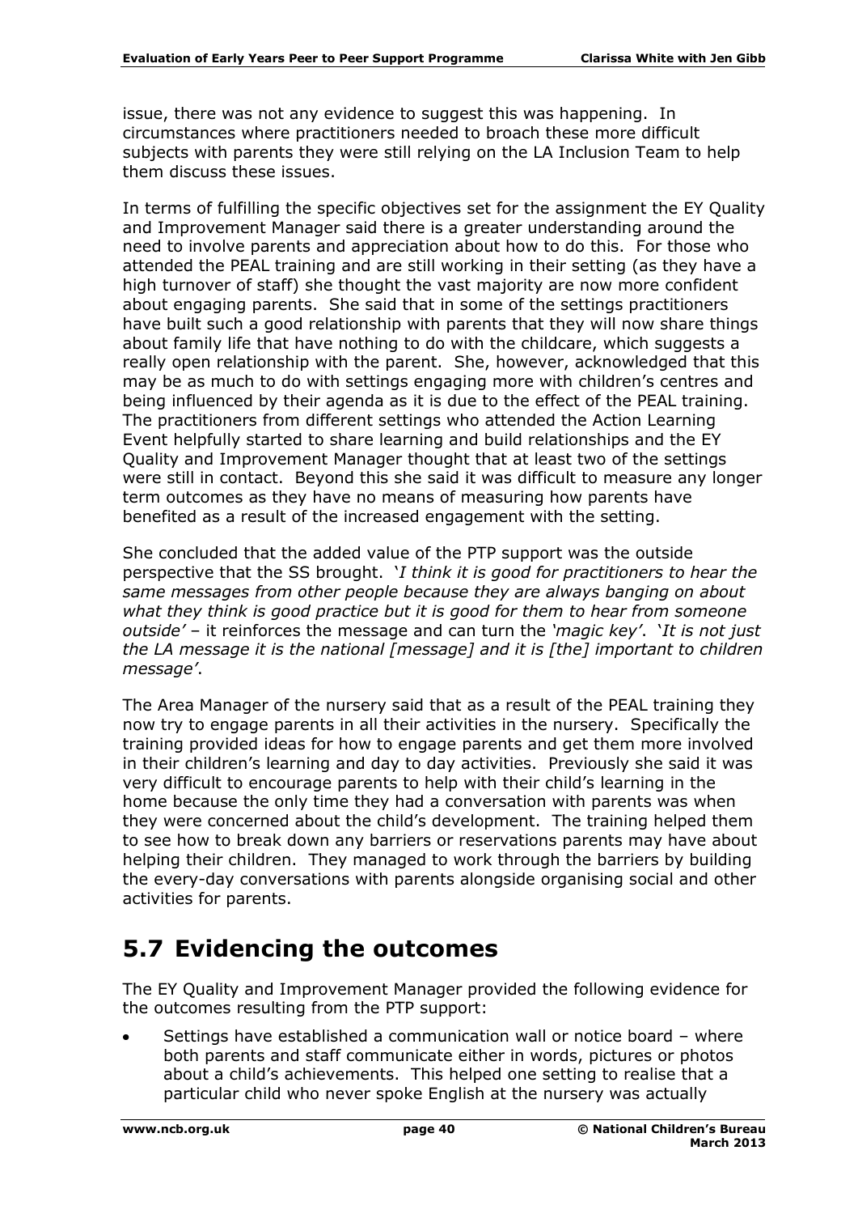issue, there was not any evidence to suggest this was happening. In circumstances where practitioners needed to broach these more difficult subjects with parents they were still relying on the LA Inclusion Team to help them discuss these issues.

In terms of fulfilling the specific objectives set for the assignment the EY Quality and Improvement Manager said there is a greater understanding around the need to involve parents and appreciation about how to do this. For those who attended the PEAL training and are still working in their setting (as they have a high turnover of staff) she thought the vast majority are now more confident about engaging parents. She said that in some of the settings practitioners have built such a good relationship with parents that they will now share things about family life that have nothing to do with the childcare, which suggests a really open relationship with the parent. She, however, acknowledged that this may be as much to do with settings engaging more with children's centres and being influenced by their agenda as it is due to the effect of the PEAL training. The practitioners from different settings who attended the Action Learning Event helpfully started to share learning and build relationships and the EY Quality and Improvement Manager thought that at least two of the settings were still in contact. Beyond this she said it was difficult to measure any longer term outcomes as they have no means of measuring how parents have benefited as a result of the increased engagement with the setting.

She concluded that the added value of the PTP support was the outside perspective that the SS brought. '*I think it is good for practitioners to hear the same messages from other people because they are always banging on about what they think is good practice but it is good for them to hear from someone outside'* – it reinforces the message and can turn the *'magic key'*. '*It is not just the LA message it is the national [message] and it is [the] important to children message'*.

The Area Manager of the nursery said that as a result of the PEAL training they now try to engage parents in all their activities in the nursery. Specifically the training provided ideas for how to engage parents and get them more involved in their children's learning and day to day activities. Previously she said it was very difficult to encourage parents to help with their child's learning in the home because the only time they had a conversation with parents was when they were concerned about the child's development. The training helped them to see how to break down any barriers or reservations parents may have about helping their children. They managed to work through the barriers by building the every-day conversations with parents alongside organising social and other activities for parents.

## 5.7 Evidencing the outcomes

The EY Quality and Improvement Manager provided the following evidence for the outcomes resulting from the PTP support:

- Settings have established a communication wall or notice board – where both parents and staff communicate either in words, pictures or photos about a child's achievements. This helped one setting to realise that a particular child who never spoke English at the nursery was actually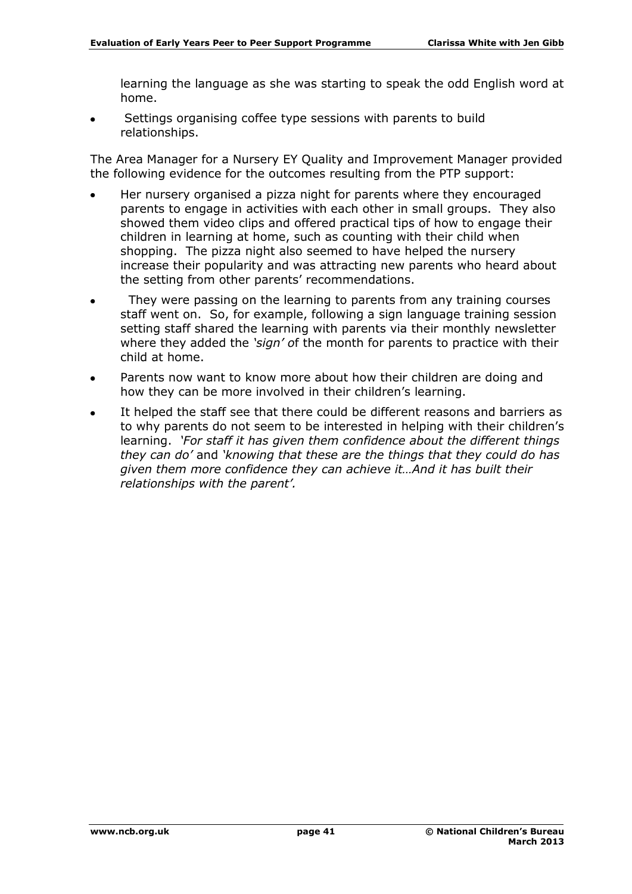learning the language as she was starting to speak the odd English word at home.

- Settings organising coffee type sessions with parents to build relationships.

The Area Manager for a Nursery EY Quality and Improvement Manager provided the following evidence for the outcomes resulting from the PTP support:

- Her nursery organised a pizza night for parents where they encouraged parents to engage in activities with each other in small groups. They also showed them video clips and offered practical tips of how to engage their children in learning at home, such as counting with their child when shopping. The pizza night also seemed to have helped the nursery increase their popularity and was attracting new parents who heard about the setting from other parents' recommendations.
- They were passing on the learning to parents from any training courses staff went on. So, for example, following a sign language training session setting staff shared the learning with parents via their monthly newsletter where they added the *'sign'* of the month for parents to practice with their child at home.
- Parents now want to know more about how their children are doing and how they can be more involved in their children's learning.
- It helped the staff see that there could be different reasons and barriers as to why parents do not seem to be interested in helping with their children's learning. *'For staff it has given them confidence about the different things they can do'* and *'knowing that these are the things that they could do has given them more confidence they can achieve it…And it has built their relationships with the parent'.*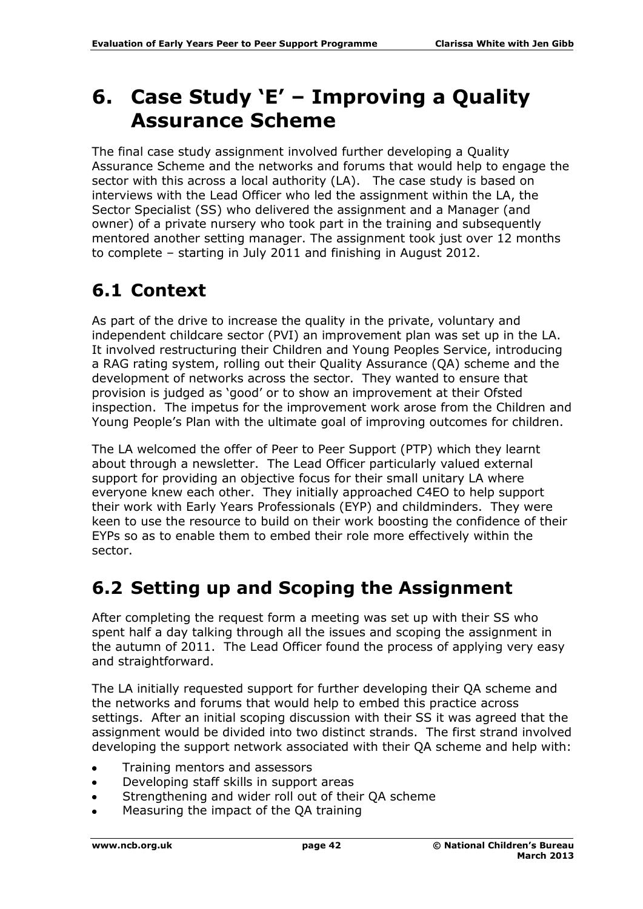# 6. Case Study 'E' – Improving a Quality Assurance Scheme

The final case study assignment involved further developing a Quality Assurance Scheme and the networks and forums that would help to engage the sector with this across a local authority (LA). The case study is based on interviews with the Lead Officer who led the assignment within the LA, the Sector Specialist (SS) who delivered the assignment and a Manager (and owner) of a private nursery who took part in the training and subsequently mentored another setting manager. The assignment took just over 12 months to complete – starting in July 2011 and finishing in August 2012.

## 6.1 Context

As part of the drive to increase the quality in the private, voluntary and independent childcare sector (PVI) an improvement plan was set up in the LA. It involved restructuring their Children and Young Peoples Service, introducing a RAG rating system, rolling out their Quality Assurance (QA) scheme and the development of networks across the sector. They wanted to ensure that provision is judged as 'good' or to show an improvement at their Ofsted inspection. The impetus for the improvement work arose from the Children and Young People's Plan with the ultimate goal of improving outcomes for children.

The LA welcomed the offer of Peer to Peer Support (PTP) which they learnt about through a newsletter. The Lead Officer particularly valued external support for providing an objective focus for their small unitary LA where everyone knew each other. They initially approached C4EO to help support their work with Early Years Professionals (EYP) and childminders. They were keen to use the resource to build on their work boosting the confidence of their EYPs so as to enable them to embed their role more effectively within the sector.

## 6.2 Setting up and Scoping the Assignment

After completing the request form a meeting was set up with their SS who spent half a day talking through all the issues and scoping the assignment in the autumn of 2011. The Lead Officer found the process of applying very easy and straightforward.

The LA initially requested support for further developing their QA scheme and the networks and forums that would help to embed this practice across settings. After an initial scoping discussion with their SS it was agreed that the assignment would be divided into two distinct strands. The first strand involved developing the support network associated with their QA scheme and help with:

- Training mentors and assessors
- Developing staff skills in support areas
- Strengthening and wider roll out of their QA scheme
- Measuring the impact of the QA training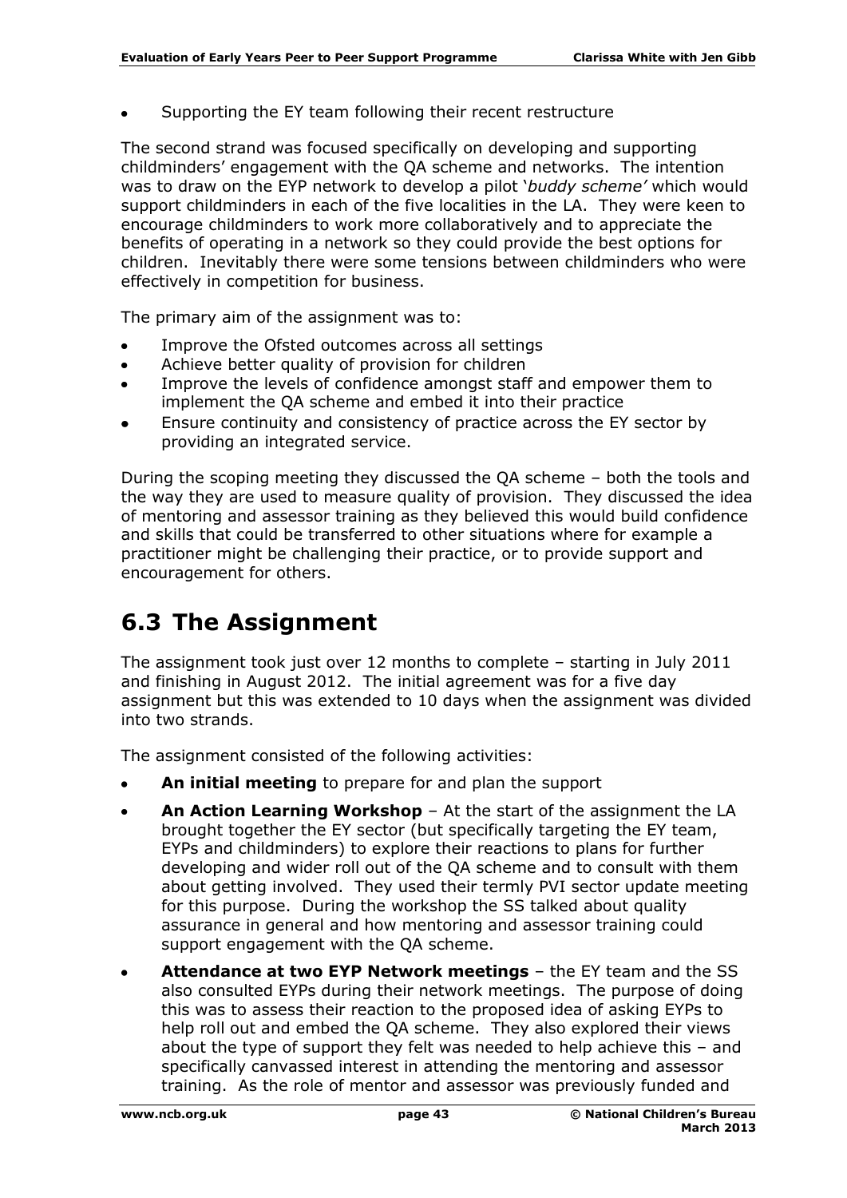- Supporting the EY team following their recent restructure

The second strand was focused specifically on developing and supporting childminders' engagement with the QA scheme and networks. The intention was to draw on the EYP network to develop a pilot '*buddy scheme'* which would support childminders in each of the five localities in the LA. They were keen to encourage childminders to work more collaboratively and to appreciate the benefits of operating in a network so they could provide the best options for children. Inevitably there were some tensions between childminders who were effectively in competition for business.

The primary aim of the assignment was to:

- Improve the Ofsted outcomes across all settings
- Achieve better quality of provision for children
- Improve the levels of confidence amongst staff and empower them to implement the QA scheme and embed it into their practice
- Ensure continuity and consistency of practice across the EY sector by providing an integrated service.

During the scoping meeting they discussed the QA scheme – both the tools and the way they are used to measure quality of provision. They discussed the idea of mentoring and assessor training as they believed this would build confidence and skills that could be transferred to other situations where for example a practitioner might be challenging their practice, or to provide support and encouragement for others.

## 6.3 The Assignment

The assignment took just over 12 months to complete – starting in July 2011 and finishing in August 2012. The initial agreement was for a five day assignment but this was extended to 10 days when the assignment was divided into two strands.

The assignment consisted of the following activities:

- **An initial meeting** to prepare for and plan the support
- **An Action Learning Workshop** – At the start of the assignment the LA brought together the EY sector (but specifically targeting the EY team, EYPs and childminders) to explore their reactions to plans for further developing and wider roll out of the QA scheme and to consult with them about getting involved. They used their termly PVI sector update meeting for this purpose. During the workshop the SS talked about quality assurance in general and how mentoring and assessor training could support engagement with the QA scheme.
- **Attendance at two EYP Network meetings** – the EY team and the SS also consulted EYPs during their network meetings. The purpose of doing this was to assess their reaction to the proposed idea of asking EYPs to help roll out and embed the QA scheme. They also explored their views about the type of support they felt was needed to help achieve this – and specifically canvassed interest in attending the mentoring and assessor training. As the role of mentor and assessor was previously funded and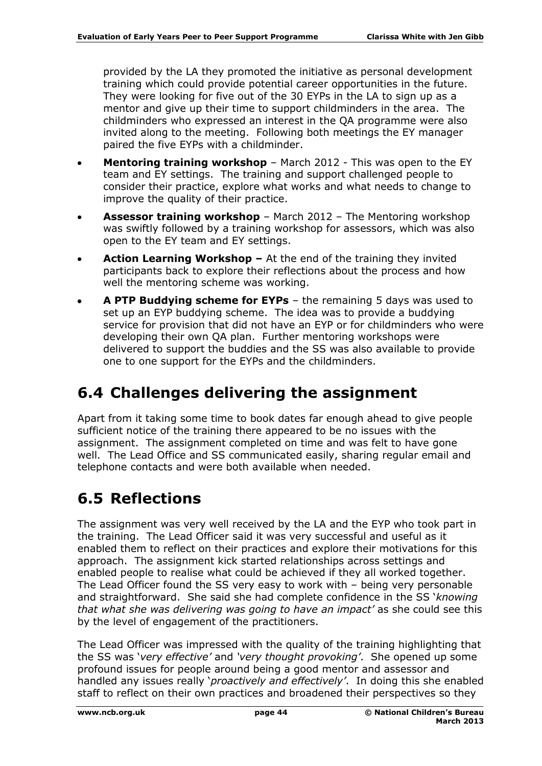provided by the LA they promoted the initiative as personal development training which could provide potential career opportunities in the future. They were looking for five out of the 30 EYPs in the LA to sign up as a mentor and give up their time to support childminders in the area. The childminders who expressed an interest in the QA programme were also invited along to the meeting. Following both meetings the EY manager paired the five EYPs with a childminder.

- **Mentoring training workshop** – March 2012 - This was open to the EY team and EY settings. The training and support challenged people to consider their practice, explore what works and what needs to change to improve the quality of their practice.
- **Assessor training workshop** – March 2012 – The Mentoring workshop was swiftly followed by a training workshop for assessors, which was also open to the EY team and EY settings.
- **Action Learning Workshop –** At the end of the training they invited participants back to explore their reflections about the process and how well the mentoring scheme was working.
- **A PTP Buddying scheme for EYPs** – the remaining 5 days was used to set up an EYP buddying scheme. The idea was to provide a buddying service for provision that did not have an EYP or for childminders who were developing their own QA plan. Further mentoring workshops were delivered to support the buddies and the SS was also available to provide one to one support for the EYPs and the childminders.

## 6.4 Challenges delivering the assignment

Apart from it taking some time to book dates far enough ahead to give people sufficient notice of the training there appeared to be no issues with the assignment. The assignment completed on time and was felt to have gone well. The Lead Office and SS communicated easily, sharing regular email and telephone contacts and were both available when needed.

## 6.5 Reflections

The assignment was very well received by the LA and the EYP who took part in the training. The Lead Officer said it was very successful and useful as it enabled them to reflect on their practices and explore their motivations for this approach. The assignment kick started relationships across settings and enabled people to realise what could be achieved if they all worked together. The Lead Officer found the SS very easy to work with – being very personable and straightforward. She said she had complete confidence in the SS '*knowing that what she was delivering was going to have an impact'* as she could see this by the level of engagement of the practitioners.

The Lead Officer was impressed with the quality of the training highlighting that the SS was '*very effective'* and *'very thought provoking'*. She opened up some profound issues for people around being a good mentor and assessor and handled any issues really '*proactively and effectively'*. In doing this she enabled staff to reflect on their own practices and broadened their perspectives so they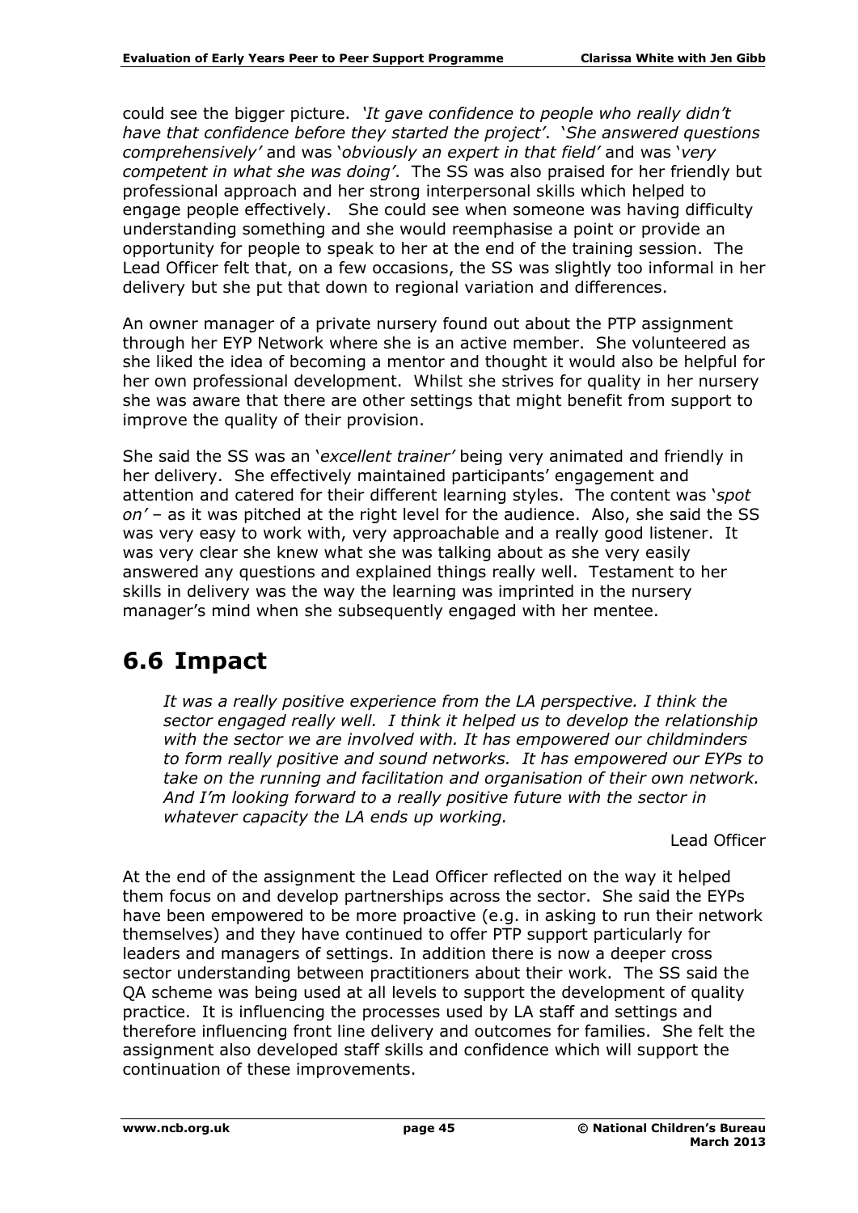could see the bigger picture. *'It gave confidence to people who really didn't have that confidence before they started the project'*. *'She answered questions comprehensively'* and was '*obviously an expert in that field'* and was '*very competent in what she was doing'*. The SS was also praised for her friendly but professional approach and her strong interpersonal skills which helped to engage people effectively. She could see when someone was having difficulty understanding something and she would reemphasise a point or provide an opportunity for people to speak to her at the end of the training session. The Lead Officer felt that, on a few occasions, the SS was slightly too informal in her delivery but she put that down to regional variation and differences.

An owner manager of a private nursery found out about the PTP assignment through her EYP Network where she is an active member. She volunteered as she liked the idea of becoming a mentor and thought it would also be helpful for her own professional development. Whilst she strives for quality in her nursery she was aware that there are other settings that might benefit from support to improve the quality of their provision.

She said the SS was an '*excellent trainer'* being very animated and friendly in her delivery. She effectively maintained participants' engagement and attention and catered for their different learning styles. The content was '*spot on'* – as it was pitched at the right level for the audience. Also, she said the SS was very easy to work with, very approachable and a really good listener. It was very clear she knew what she was talking about as she very easily answered any questions and explained things really well. Testament to her skills in delivery was the way the learning was imprinted in the nursery manager's mind when she subsequently engaged with her mentee.

## 6.6 Impact

> *It was a really positive experience from the LA perspective. I think the sector engaged really well. I think it helped us to develop the relationship with the sector we are involved with. It has empowered our childminders to form really positive and sound networks. It has empowered our EYPs to take on the running and facilitation and organisation of their own network. And I'm looking forward to a really positive future with the sector in whatever capacity the LA ends up working.*
>
> Lead Officer

At the end of the assignment the Lead Officer reflected on the way it helped them focus on and develop partnerships across the sector. She said the EYPs have been empowered to be more proactive (e.g. in asking to run their network themselves) and they have continued to offer PTP support particularly for leaders and managers of settings. In addition there is now a deeper cross sector understanding between practitioners about their work. The SS said the QA scheme was being used at all levels to support the development of quality practice. It is influencing the processes used by LA staff and settings and therefore influencing front line delivery and outcomes for families. She felt the assignment also developed staff skills and confidence which will support the continuation of these improvements.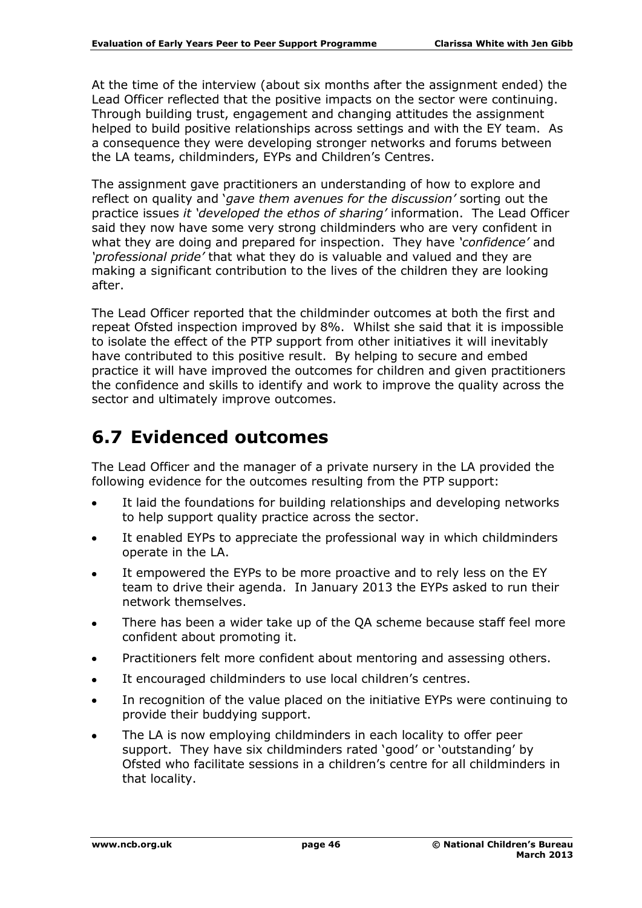At the time of the interview (about six months after the assignment ended) the Lead Officer reflected that the positive impacts on the sector were continuing. Through building trust, engagement and changing attitudes the assignment helped to build positive relationships across settings and with the EY team. As a consequence they were developing stronger networks and forums between the LA teams, childminders, EYPs and Children's Centres.

The assignment gave practitioners an understanding of how to explore and reflect on quality and '*gave them avenues for the discussion'* sorting out the practice issues *it 'developed the ethos of sharing'* information. The Lead Officer said they now have some very strong childminders who are very confident in what they are doing and prepared for inspection. They have *'confidence'* and *'professional pride'* that what they do is valuable and valued and they are making a significant contribution to the lives of the children they are looking after.

The Lead Officer reported that the childminder outcomes at both the first and repeat Ofsted inspection improved by 8%. Whilst she said that it is impossible to isolate the effect of the PTP support from other initiatives it will inevitably have contributed to this positive result. By helping to secure and embed practice it will have improved the outcomes for children and given practitioners the confidence and skills to identify and work to improve the quality across the sector and ultimately improve outcomes.

## 6.7 Evidenced outcomes

The Lead Officer and the manager of a private nursery in the LA provided the following evidence for the outcomes resulting from the PTP support:

- It laid the foundations for building relationships and developing networks to help support quality practice across the sector.
- It enabled EYPs to appreciate the professional way in which childminders operate in the LA.
- It empowered the EYPs to be more proactive and to rely less on the EY team to drive their agenda. In January 2013 the EYPs asked to run their network themselves.
- There has been a wider take up of the QA scheme because staff feel more confident about promoting it.
- Practitioners felt more confident about mentoring and assessing others.
- It encouraged childminders to use local children's centres.
- In recognition of the value placed on the initiative EYPs were continuing to provide their buddying support.
- The LA is now employing childminders in each locality to offer peer support. They have six childminders rated 'good' or 'outstanding' by Ofsted who facilitate sessions in a children's centre for all childminders in that locality.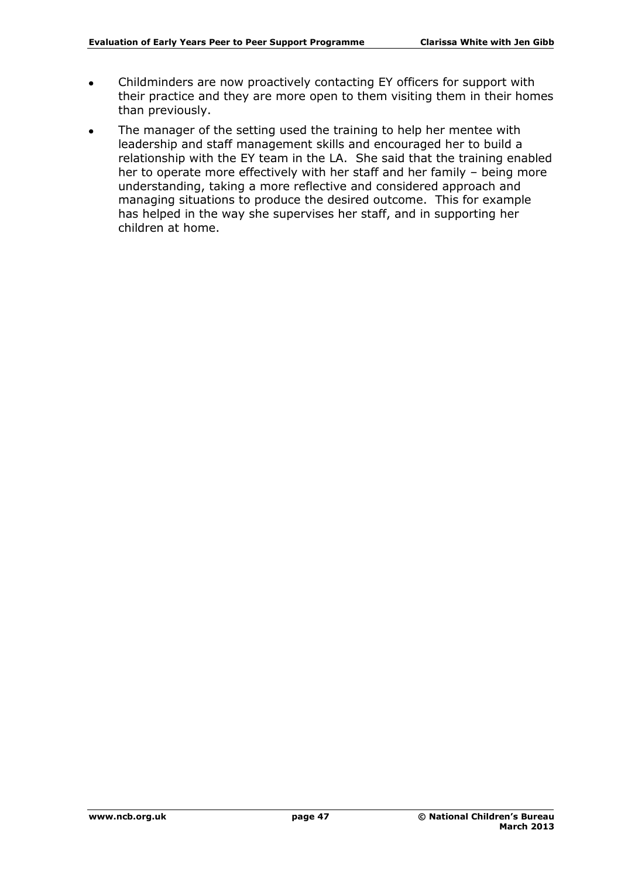- Childminders are now proactively contacting EY officers for support with their practice and they are more open to them visiting them in their homes than previously.
- The manager of the setting used the training to help her mentee with leadership and staff management skills and encouraged her to build a relationship with the EY team in the LA. She said that the training enabled her to operate more effectively with her staff and her family – being more understanding, taking a more reflective and considered approach and managing situations to produce the desired outcome. This for example has helped in the way she supervises her staff, and in supporting her children at home.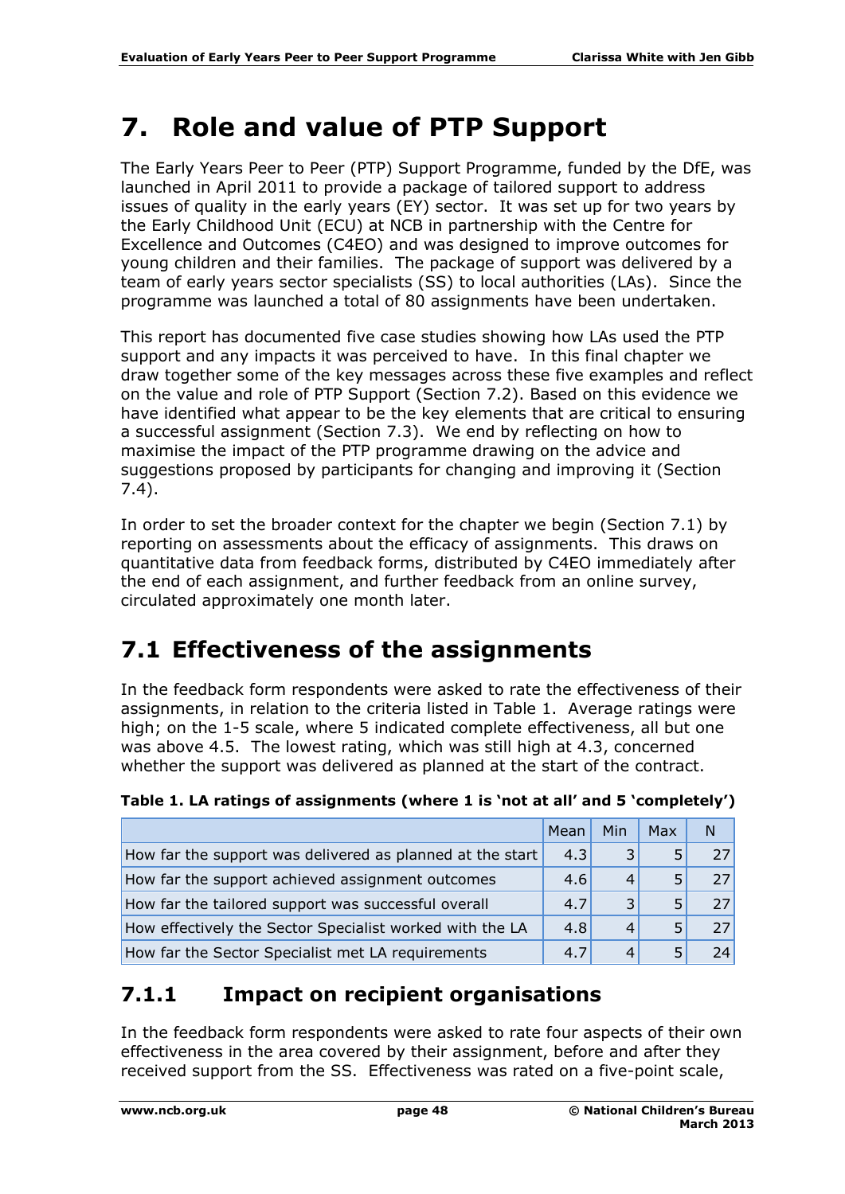# 7. Role and value of PTP Support

The Early Years Peer to Peer (PTP) Support Programme, funded by the DfE, was launched in April 2011 to provide a package of tailored support to address issues of quality in the early years (EY) sector. It was set up for two years by the Early Childhood Unit (ECU) at NCB in partnership with the Centre for Excellence and Outcomes (C4EO) and was designed to improve outcomes for young children and their families. The package of support was delivered by a team of early years sector specialists (SS) to local authorities (LAs). Since the programme was launched a total of 80 assignments have been undertaken.

This report has documented five case studies showing how LAs used the PTP support and any impacts it was perceived to have. In this final chapter we draw together some of the key messages across these five examples and reflect on the value and role of PTP Support (Section 7.2). Based on this evidence we have identified what appear to be the key elements that are critical to ensuring a successful assignment (Section 7.3). We end by reflecting on how to maximise the impact of the PTP programme drawing on the advice and suggestions proposed by participants for changing and improving it (Section 7.4).

In order to set the broader context for the chapter we begin (Section 7.1) by reporting on assessments about the efficacy of assignments. This draws on quantitative data from feedback forms, distributed by C4EO immediately after the end of each assignment, and further feedback from an online survey, circulated approximately one month later.

## 7.1 Effectiveness of the assignments

In the feedback form respondents were asked to rate the effectiveness of their assignments, in relation to the criteria listed in Table 1. Average ratings were high; on the 1-5 scale, where 5 indicated complete effectiveness, all but one was above 4.5. The lowest rating, which was still high at 4.3, concerned whether the support was delivered as planned at the start of the contract.

**Table 1. LA ratings of assignments (where 1 is 'not at all' and 5 'completely')**

| | Mean | Min | Max | N |
|---|---|---|---|---|
| How far the support was delivered as planned at the start | 4.3 | 3 | 5 | 27 |
| How far the support achieved assignment outcomes | 4.6 | 4 | 5 | 27 |
| How far the tailored support was successful overall | 4.7 | 3 | 5 | 27 |
| How effectively the Sector Specialist worked with the LA | 4.8 | 4 | 5 | 27 |
| How far the Sector Specialist met LA requirements | 4.7 | 4 | 5 | 24 |

### 7.1.1 Impact on recipient organisations

In the feedback form respondents were asked to rate four aspects of their own effectiveness in the area covered by their assignment, before and after they received support from the SS. Effectiveness was rated on a five-point scale,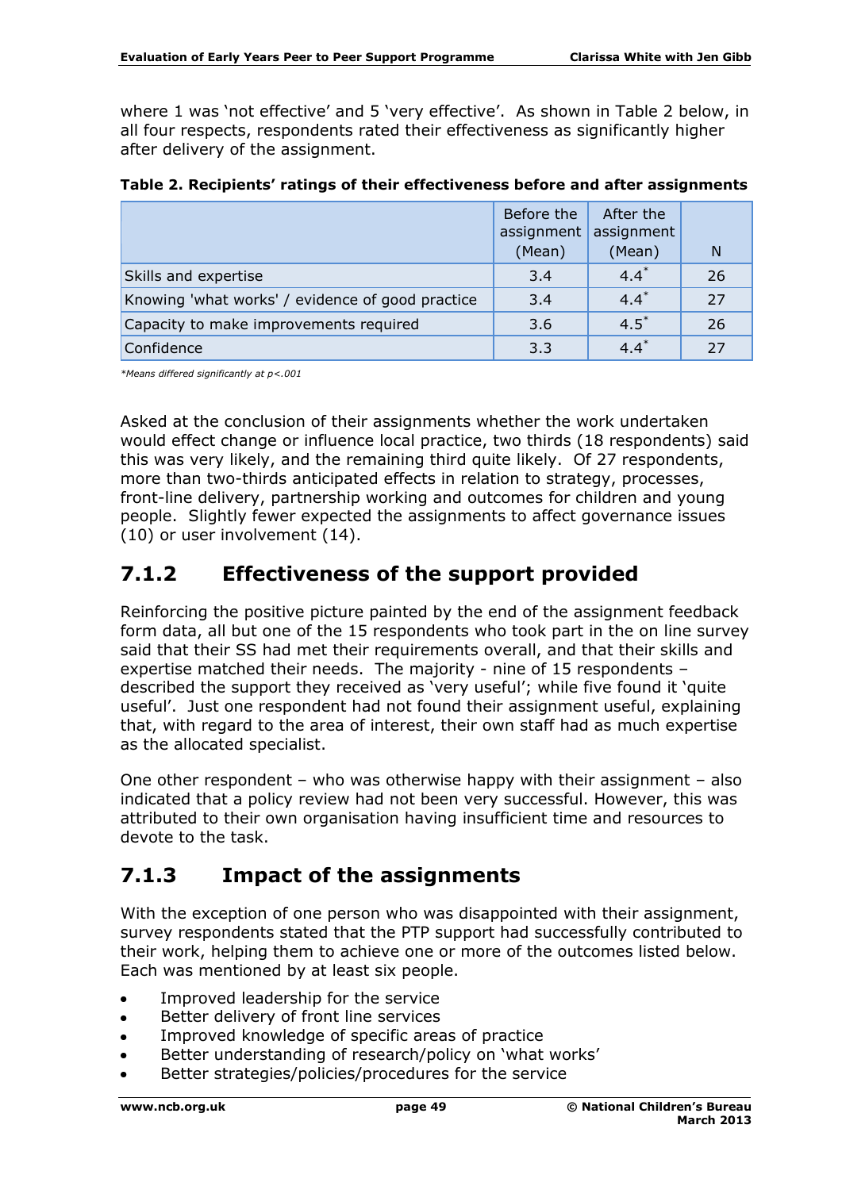where 1 was 'not effective' and 5 'very effective'. As shown in Table 2 below, in all four respects, respondents rated their effectiveness as significantly higher after delivery of the assignment.

**Table 2. Recipients' ratings of their effectiveness before and after assignments**

| | Before the assignment (Mean) | After the assignment (Mean) | N |
|---|---|---|---|
| Skills and expertise | 3.4 | 4.4* | 26 |
| Knowing 'what works' / evidence of good practice | 3.4 | 4.4* | 27 |
| Capacity to make improvements required | 3.6 | 4.5* | 26 |
| Confidence | 3.3 | 4.4* | 27 |

*\*Means differed significantly at $p<.001$*

Asked at the conclusion of their assignments whether the work undertaken would effect change or influence local practice, two thirds (18 respondents) said this was very likely, and the remaining third quite likely. Of 27 respondents, more than two-thirds anticipated effects in relation to strategy, processes, front-line delivery, partnership working and outcomes for children and young people. Slightly fewer expected the assignments to affect governance issues (10) or user involvement (14).

## 7.1.2 Effectiveness of the support provided

Reinforcing the positive picture painted by the end of the assignment feedback form data, all but one of the 15 respondents who took part in the on line survey said that their SS had met their requirements overall, and that their skills and expertise matched their needs. The majority - nine of 15 respondents – described the support they received as 'very useful'; while five found it 'quite useful'. Just one respondent had not found their assignment useful, explaining that, with regard to the area of interest, their own staff had as much expertise as the allocated specialist.

One other respondent – who was otherwise happy with their assignment – also indicated that a policy review had not been very successful. However, this was attributed to their own organisation having insufficient time and resources to devote to the task.

## 7.1.3 Impact of the assignments

With the exception of one person who was disappointed with their assignment, survey respondents stated that the PTP support had successfully contributed to their work, helping them to achieve one or more of the outcomes listed below. Each was mentioned by at least six people.

- Improved leadership for the service
- Better delivery of front line services
- Improved knowledge of specific areas of practice
- Better understanding of research/policy on 'what works'
- Better strategies/policies/procedures for the service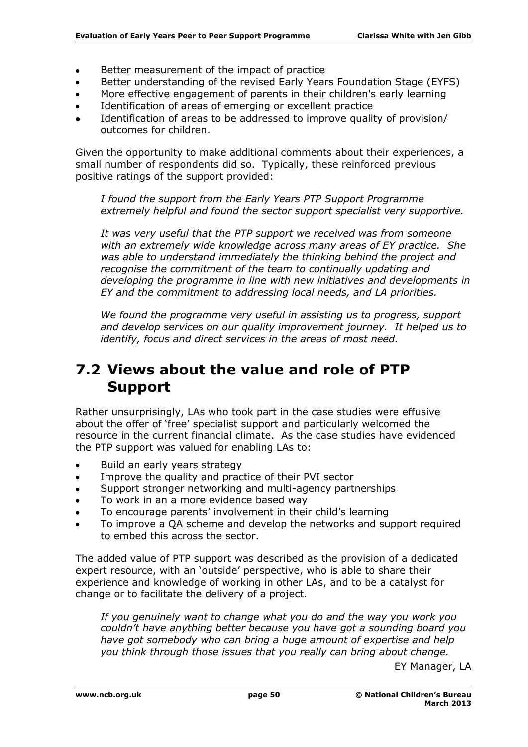- Better measurement of the impact of practice
- Better understanding of the revised Early Years Foundation Stage (EYFS)
- More effective engagement of parents in their children's early learning
- Identification of areas of emerging or excellent practice
- Identification of areas to be addressed to improve quality of provision/ outcomes for children.

Given the opportunity to make additional comments about their experiences, a small number of respondents did so. Typically, these reinforced previous positive ratings of the support provided:

> *I found the support from the Early Years PTP Support Programme extremely helpful and found the sector support specialist very supportive.*
>
> *It was very useful that the PTP support we received was from someone with an extremely wide knowledge across many areas of EY practice. She was able to understand immediately the thinking behind the project and recognise the commitment of the team to continually updating and developing the programme in line with new initiatives and developments in EY and the commitment to addressing local needs, and LA priorities.*
>
> *We found the programme very useful in assisting us to progress, support and develop services on our quality improvement journey. It helped us to identify, focus and direct services in the areas of most need.*

## 7.2 Views about the value and role of PTP Support

Rather unsurprisingly, LAs who took part in the case studies were effusive about the offer of 'free' specialist support and particularly welcomed the resource in the current financial climate. As the case studies have evidenced the PTP support was valued for enabling LAs to:

- Build an early years strategy
- Improve the quality and practice of their PVI sector
- Support stronger networking and multi-agency partnerships
- To work in an a more evidence based way
- To encourage parents' involvement in their child's learning
- To improve a QA scheme and develop the networks and support required to embed this across the sector.

The added value of PTP support was described as the provision of a dedicated expert resource, with an 'outside' perspective, who is able to share their experience and knowledge of working in other LAs, and to be a catalyst for change or to facilitate the delivery of a project.

> *If you genuinely want to change what you do and the way you work you couldn't have anything better because you have got a sounding board you have got somebody who can bring a huge amount of expertise and help you think through those issues that you really can bring about change.*
>
> EY Manager, LA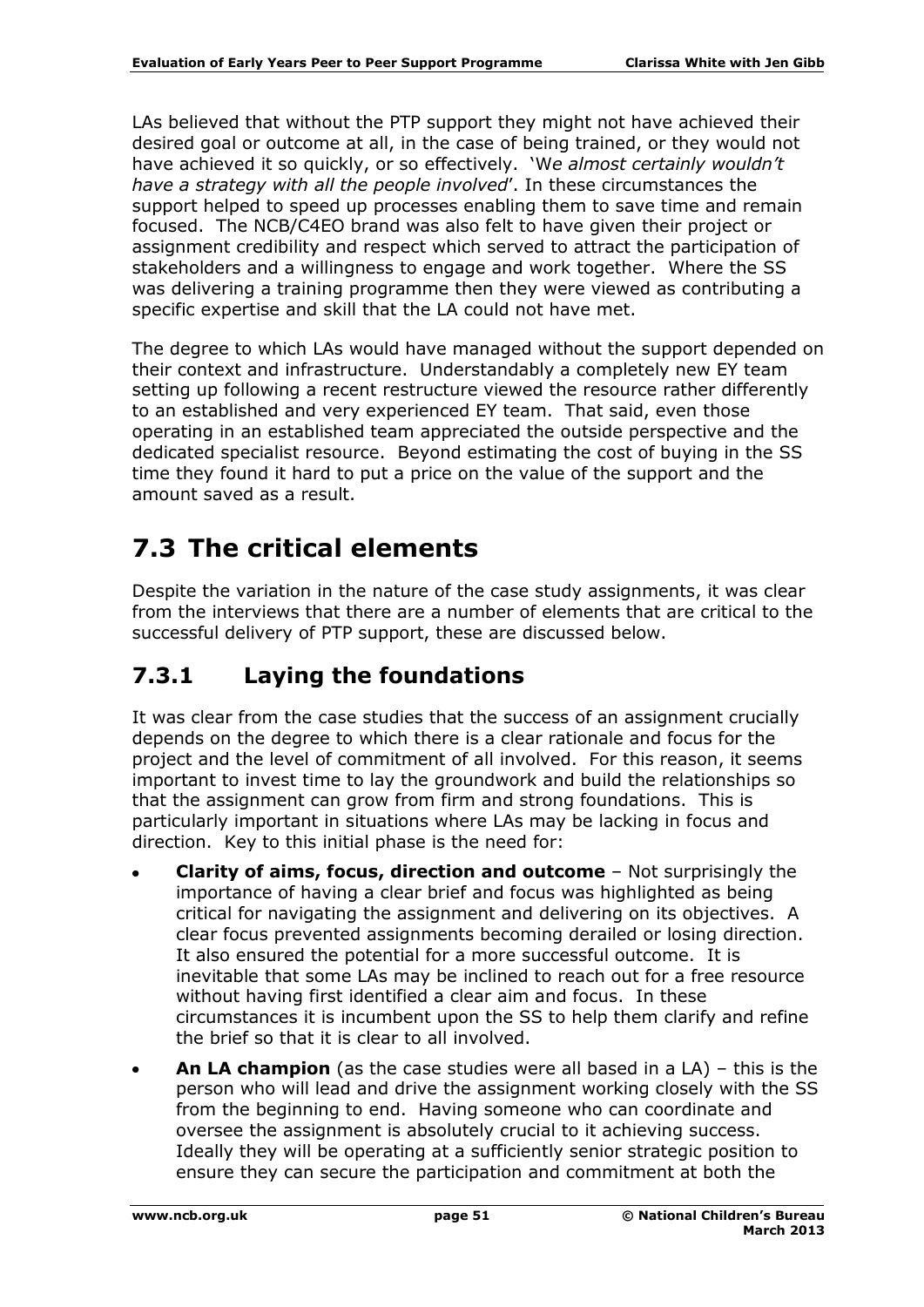LAs believed that without the PTP support they might not have achieved their desired goal or outcome at all, in the case of being trained, or they would not have achieved it so quickly, or so effectively. 'W*e almost certainly wouldn't have a strategy with all the people involved*'. In these circumstances the support helped to speed up processes enabling them to save time and remain focused. The NCB/C4EO brand was also felt to have given their project or assignment credibility and respect which served to attract the participation of stakeholders and a willingness to engage and work together. Where the SS was delivering a training programme then they were viewed as contributing a specific expertise and skill that the LA could not have met.

The degree to which LAs would have managed without the support depended on their context and infrastructure. Understandably a completely new EY team setting up following a recent restructure viewed the resource rather differently to an established and very experienced EY team. That said, even those operating in an established team appreciated the outside perspective and the dedicated specialist resource. Beyond estimating the cost of buying in the SS time they found it hard to put a price on the value of the support and the amount saved as a result.

# 7.3 The critical elements

Despite the variation in the nature of the case study assignments, it was clear from the interviews that there are a number of elements that are critical to the successful delivery of PTP support, these are discussed below.

## 7.3.1 Laying the foundations

It was clear from the case studies that the success of an assignment crucially depends on the degree to which there is a clear rationale and focus for the project and the level of commitment of all involved. For this reason, it seems important to invest time to lay the groundwork and build the relationships so that the assignment can grow from firm and strong foundations. This is particularly important in situations where LAs may be lacking in focus and direction. Key to this initial phase is the need for:

- **Clarity of aims, focus, direction and outcome** – Not surprisingly the importance of having a clear brief and focus was highlighted as being critical for navigating the assignment and delivering on its objectives. A clear focus prevented assignments becoming derailed or losing direction. It also ensured the potential for a more successful outcome. It is inevitable that some LAs may be inclined to reach out for a free resource without having first identified a clear aim and focus. In these circumstances it is incumbent upon the SS to help them clarify and refine the brief so that it is clear to all involved.
- **An LA champion** (as the case studies were all based in a LA) – this is the person who will lead and drive the assignment working closely with the SS from the beginning to end. Having someone who can coordinate and oversee the assignment is absolutely crucial to it achieving success. Ideally they will be operating at a sufficiently senior strategic position to ensure they can secure the participation and commitment at both the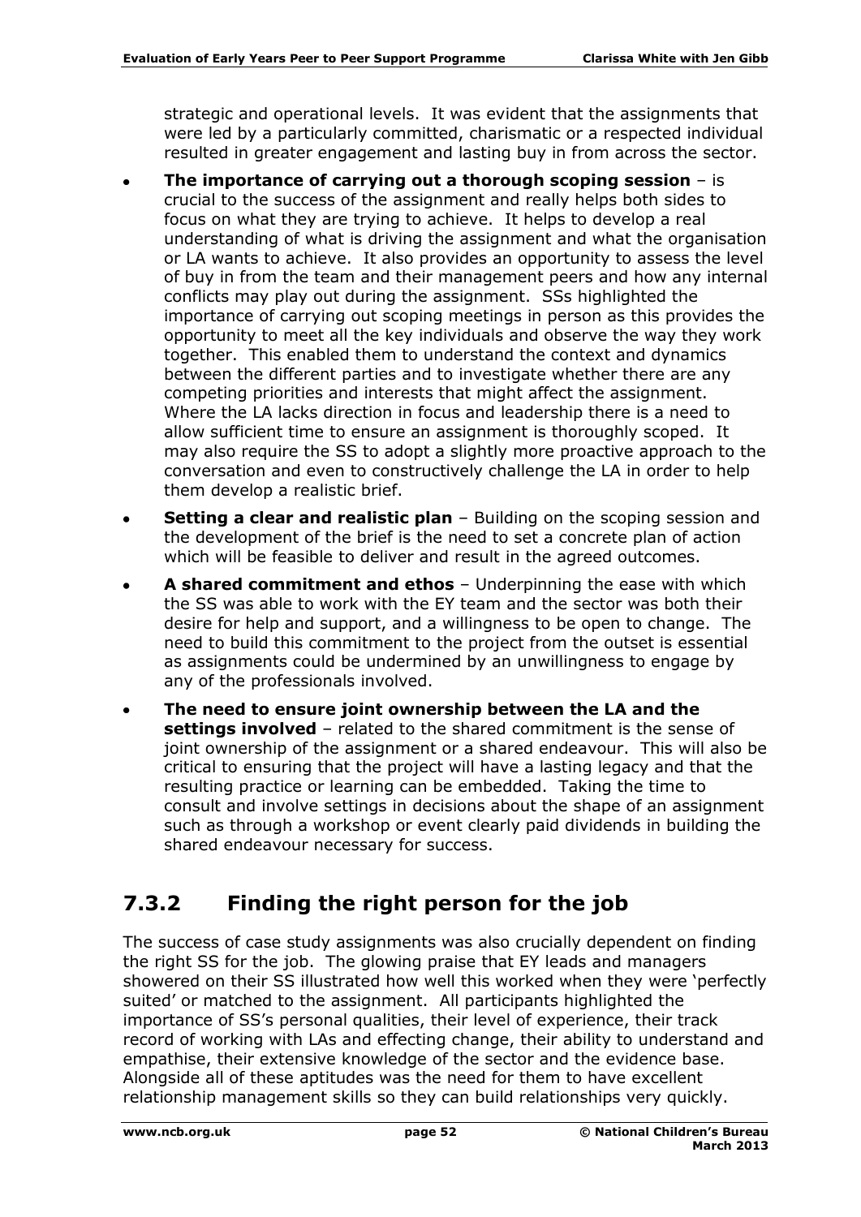strategic and operational levels. It was evident that the assignments that were led by a particularly committed, charismatic or a respected individual resulted in greater engagement and lasting buy in from across the sector.

- **The importance of carrying out a thorough scoping session** – is crucial to the success of the assignment and really helps both sides to focus on what they are trying to achieve. It helps to develop a real understanding of what is driving the assignment and what the organisation or LA wants to achieve. It also provides an opportunity to assess the level of buy in from the team and their management peers and how any internal conflicts may play out during the assignment. SSs highlighted the importance of carrying out scoping meetings in person as this provides the opportunity to meet all the key individuals and observe the way they work together. This enabled them to understand the context and dynamics between the different parties and to investigate whether there are any competing priorities and interests that might affect the assignment. Where the LA lacks direction in focus and leadership there is a need to allow sufficient time to ensure an assignment is thoroughly scoped. It may also require the SS to adopt a slightly more proactive approach to the conversation and even to constructively challenge the LA in order to help them develop a realistic brief.
- **Setting a clear and realistic plan** – Building on the scoping session and the development of the brief is the need to set a concrete plan of action which will be feasible to deliver and result in the agreed outcomes.
- **A shared commitment and ethos** – Underpinning the ease with which the SS was able to work with the EY team and the sector was both their desire for help and support, and a willingness to be open to change. The need to build this commitment to the project from the outset is essential as assignments could be undermined by an unwillingness to engage by any of the professionals involved.
- **The need to ensure joint ownership between the LA and the settings involved** – related to the shared commitment is the sense of joint ownership of the assignment or a shared endeavour. This will also be critical to ensuring that the project will have a lasting legacy and that the resulting practice or learning can be embedded. Taking the time to consult and involve settings in decisions about the shape of an assignment such as through a workshop or event clearly paid dividends in building the shared endeavour necessary for success.

### 7.3.2 Finding the right person for the job

The success of case study assignments was also crucially dependent on finding the right SS for the job. The glowing praise that EY leads and managers showered on their SS illustrated how well this worked when they were 'perfectly suited' or matched to the assignment. All participants highlighted the importance of SS's personal qualities, their level of experience, their track record of working with LAs and effecting change, their ability to understand and empathise, their extensive knowledge of the sector and the evidence base. Alongside all of these aptitudes was the need for them to have excellent relationship management skills so they can build relationships very quickly.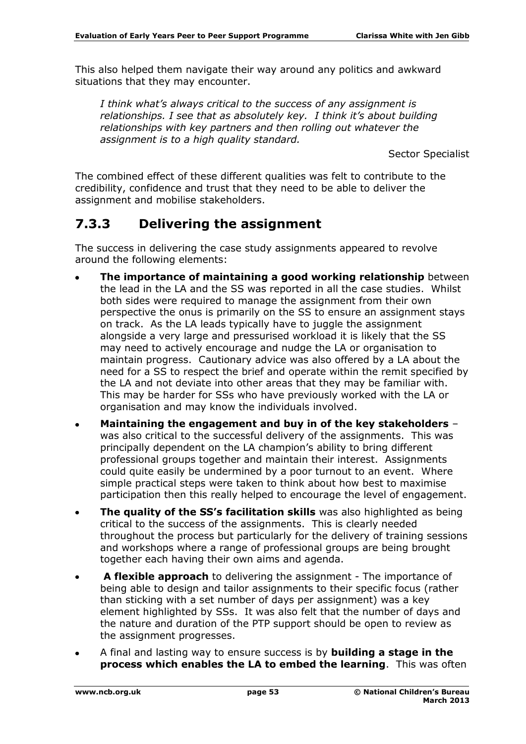This also helped them navigate their way around any politics and awkward situations that they may encounter.

> *I think what's always critical to the success of any assignment is relationships. I see that as absolutely key. I think it's about building relationships with key partners and then rolling out whatever the assignment is to a high quality standard.*
>
> Sector Specialist

The combined effect of these different qualities was felt to contribute to the credibility, confidence and trust that they need to be able to deliver the assignment and mobilise stakeholders.

### 7.3.3 Delivering the assignment

The success in delivering the case study assignments appeared to revolve around the following elements:

- **The importance of maintaining a good working relationship** between the lead in the LA and the SS was reported in all the case studies. Whilst both sides were required to manage the assignment from their own perspective the onus is primarily on the SS to ensure an assignment stays on track. As the LA leads typically have to juggle the assignment alongside a very large and pressurised workload it is likely that the SS may need to actively encourage and nudge the LA or organisation to maintain progress. Cautionary advice was also offered by a LA about the need for a SS to respect the brief and operate within the remit specified by the LA and not deviate into other areas that they may be familiar with. This may be harder for SSs who have previously worked with the LA or organisation and may know the individuals involved.
- **Maintaining the engagement and buy in of the key stakeholders** – was also critical to the successful delivery of the assignments. This was principally dependent on the LA champion's ability to bring different professional groups together and maintain their interest. Assignments could quite easily be undermined by a poor turnout to an event. Where simple practical steps were taken to think about how best to maximise participation then this really helped to encourage the level of engagement.
- **The quality of the SS's facilitation skills** was also highlighted as being critical to the success of the assignments. This is clearly needed throughout the process but particularly for the delivery of training sessions and workshops where a range of professional groups are being brought together each having their own aims and agenda.
- **A flexible approach** to delivering the assignment - The importance of being able to design and tailor assignments to their specific focus (rather than sticking with a set number of days per assignment) was a key element highlighted by SSs. It was also felt that the number of days and the nature and duration of the PTP support should be open to review as the assignment progresses.
- A final and lasting way to ensure success is by **building a stage in the process which enables the LA to embed the learning**. This was often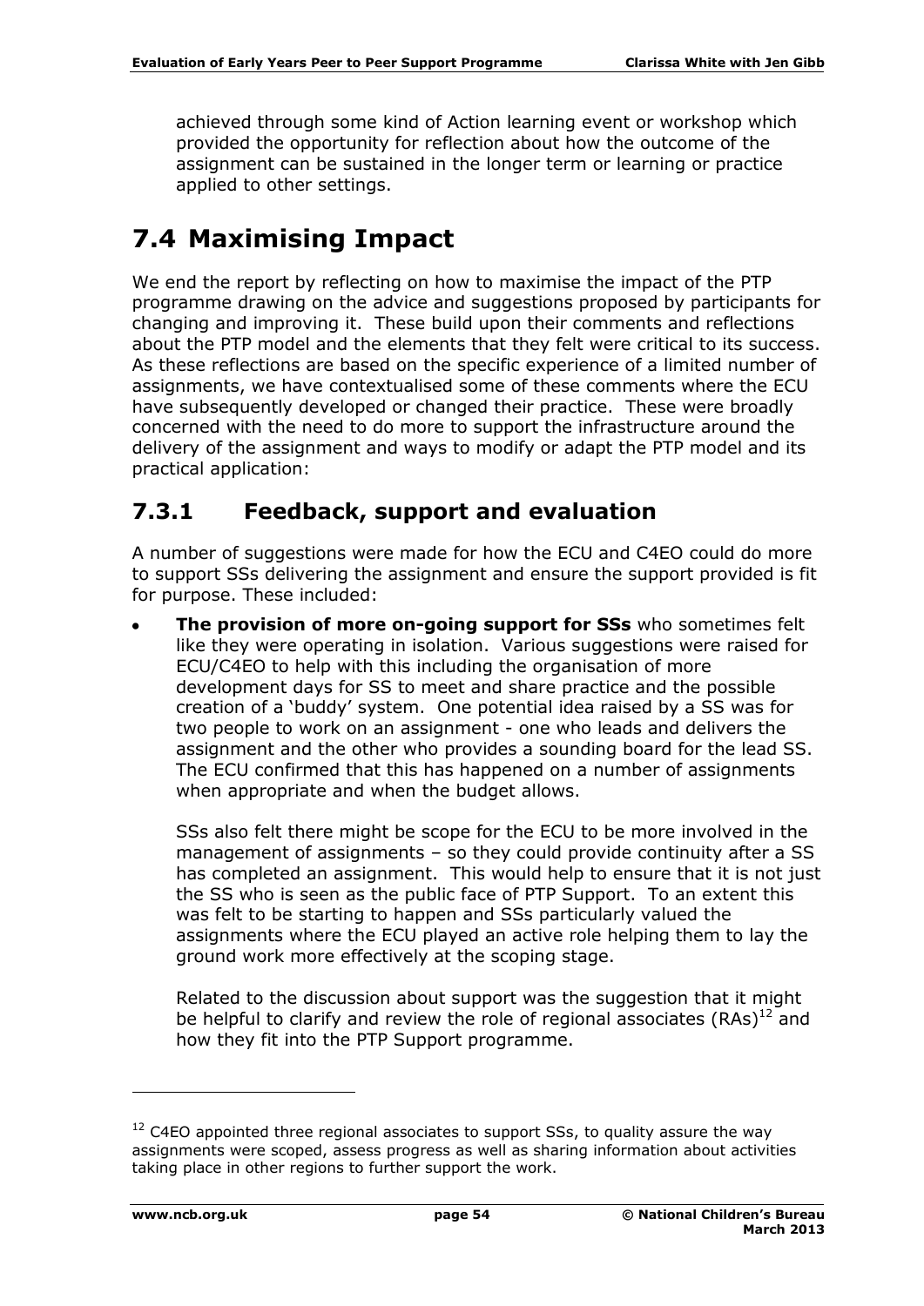achieved through some kind of Action learning event or workshop which provided the opportunity for reflection about how the outcome of the assignment can be sustained in the longer term or learning or practice applied to other settings.

## 7.4 Maximising Impact

We end the report by reflecting on how to maximise the impact of the PTP programme drawing on the advice and suggestions proposed by participants for changing and improving it. These build upon their comments and reflections about the PTP model and the elements that they felt were critical to its success. As these reflections are based on the specific experience of a limited number of assignments, we have contextualised some of these comments where the ECU have subsequently developed or changed their practice. These were broadly concerned with the need to do more to support the infrastructure around the delivery of the assignment and ways to modify or adapt the PTP model and its practical application:

### 7.3.1 Feedback, support and evaluation

A number of suggestions were made for how the ECU and C4EO could do more to support SSs delivering the assignment and ensure the support provided is fit for purpose. These included:

- **The provision of more on-going support for SSs** who sometimes felt like they were operating in isolation. Various suggestions were raised for ECU/C4EO to help with this including the organisation of more development days for SS to meet and share practice and the possible creation of a 'buddy' system. One potential idea raised by a SS was for two people to work on an assignment - one who leads and delivers the assignment and the other who provides a sounding board for the lead SS. The ECU confirmed that this has happened on a number of assignments when appropriate and when the budget allows.

  SSs also felt there might be scope for the ECU to be more involved in the management of assignments – so they could provide continuity after a SS has completed an assignment. This would help to ensure that it is not just the SS who is seen as the public face of PTP Support. To an extent this was felt to be starting to happen and SSs particularly valued the assignments where the ECU played an active role helping them to lay the ground work more effectively at the scoping stage.

  Related to the discussion about support was the suggestion that it might be helpful to clarify and review the role of regional associates (RAs)[12] and how they fit into the PTP Support programme.

---

[12] C4EO appointed three regional associates to support SSs, to quality assure the way assignments were scoped, assess progress as well as sharing information about activities taking place in other regions to further support the work.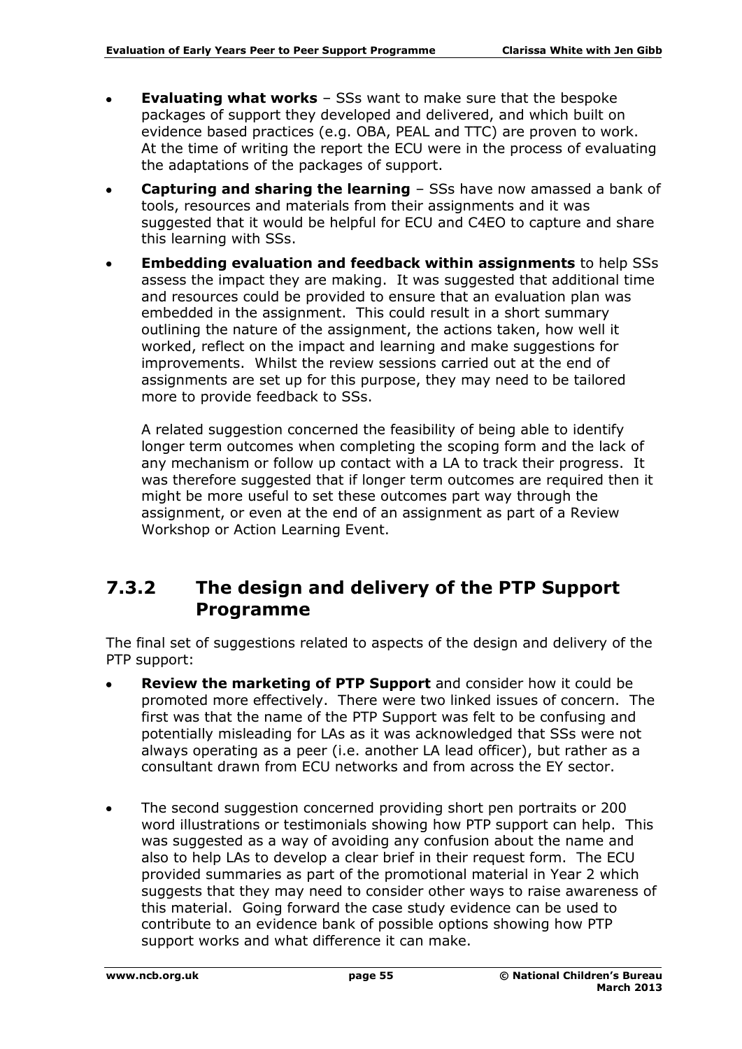- **Evaluating what works** – SSs want to make sure that the bespoke packages of support they developed and delivered, and which built on evidence based practices (e.g. OBA, PEAL and TTC) are proven to work. At the time of writing the report the ECU were in the process of evaluating the adaptations of the packages of support.
- **Capturing and sharing the learning** – SSs have now amassed a bank of tools, resources and materials from their assignments and it was suggested that it would be helpful for ECU and C4EO to capture and share this learning with SSs.
- **Embedding evaluation and feedback within assignments** to help SSs assess the impact they are making. It was suggested that additional time and resources could be provided to ensure that an evaluation plan was embedded in the assignment. This could result in a short summary outlining the nature of the assignment, the actions taken, how well it worked, reflect on the impact and learning and make suggestions for improvements. Whilst the review sessions carried out at the end of assignments are set up for this purpose, they may need to be tailored more to provide feedback to SSs.

  A related suggestion concerned the feasibility of being able to identify longer term outcomes when completing the scoping form and the lack of any mechanism or follow up contact with a LA to track their progress. It was therefore suggested that if longer term outcomes are required then it might be more useful to set these outcomes part way through the assignment, or even at the end of an assignment as part of a Review Workshop or Action Learning Event.

### 7.3.2 The design and delivery of the PTP Support Programme

The final set of suggestions related to aspects of the design and delivery of the PTP support:

- **Review the marketing of PTP Support** and consider how it could be promoted more effectively. There were two linked issues of concern. The first was that the name of the PTP Support was felt to be confusing and potentially misleading for LAs as it was acknowledged that SSs were not always operating as a peer (i.e. another LA lead officer), but rather as a consultant drawn from ECU networks and from across the EY sector.

- The second suggestion concerned providing short pen portraits or 200 word illustrations or testimonials showing how PTP support can help. This was suggested as a way of avoiding any confusion about the name and also to help LAs to develop a clear brief in their request form. The ECU provided summaries as part of the promotional material in Year 2 which suggests that they may need to consider other ways to raise awareness of this material. Going forward the case study evidence can be used to contribute to an evidence bank of possible options showing how PTP support works and what difference it can make.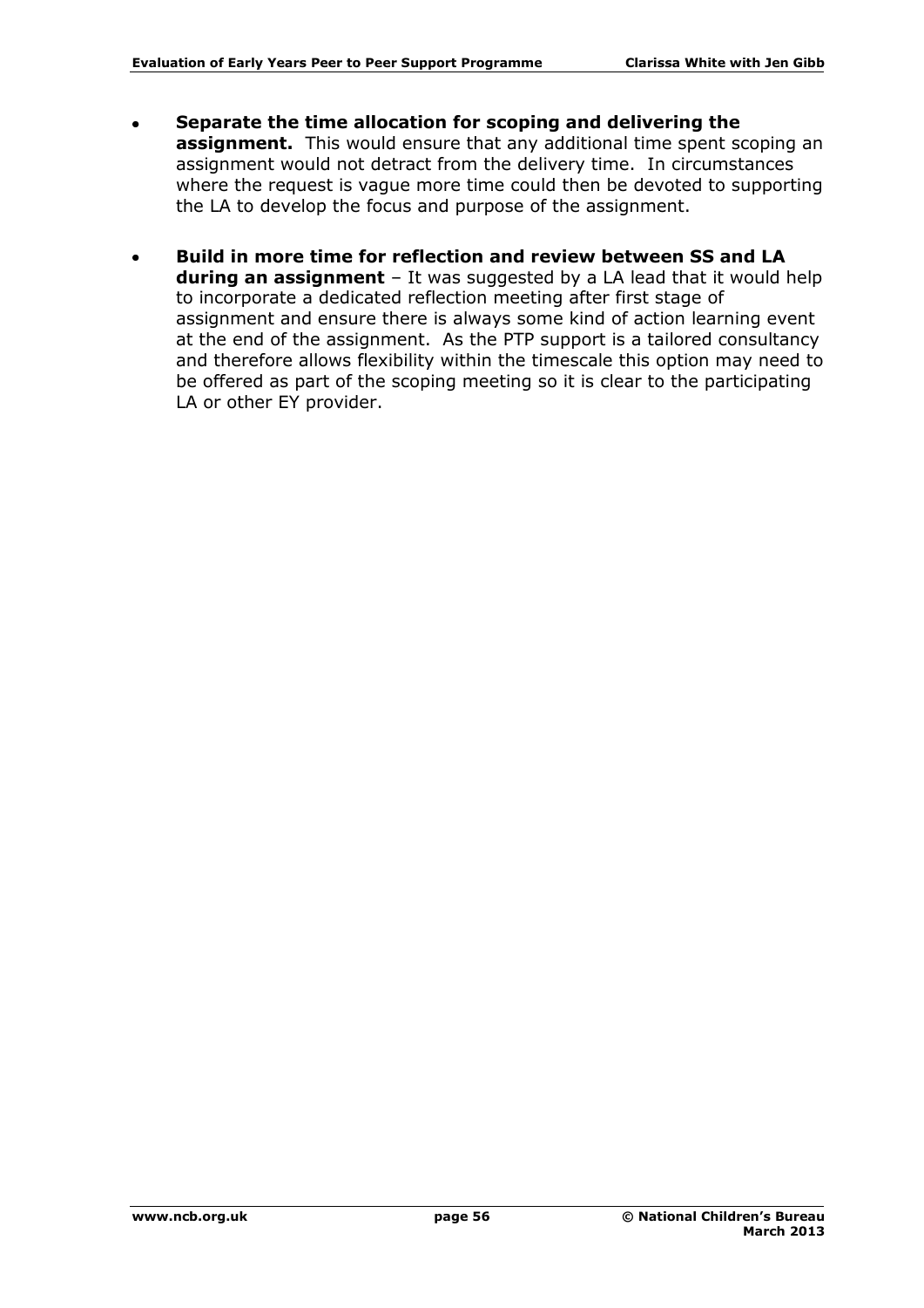- **Separate the time allocation for scoping and delivering the assignment.** This would ensure that any additional time spent scoping an assignment would not detract from the delivery time. In circumstances where the request is vague more time could then be devoted to supporting the LA to develop the focus and purpose of the assignment.

- **Build in more time for reflection and review between SS and LA during an assignment** – It was suggested by a LA lead that it would help to incorporate a dedicated reflection meeting after first stage of assignment and ensure there is always some kind of action learning event at the end of the assignment. As the PTP support is a tailored consultancy and therefore allows flexibility within the timescale this option may need to be offered as part of the scoping meeting so it is clear to the participating LA or other EY provider.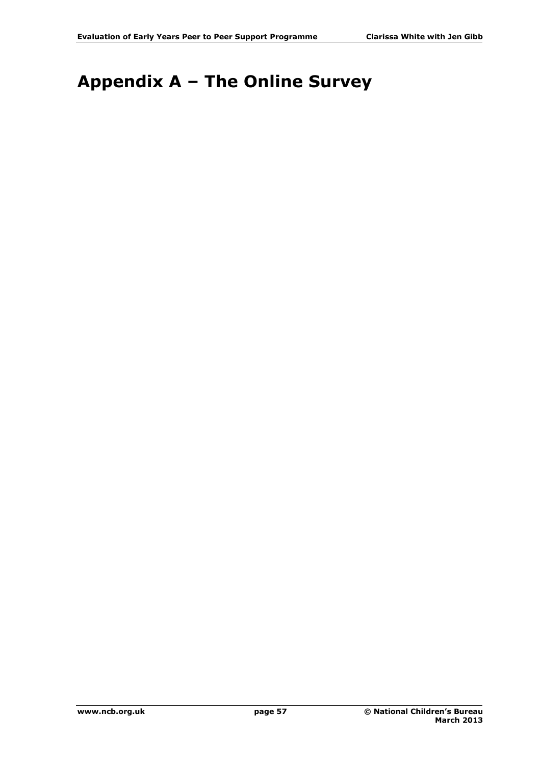# Appendix A – The Online Survey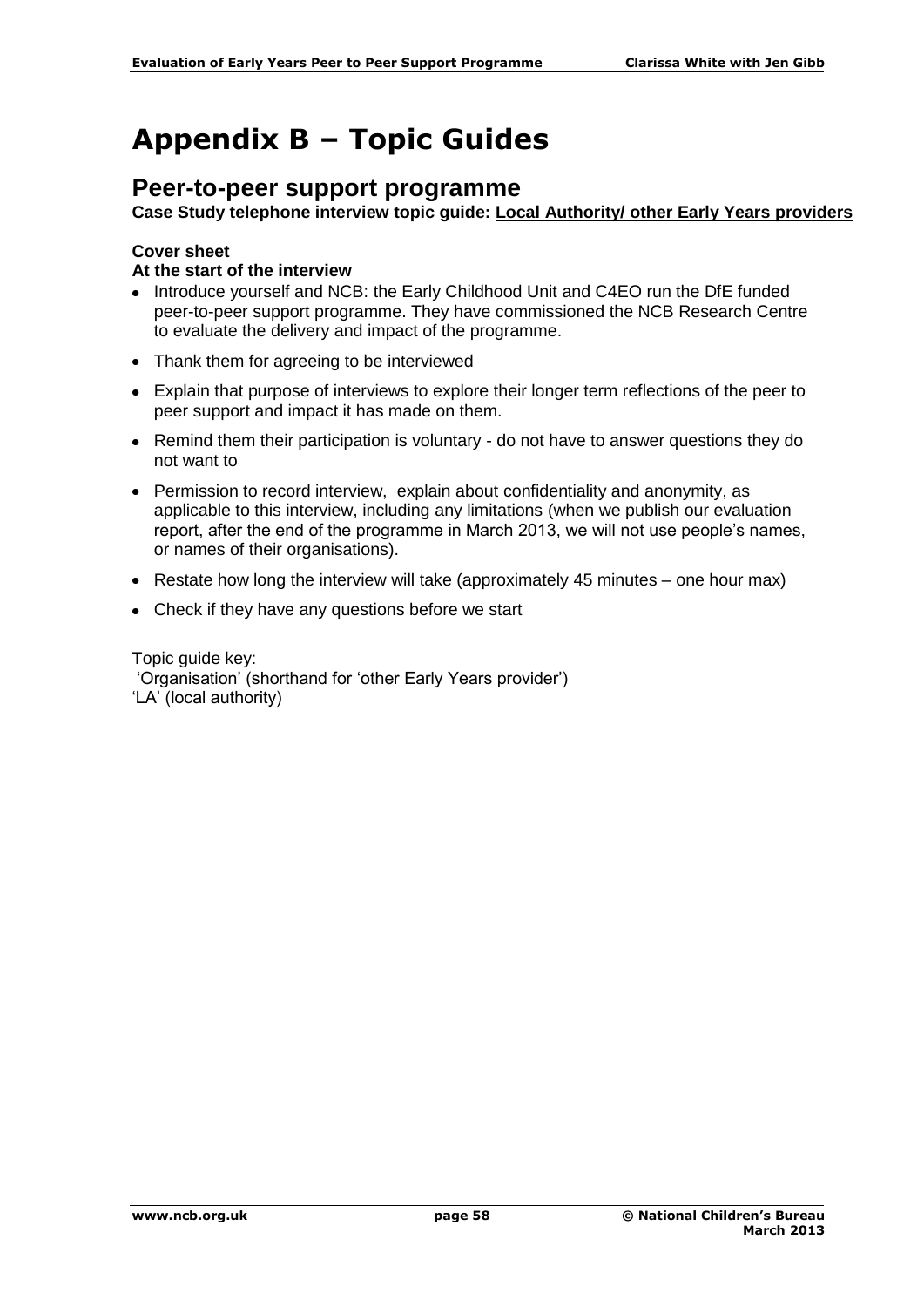# Appendix B – Topic Guides

## Peer-to-peer support programme

**Case Study telephone interview topic guide: Local Authority/ other Early Years providers**

**Cover sheet**

**At the start of the interview**

- Introduce yourself and NCB: the Early Childhood Unit and C4EO run the DfE funded peer-to-peer support programme. They have commissioned the NCB Research Centre to evaluate the delivery and impact of the programme.
- Thank them for agreeing to be interviewed
- Explain that purpose of interviews to explore their longer term reflections of the peer to peer support and impact it has made on them.
- Remind them their participation is voluntary - do not have to answer questions they do not want to
- Permission to record interview, explain about confidentiality and anonymity, as applicable to this interview, including any limitations (when we publish our evaluation report, after the end of the programme in March 2013, we will not use people's names, or names of their organisations).
- Restate how long the interview will take (approximately 45 minutes – one hour max)
- Check if they have any questions before we start

Topic guide key:
'Organisation' (shorthand for 'other Early Years provider')
'LA' (local authority)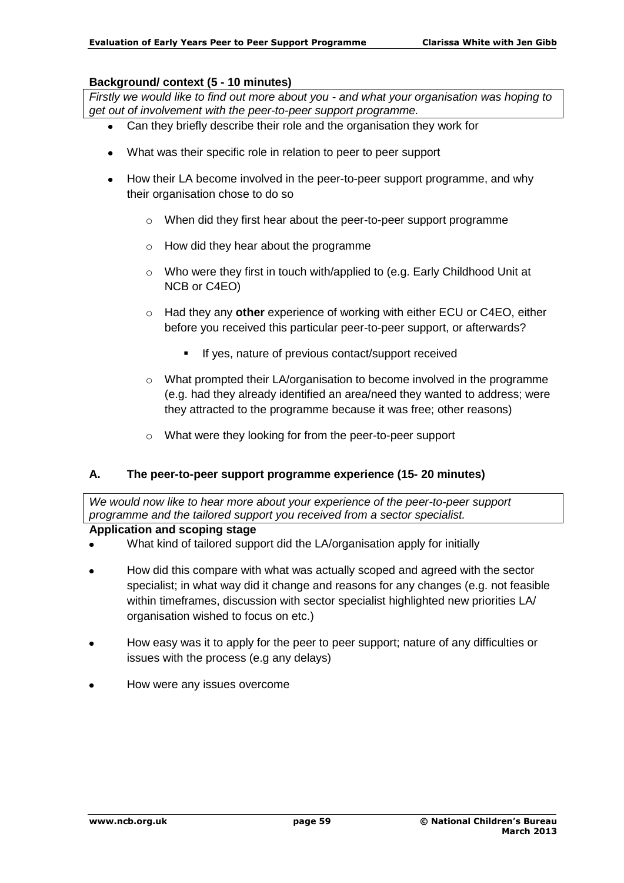### Background/ context (5 - 10 minutes)

*Firstly we would like to find out more about you - and what your organisation was hoping to get out of involvement with the peer-to-peer support programme.*

- Can they briefly describe their role and the organisation they work for
- What was their specific role in relation to peer to peer support
- How their LA become involved in the peer-to-peer support programme, and why their organisation chose to do so
  - When did they first hear about the peer-to-peer support programme
  - How did they hear about the programme
  - Who were they first in touch with/applied to (e.g. Early Childhood Unit at NCB or C4EO)
  - Had they any **other** experience of working with either ECU or C4EO, either before you received this particular peer-to-peer support, or afterwards?
    - If yes, nature of previous contact/support received
  - What prompted their LA/organisation to become involved in the programme (e.g. had they already identified an area/need they wanted to address; were they attracted to the programme because it was free; other reasons)
  - What were they looking for from the peer-to-peer support

### A. The peer-to-peer support programme experience (15- 20 minutes)

*We would now like to hear more about your experience of the peer-to-peer support programme and the tailored support you received from a sector specialist.*

**Application and scoping stage**

- What kind of tailored support did the LA/organisation apply for initially
- How did this compare with what was actually scoped and agreed with the sector specialist; in what way did it change and reasons for any changes (e.g. not feasible within timeframes, discussion with sector specialist highlighted new priorities LA/ organisation wished to focus on etc.)
- How easy was it to apply for the peer to peer support; nature of any difficulties or issues with the process (e.g any delays)
- How were any issues overcome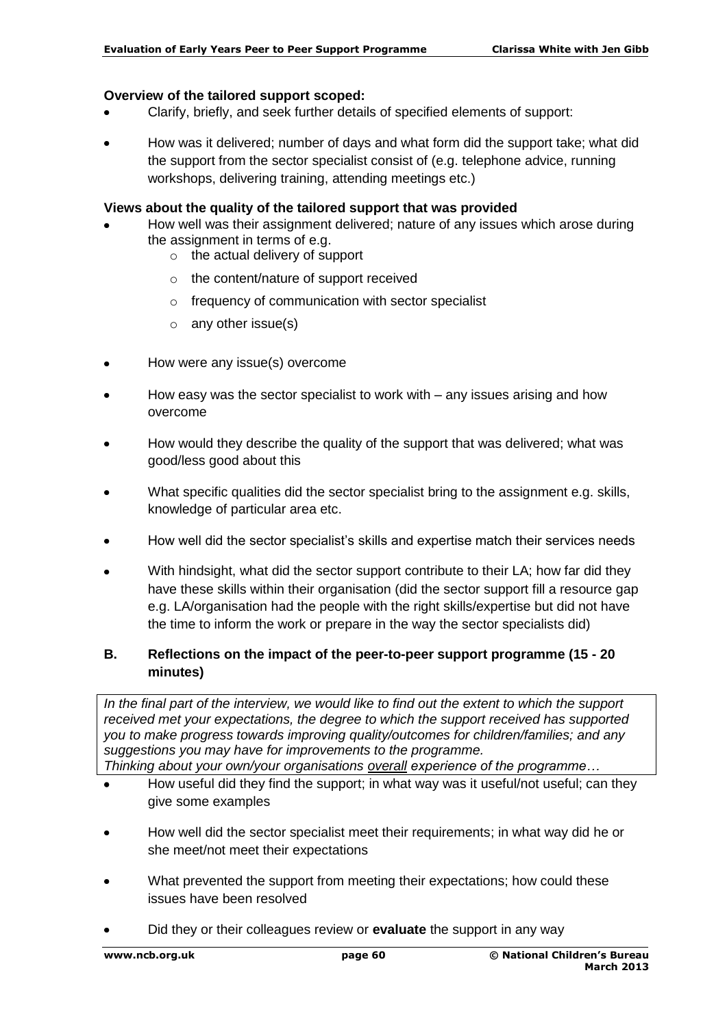**Overview of the tailored support scoped:**

- Clarify, briefly, and seek further details of specified elements of support:
- How was it delivered; number of days and what form did the support take; what did the support from the sector specialist consist of (e.g. telephone advice, running workshops, delivering training, attending meetings etc.)

**Views about the quality of the tailored support that was provided**

- How well was their assignment delivered; nature of any issues which arose during the assignment in terms of e.g.
  - the actual delivery of support
  - the content/nature of support received
  - frequency of communication with sector specialist
  - any other issue(s)
- How were any issue(s) overcome
- How easy was the sector specialist to work with – any issues arising and how overcome
- How would they describe the quality of the support that was delivered; what was good/less good about this
- What specific qualities did the sector specialist bring to the assignment e.g. skills, knowledge of particular area etc.
- How well did the sector specialist's skills and expertise match their services needs
- With hindsight, what did the sector support contribute to their LA; how far did they have these skills within their organisation (did the sector support fill a resource gap e.g. LA/organisation had the people with the right skills/expertise but did not have the time to inform the work or prepare in the way the sector specialists did)

### B. Reflections on the impact of the peer-to-peer support programme (15 - 20 minutes)

*In the final part of the interview, we would like to find out the extent to which the support received met your expectations, the degree to which the support received has supported you to make progress towards improving quality/outcomes for children/families; and any suggestions you may have for improvements to the programme.*
*Thinking about your own/your organisations overall experience of the programme…*

- How useful did they find the support; in what way was it useful/not useful; can they give some examples
- How well did the sector specialist meet their requirements; in what way did he or she meet/not meet their expectations
- What prevented the support from meeting their expectations; how could these issues have been resolved
- Did they or their colleagues review or **evaluate** the support in any way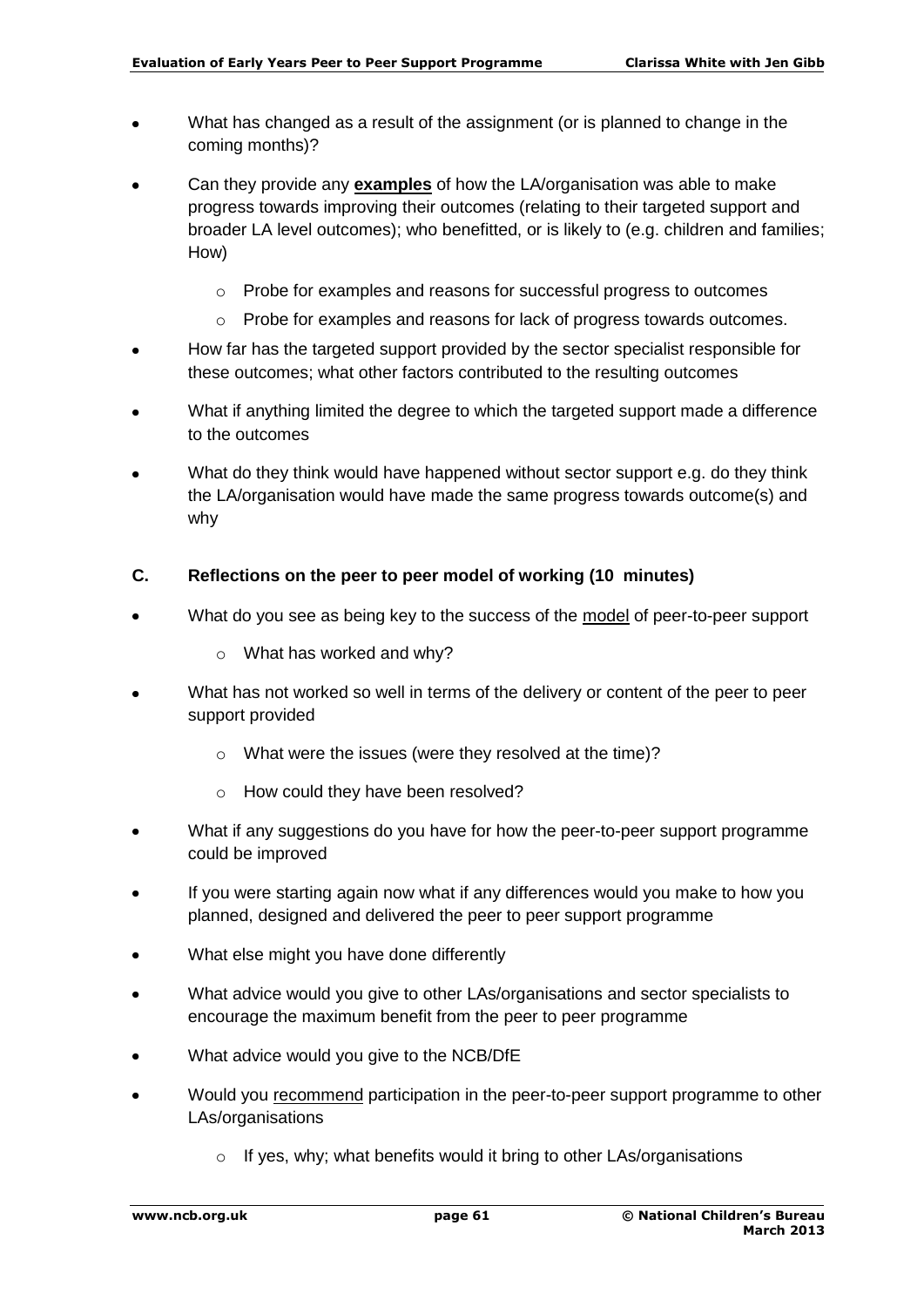- What has changed as a result of the assignment (or is planned to change in the coming months)?
- Can they provide any **examples** of how the LA/organisation was able to make progress towards improving their outcomes (relating to their targeted support and broader LA level outcomes); who benefitted, or is likely to (e.g. children and families; How)
  - Probe for examples and reasons for successful progress to outcomes
  - Probe for examples and reasons for lack of progress towards outcomes.
- How far has the targeted support provided by the sector specialist responsible for these outcomes; what other factors contributed to the resulting outcomes
- What if anything limited the degree to which the targeted support made a difference to the outcomes
- What do they think would have happened without sector support e.g. do they think the LA/organisation would have made the same progress towards outcome(s) and why

### C. Reflections on the peer to peer model of working (10 minutes)

- What do you see as being key to the success of the model of peer-to-peer support
  - What has worked and why?
- What has not worked so well in terms of the delivery or content of the peer to peer support provided
  - What were the issues (were they resolved at the time)?
  - How could they have been resolved?
- What if any suggestions do you have for how the peer-to-peer support programme could be improved
- If you were starting again now what if any differences would you make to how you planned, designed and delivered the peer to peer support programme
- What else might you have done differently
- What advice would you give to other LAs/organisations and sector specialists to encourage the maximum benefit from the peer to peer programme
- What advice would you give to the NCB/DfE
- Would you recommend participation in the peer-to-peer support programme to other LAs/organisations
  - If yes, why; what benefits would it bring to other LAs/organisations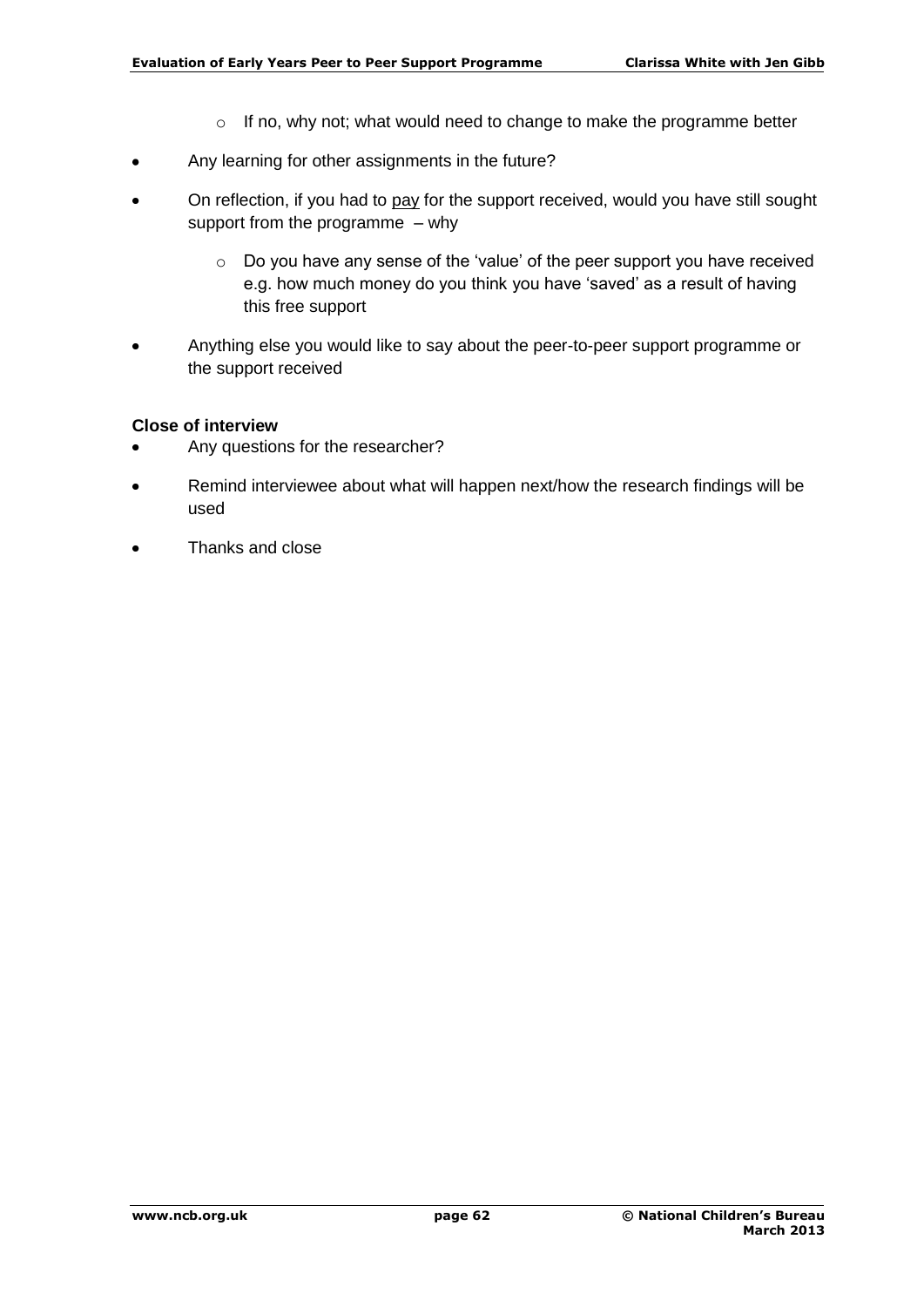- If no, why not; what would need to change to make the programme better

- Any learning for other assignments in the future?

- On reflection, if you had to <u>pay</u> for the support received, would you have still sought support from the programme – why

  - Do you have any sense of the 'value' of the peer support you have received e.g. how much money do you think you have 'saved' as a result of having this free support

- Anything else you would like to say about the peer-to-peer support programme or the support received

**Close of interview**

- Any questions for the researcher?

- Remind interviewee about what will happen next/how the research findings will be used

- Thanks and close